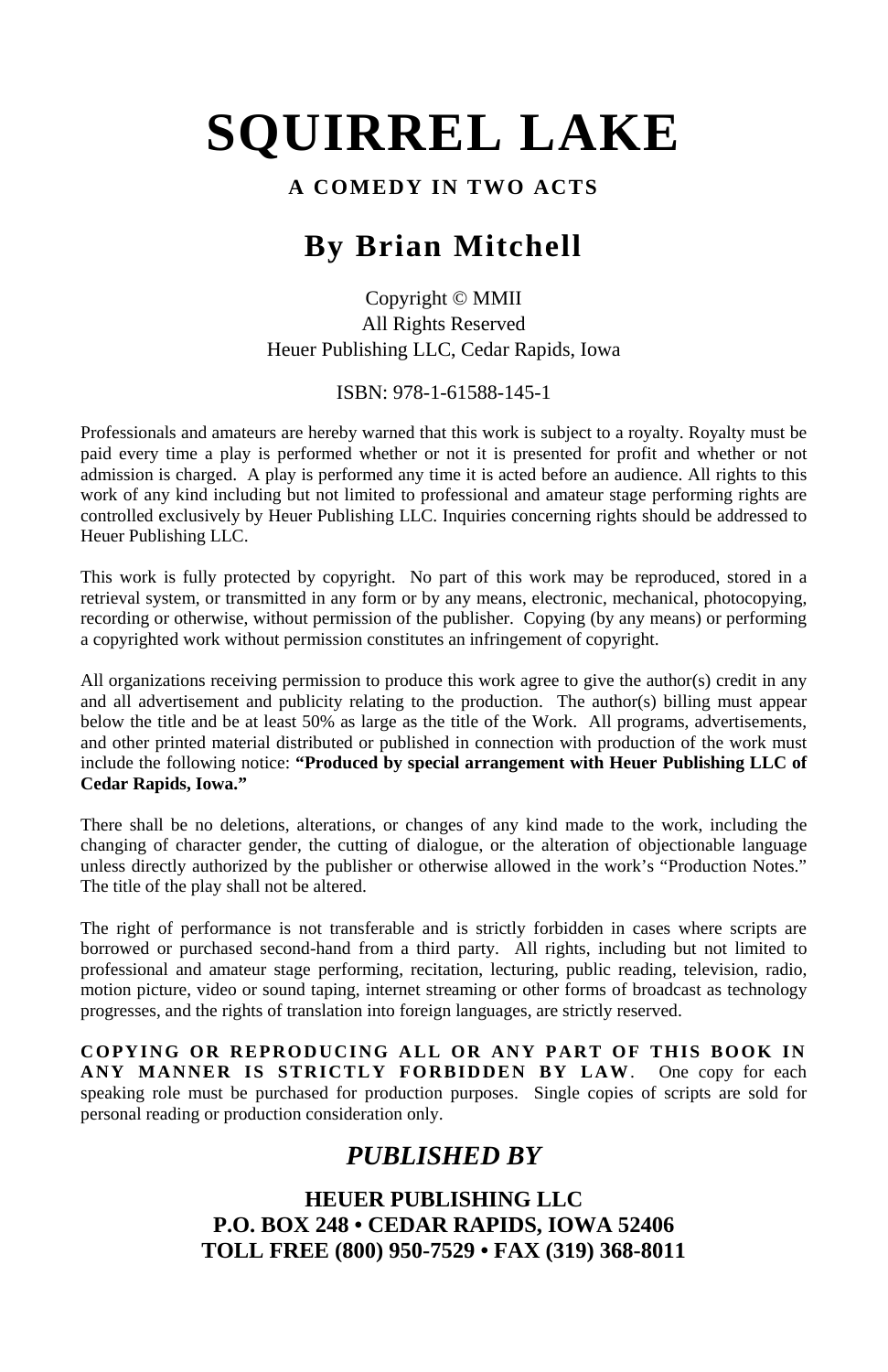# SQUIRREL LAKE

**A COMEDY IN TWO ACTS**

## By Brian Mitchell

Copyright © MMII
All Rights Reserved
Heuer Publishing LLC, Cedar Rapids, Iowa

ISBN: 978-1-61588-145-1

Professionals and amateurs are hereby warned that this work is subject to a royalty. Royalty must be paid every time a play is performed whether or not it is presented for profit and whether or not admission is charged. A play is performed any time it is acted before an audience. All rights to this work of any kind including but not limited to professional and amateur stage performing rights are controlled exclusively by Heuer Publishing LLC. Inquiries concerning rights should be addressed to Heuer Publishing LLC.

This work is fully protected by copyright. No part of this work may be reproduced, stored in a retrieval system, or transmitted in any form or by any means, electronic, mechanical, photocopying, recording or otherwise, without permission of the publisher. Copying (by any means) or performing a copyrighted work without permission constitutes an infringement of copyright.

All organizations receiving permission to produce this work agree to give the author(s) credit in any and all advertisement and publicity relating to the production. The author(s) billing must appear below the title and be at least 50% as large as the title of the Work. All programs, advertisements, and other printed material distributed or published in connection with production of the work must include the following notice: **"Produced by special arrangement with Heuer Publishing LLC of Cedar Rapids, Iowa."**

There shall be no deletions, alterations, or changes of any kind made to the work, including the changing of character gender, the cutting of dialogue, or the alteration of objectionable language unless directly authorized by the publisher or otherwise allowed in the work's "Production Notes." The title of the play shall not be altered.

The right of performance is not transferable and is strictly forbidden in cases where scripts are borrowed or purchased second-hand from a third party. All rights, including but not limited to professional and amateur stage performing, recitation, lecturing, public reading, television, radio, motion picture, video or sound taping, internet streaming or other forms of broadcast as technology progresses, and the rights of translation into foreign languages, are strictly reserved.

**COPYING OR REPRODUCING ALL OR ANY PART OF THIS BOOK IN ANY MANNER IS STRICTLY FORBIDDEN BY LAW**. One copy for each speaking role must be purchased for production purposes. Single copies of scripts are sold for personal reading or production consideration only.

## *PUBLISHED BY*

**HEUER PUBLISHING LLC**
**P.O. BOX 248 • CEDAR RAPIDS, IOWA 52406**
**TOLL FREE (800) 950-7529 • FAX (319) 368-8011**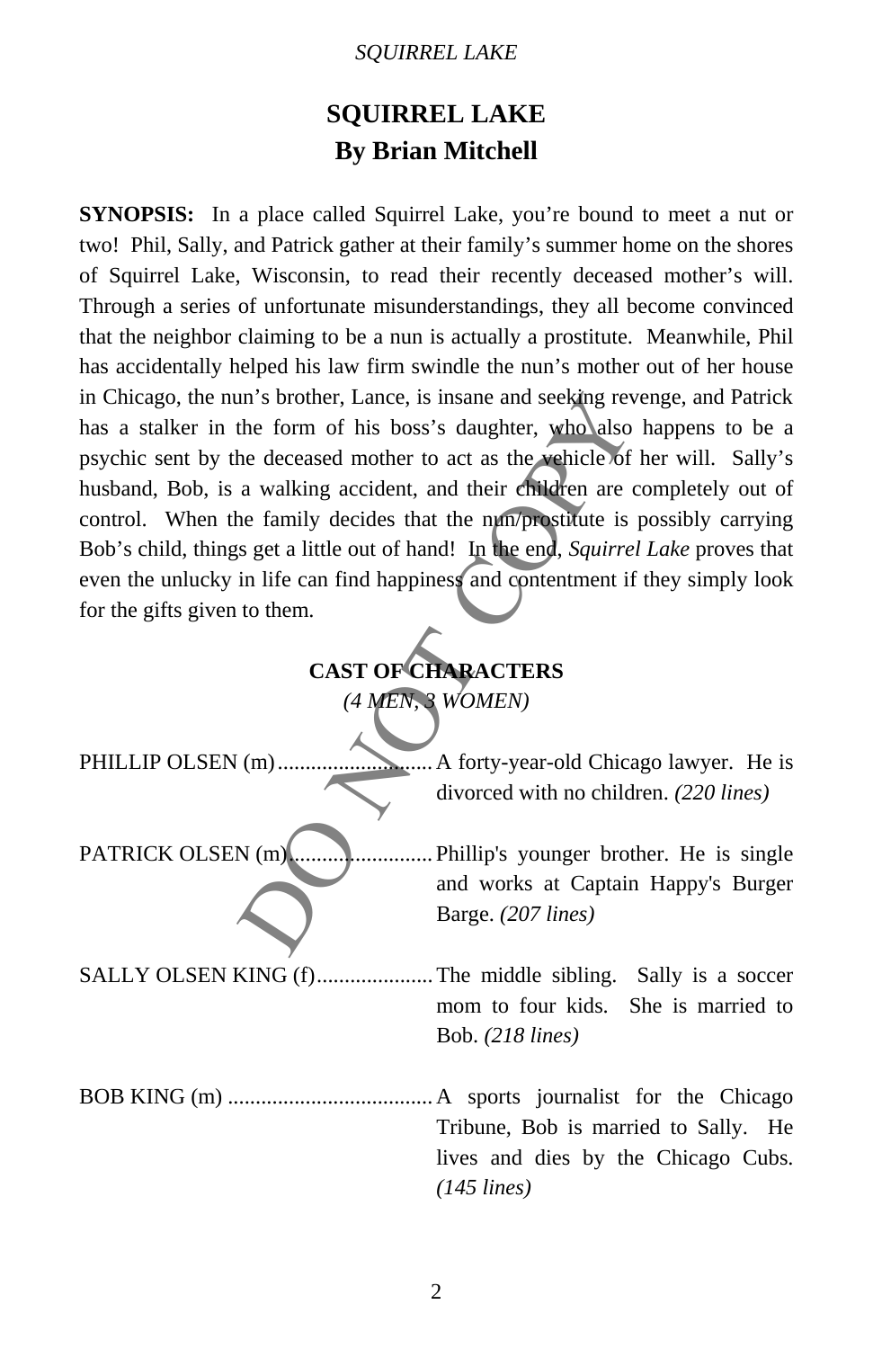# SQUIRREL LAKE
## By Brian Mitchell

**SYNOPSIS:** In a place called Squirrel Lake, you're bound to meet a nut or two! Phil, Sally, and Patrick gather at their family's summer home on the shores of Squirrel Lake, Wisconsin, to read their recently deceased mother's will. Through a series of unfortunate misunderstandings, they all become convinced that the neighbor claiming to be a nun is actually a prostitute. Meanwhile, Phil has accidentally helped his law firm swindle the nun's mother out of her house in Chicago, the nun's brother, Lance, is insane and seeking revenge, and Patrick has a stalker in the form of his boss's daughter, who also happens to be a psychic sent by the deceased mother to act as the vehicle of her will. Sally's husband, Bob, is a walking accident, and their children are completely out of control. When the family decides that the nun/prostitute is possibly carrying Bob's child, things get a little out of hand! In the end, *Squirrel Lake* proves that even the unlucky in life can find happiness and contentment if they simply look for the gifts given to them.

### CAST OF CHARACTERS
*(4 MEN, 3 WOMEN)*

PHILLIP OLSEN (m)............................ A forty-year-old Chicago lawyer. He is divorced with no children. *(220 lines)*

PATRICK OLSEN (m).......................... Phillip's younger brother. He is single and works at Captain Happy's Burger Barge. *(207 lines)*

SALLY OLSEN KING (f)..................... The middle sibling. Sally is a soccer mom to four kids. She is married to Bob. *(218 lines)*

BOB KING (m) ..................................... A sports journalist for the Chicago Tribune, Bob is married to Sally. He lives and dies by the Chicago Cubs. *(145 lines)*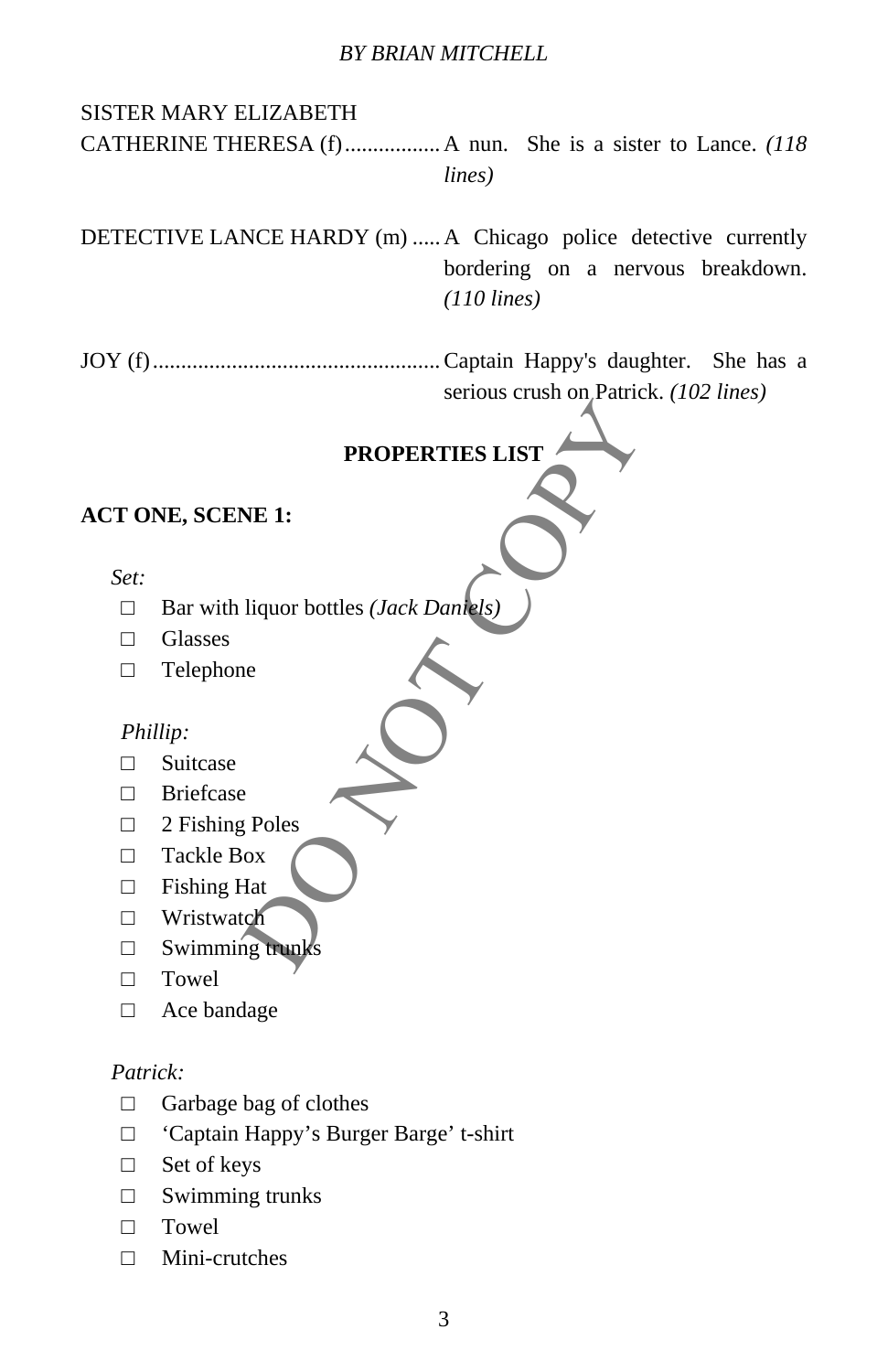SISTER MARY ELIZABETH CATHERINE THERESA (f) ................. A nun. She is a sister to Lance. *(118 lines)*

DETECTIVE LANCE HARDY (m) ..... A Chicago police detective currently bordering on a nervous breakdown. *(110 lines)*

JOY (f) ................................................... Captain Happy's daughter. She has a serious crush on Patrick. *(102 lines)*

## PROPERTIES LIST

### ACT ONE, SCENE 1:

*Set:*

- □ Bar with liquor bottles *(Jack Daniels)*
- □ Glasses
- □ Telephone

*Phillip:*

- □ Suitcase
- □ Briefcase
- □ 2 Fishing Poles
- □ Tackle Box
- □ Fishing Hat
- □ Wristwatch
- □ Swimming trunks
- □ Towel
- □ Ace bandage

*Patrick:*

- □ Garbage bag of clothes
- □ 'Captain Happy's Burger Barge' t-shirt
- □ Set of keys
- □ Swimming trunks
- □ Towel
- □ Mini-crutches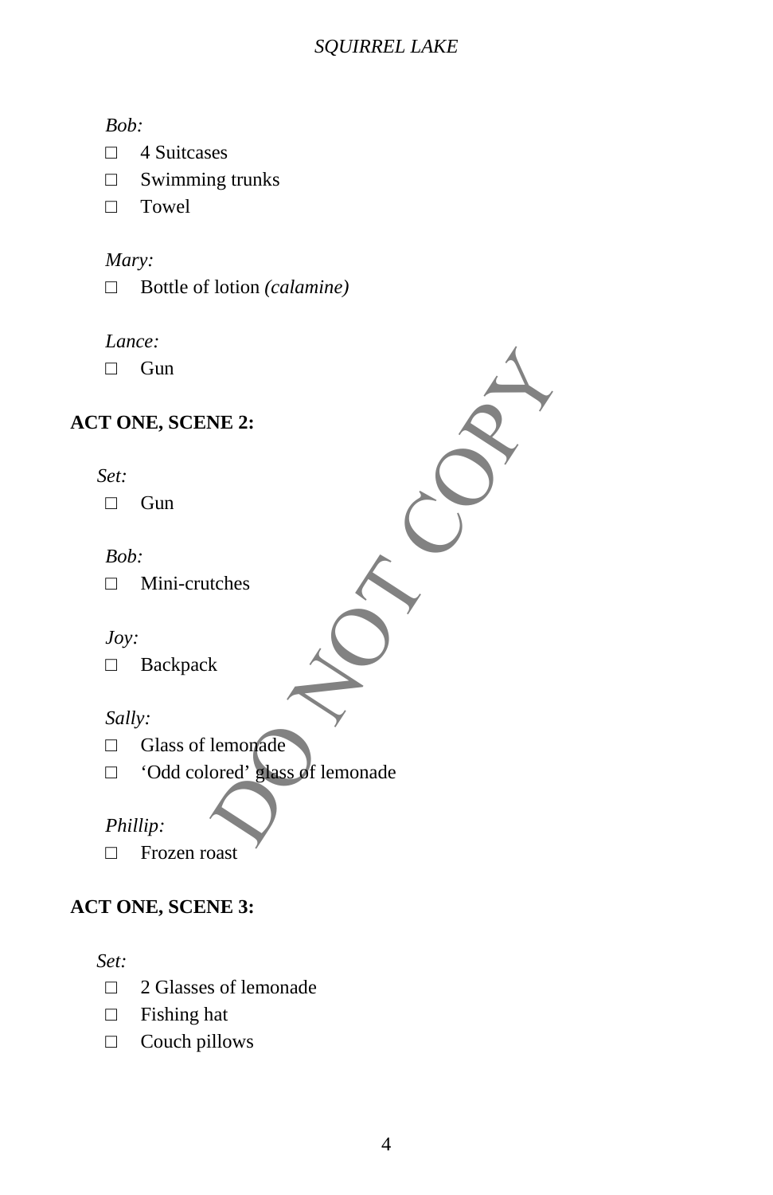*Bob:*

- ☐ 4 Suitcases
- ☐ Swimming trunks
- ☐ Towel

*Mary:*

- ☐ Bottle of lotion *(calamine)*

*Lance:*

- ☐ Gun

**ACT ONE, SCENE 2:**

*Set:*

- ☐ Gun

*Bob:*

- ☐ Mini-crutches

*Joy:*

- ☐ Backpack

*Sally:*

- ☐ Glass of lemonade
- ☐ 'Odd colored' glass of lemonade

*Phillip:*

- ☐ Frozen roast

**ACT ONE, SCENE 3:**

*Set:*

- ☐ 2 Glasses of lemonade
- ☐ Fishing hat
- ☐ Couch pillows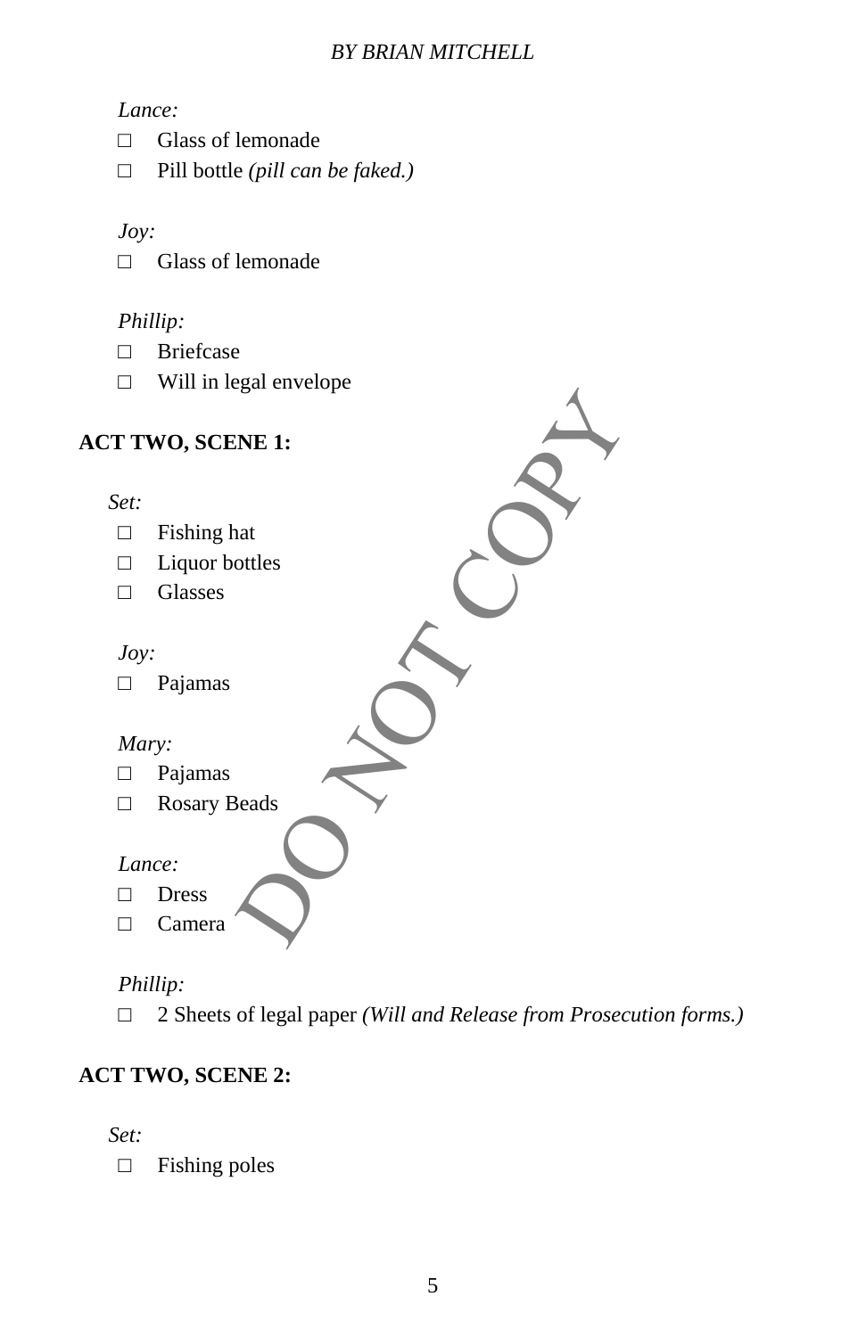*Lance:*

- ☐ Glass of lemonade
- ☐ Pill bottle *(pill can be faked.)*

*Joy:*

- ☐ Glass of lemonade

*Phillip:*

- ☐ Briefcase
- ☐ Will in legal envelope

**ACT TWO, SCENE 1:**

*Set:*

- ☐ Fishing hat
- ☐ Liquor bottles
- ☐ Glasses

*Joy:*

- ☐ Pajamas

*Mary:*

- ☐ Pajamas
- ☐ Rosary Beads

*Lance:*

- ☐ Dress
- ☐ Camera

*Phillip:*

- ☐ 2 Sheets of legal paper *(Will and Release from Prosecution forms.)*

**ACT TWO, SCENE 2:**

*Set:*

- ☐ Fishing poles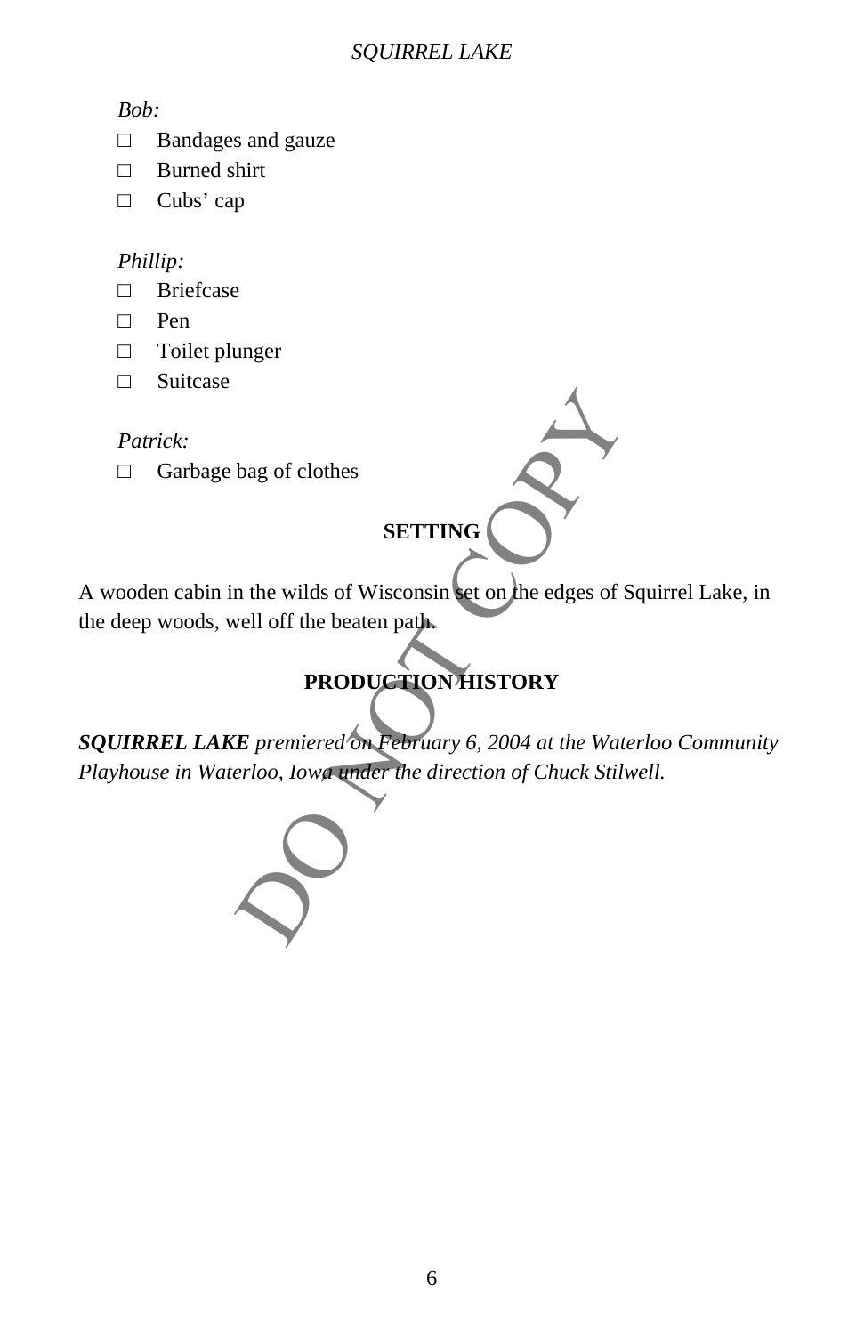*Bob:*

- □ Bandages and gauze
- □ Burned shirt
- □ Cubs' cap

*Phillip:*

- □ Briefcase
- □ Pen
- □ Toilet plunger
- □ Suitcase

*Patrick:*

- □ Garbage bag of clothes

## SETTING

A wooden cabin in the wilds of Wisconsin set on the edges of Squirrel Lake, in the deep woods, well off the beaten path.

## PRODUCTION HISTORY

***SQUIRREL LAKE*** *premiered on February 6, 2004 at the Waterloo Community Playhouse in Waterloo, Iowa under the direction of Chuck Stilwell.*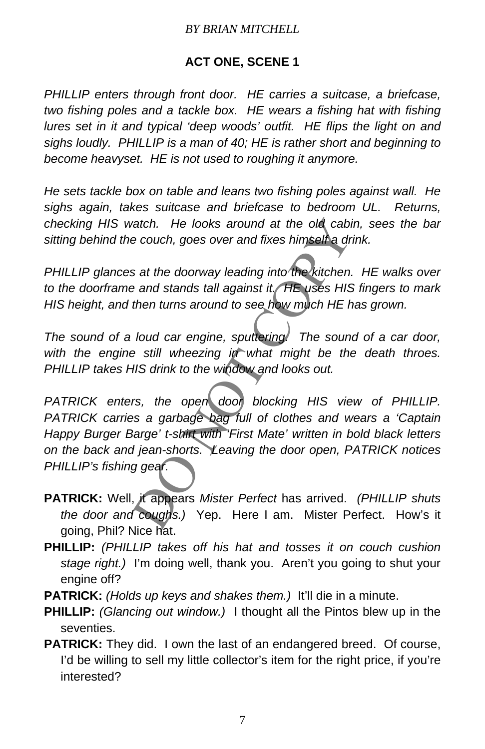*BY BRIAN MITCHELL*

## ACT ONE, SCENE 1

*PHILLIP enters through front door. HE carries a suitcase, a briefcase, two fishing poles and a tackle box. HE wears a fishing hat with fishing lures set in it and typical 'deep woods' outfit. HE flips the light on and sighs loudly. PHILLIP is a man of 40; HE is rather short and beginning to become heavyset. HE is not used to roughing it anymore.*

*He sets tackle box on table and leans two fishing poles against wall. He sighs again, takes suitcase and briefcase to bedroom UL. Returns, checking HIS watch. He looks around at the old cabin, sees the bar sitting behind the couch, goes over and fixes himself a drink.*

*PHILLIP glances at the doorway leading into the kitchen. HE walks over to the doorframe and stands tall against it. HE uses HIS fingers to mark HIS height, and then turns around to see how much HE has grown.*

*The sound of a loud car engine, sputtering. The sound of a car door, with the engine still wheezing in what might be the death throes. PHILLIP takes HIS drink to the window and looks out.*

*PATRICK enters, the open door blocking HIS view of PHILLIP. PATRICK carries a garbage bag full of clothes and wears a 'Captain Happy Burger Barge' t-shirt with 'First Mate' written in bold black letters on the back and jean-shorts. Leaving the door open, PATRICK notices PHILLIP's fishing gear.*

**PATRICK:** Well, it appears *Mister Perfect* has arrived. *(PHILLIP shuts the door and coughs.)* Yep. Here I am. Mister Perfect. How's it going, Phil? Nice hat.

**PHILLIP:** *(PHILLIP takes off his hat and tosses it on couch cushion stage right.)* I'm doing well, thank you. Aren't you going to shut your engine off?

**PATRICK:** *(Holds up keys and shakes them.)* It'll die in a minute.

**PHILLIP:** *(Glancing out window.)* I thought all the Pintos blew up in the seventies.

**PATRICK:** They did. I own the last of an endangered breed. Of course, I'd be willing to sell my little collector's item for the right price, if you're interested?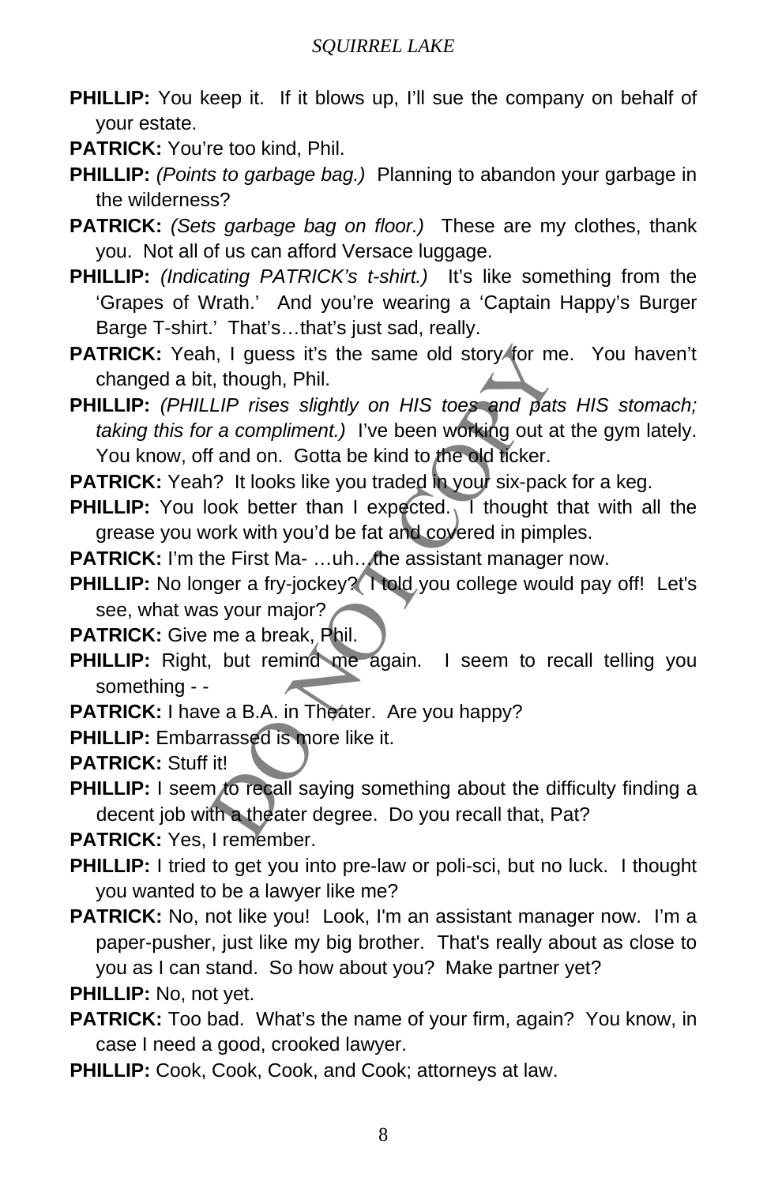**PHILLIP:** You keep it. If it blows up, I'll sue the company on behalf of your estate.

**PATRICK:** You're too kind, Phil.

**PHILLIP:** *(Points to garbage bag.)* Planning to abandon your garbage in the wilderness?

**PATRICK:** *(Sets garbage bag on floor.)* These are my clothes, thank you. Not all of us can afford Versace luggage.

**PHILLIP:** *(Indicating PATRICK's t-shirt.)* It's like something from the 'Grapes of Wrath.' And you're wearing a 'Captain Happy's Burger Barge T-shirt.' That's…that's just sad, really.

**PATRICK:** Yeah, I guess it's the same old story for me. You haven't changed a bit, though, Phil.

**PHILLIP:** *(PHILLIP rises slightly on HIS toes and pats HIS stomach; taking this for a compliment.)* I've been working out at the gym lately. You know, off and on. Gotta be kind to the old ticker.

**PATRICK:** Yeah? It looks like you traded in your six-pack for a keg.

**PHILLIP:** You look better than I expected. I thought that with all the grease you work with you'd be fat and covered in pimples.

**PATRICK:** I'm the First Ma- …uh…the assistant manager now.

**PHILLIP:** No longer a fry-jockey? I told you college would pay off! Let's see, what was your major?

**PATRICK:** Give me a break, Phil.

**PHILLIP:** Right, but remind me again. I seem to recall telling you something - -

**PATRICK:** I have a B.A. in Theater. Are you happy?

**PHILLIP:** Embarrassed is more like it.

**PATRICK:** Stuff it!

**PHILLIP:** I seem to recall saying something about the difficulty finding a decent job with a theater degree. Do you recall that, Pat?

**PATRICK:** Yes, I remember.

**PHILLIP:** I tried to get you into pre-law or poli-sci, but no luck. I thought you wanted to be a lawyer like me?

**PATRICK:** No, not like you! Look, I'm an assistant manager now. I'm a paper-pusher, just like my big brother. That's really about as close to you as I can stand. So how about you? Make partner yet?

**PHILLIP:** No, not yet.

**PATRICK:** Too bad. What's the name of your firm, again? You know, in case I need a good, crooked lawyer.

**PHILLIP:** Cook, Cook, Cook, and Cook; attorneys at law.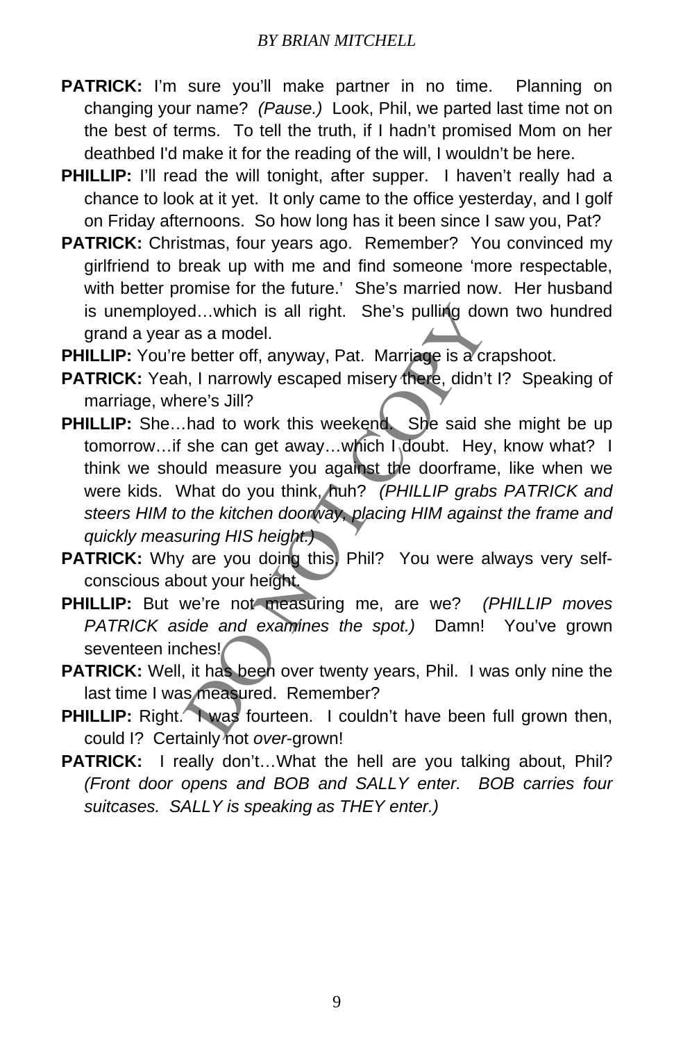**PATRICK:** I'm sure you'll make partner in no time. Planning on changing your name? *(Pause.)* Look, Phil, we parted last time not on the best of terms. To tell the truth, if I hadn't promised Mom on her deathbed I'd make it for the reading of the will, I wouldn't be here.

**PHILLIP:** I'll read the will tonight, after supper. I haven't really had a chance to look at it yet. It only came to the office yesterday, and I golf on Friday afternoons. So how long has it been since I saw you, Pat?

**PATRICK:** Christmas, four years ago. Remember? You convinced my girlfriend to break up with me and find someone 'more respectable, with better promise for the future.' She's married now. Her husband is unemployed…which is all right. She's pulling down two hundred grand a year as a model.

**PHILLIP:** You're better off, anyway, Pat. Marriage is a crapshoot.

**PATRICK:** Yeah, I narrowly escaped misery there, didn't I? Speaking of marriage, where's Jill?

**PHILLIP:** She…had to work this weekend. She said she might be up tomorrow…if she can get away…which I doubt. Hey, know what? I think we should measure you against the doorframe, like when we were kids. What do you think, huh? *(PHILLIP grabs PATRICK and steers HIM to the kitchen doorway, placing HIM against the frame and quickly measuring HIS height.)*

**PATRICK:** Why are you doing this, Phil? You were always very self-conscious about your height.

**PHILLIP:** But we're not measuring me, are we? *(PHILLIP moves PATRICK aside and examines the spot.)* Damn! You've grown seventeen inches!

**PATRICK:** Well, it has been over twenty years, Phil. I was only nine the last time I was measured. Remember?

**PHILLIP:** Right. I was fourteen. I couldn't have been full grown then, could I? Certainly not *over*-grown!

**PATRICK:** I really don't…What the hell are you talking about, Phil? *(Front door opens and BOB and SALLY enter. BOB carries four suitcases. SALLY is speaking as THEY enter.)*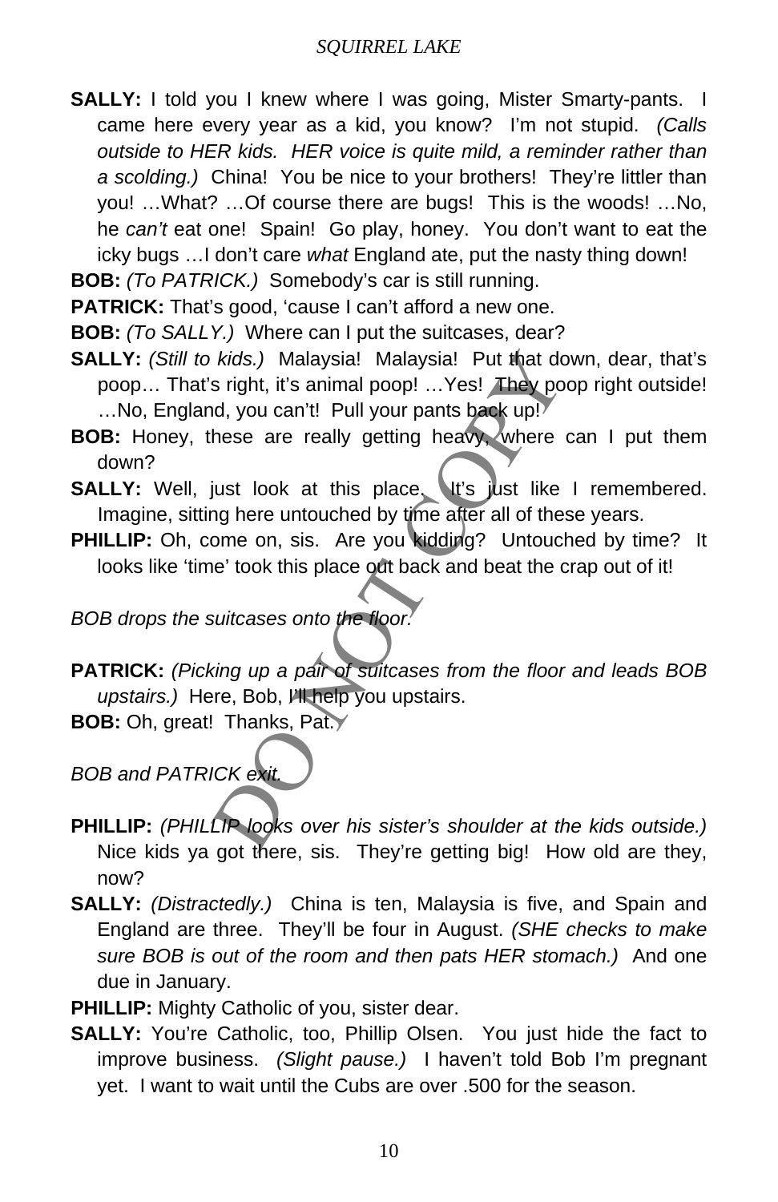**SALLY:** I told you I knew where I was going, Mister Smarty-pants. I came here every year as a kid, you know? I'm not stupid. *(Calls outside to HER kids. HER voice is quite mild, a reminder rather than a scolding.)* China! You be nice to your brothers! They're littler than you! …What? …Of course there are bugs! This is the woods! …No, he *can't* eat one! Spain! Go play, honey. You don't want to eat the icky bugs …I don't care *what* England ate, put the nasty thing down!

**BOB:** *(To PATRICK.)* Somebody's car is still running.

**PATRICK:** That's good, 'cause I can't afford a new one.

**BOB:** *(To SALLY.)* Where can I put the suitcases, dear?

**SALLY:** *(Still to kids.)* Malaysia! Malaysia! Put that down, dear, that's poop… That's right, it's animal poop! …Yes! They poop right outside! …No, England, you can't! Pull your pants back up!

**BOB:** Honey, these are really getting heavy, where can I put them down?

**SALLY:** Well, just look at this place. It's just like I remembered. Imagine, sitting here untouched by time after all of these years.

**PHILLIP:** Oh, come on, sis. Are you kidding? Untouched by time? It looks like 'time' took this place out back and beat the crap out of it!

*BOB drops the suitcases onto the floor.*

**PATRICK:** *(Picking up a pair of suitcases from the floor and leads BOB upstairs.)* Here, Bob, I'll help you upstairs.

**BOB:** Oh, great! Thanks, Pat.

*BOB and PATRICK exit.*

**PHILLIP:** *(PHILLIP looks over his sister's shoulder at the kids outside.)* Nice kids ya got there, sis. They're getting big! How old are they, now?

**SALLY:** *(Distractedly.)* China is ten, Malaysia is five, and Spain and England are three. They'll be four in August. *(SHE checks to make sure BOB is out of the room and then pats HER stomach.)* And one due in January.

**PHILLIP:** Mighty Catholic of you, sister dear.

**SALLY:** You're Catholic, too, Phillip Olsen. You just hide the fact to improve business. *(Slight pause.)* I haven't told Bob I'm pregnant yet. I want to wait until the Cubs are over .500 for the season.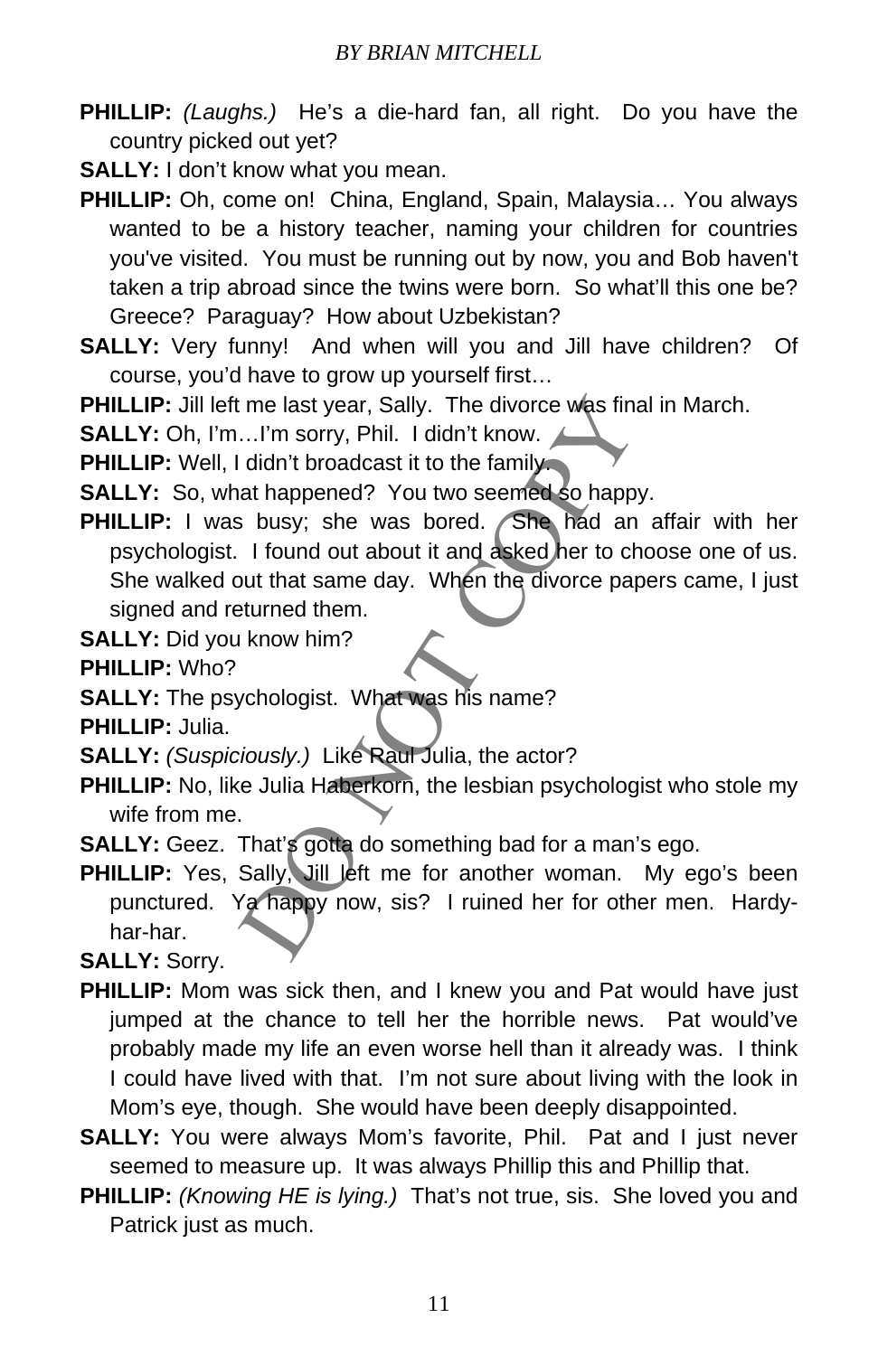**PHILLIP:** *(Laughs.)* He's a die-hard fan, all right. Do you have the country picked out yet?

**SALLY:** I don't know what you mean.

**PHILLIP:** Oh, come on! China, England, Spain, Malaysia… You always wanted to be a history teacher, naming your children for countries you've visited. You must be running out by now, you and Bob haven't taken a trip abroad since the twins were born. So what'll this one be? Greece? Paraguay? How about Uzbekistan?

**SALLY:** Very funny! And when will you and Jill have children? Of course, you'd have to grow up yourself first…

**PHILLIP:** Jill left me last year, Sally. The divorce was final in March.

**SALLY:** Oh, I'm…I'm sorry, Phil. I didn't know.

**PHILLIP:** Well, I didn't broadcast it to the family.

**SALLY:** So, what happened? You two seemed so happy.

**PHILLIP:** I was busy; she was bored. She had an affair with her psychologist. I found out about it and asked her to choose one of us. She walked out that same day. When the divorce papers came, I just signed and returned them.

**SALLY:** Did you know him?

**PHILLIP:** Who?

**SALLY:** The psychologist. What was his name?

**PHILLIP:** Julia.

**SALLY:** *(Suspiciously.)* Like Raul Julia, the actor?

**PHILLIP:** No, like Julia Haberkorn, the lesbian psychologist who stole my wife from me.

**SALLY:** Geez. That's gotta do something bad for a man's ego.

**PHILLIP:** Yes, Sally, Jill left me for another woman. My ego's been punctured. Ya happy now, sis? I ruined her for other men. Hardy-har-har.

**SALLY:** Sorry.

**PHILLIP:** Mom was sick then, and I knew you and Pat would have just jumped at the chance to tell her the horrible news. Pat would've probably made my life an even worse hell than it already was. I think I could have lived with that. I'm not sure about living with the look in Mom's eye, though. She would have been deeply disappointed.

**SALLY:** You were always Mom's favorite, Phil. Pat and I just never seemed to measure up. It was always Phillip this and Phillip that.

**PHILLIP:** *(Knowing HE is lying.)* That's not true, sis. She loved you and Patrick just as much.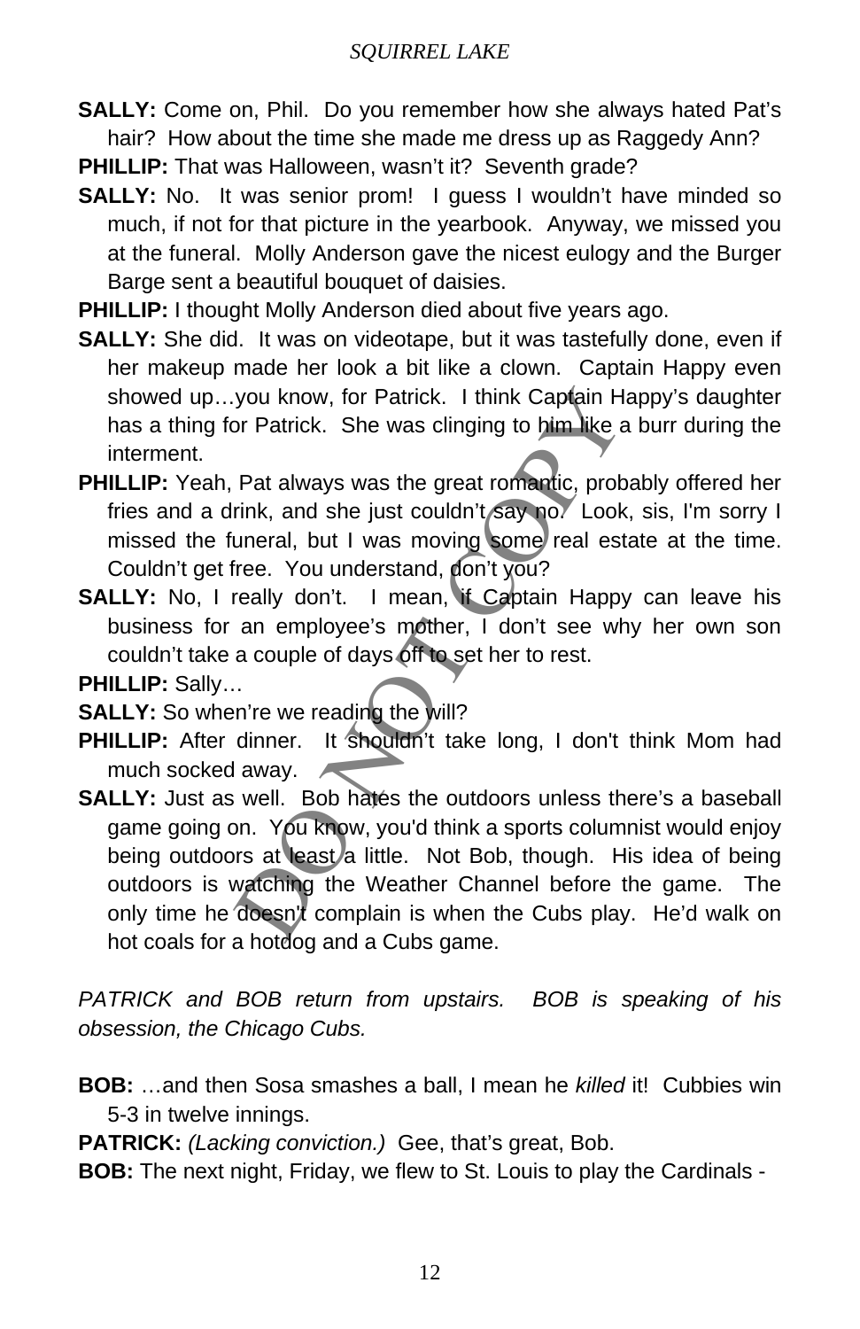**SALLY:** Come on, Phil. Do you remember how she always hated Pat's hair? How about the time she made me dress up as Raggedy Ann?

**PHILLIP:** That was Halloween, wasn't it? Seventh grade?

**SALLY:** No. It was senior prom! I guess I wouldn't have minded so much, if not for that picture in the yearbook. Anyway, we missed you at the funeral. Molly Anderson gave the nicest eulogy and the Burger Barge sent a beautiful bouquet of daisies.

**PHILLIP:** I thought Molly Anderson died about five years ago.

**SALLY:** She did. It was on videotape, but it was tastefully done, even if her makeup made her look a bit like a clown. Captain Happy even showed up…you know, for Patrick. I think Captain Happy's daughter has a thing for Patrick. She was clinging to him like a burr during the interment.

**PHILLIP:** Yeah, Pat always was the great romantic, probably offered her fries and a drink, and she just couldn't say no. Look, sis, I'm sorry I missed the funeral, but I was moving some real estate at the time. Couldn't get free. You understand, don't you?

**SALLY:** No, I really don't. I mean, if Captain Happy can leave his business for an employee's mother, I don't see why her own son couldn't take a couple of days off to set her to rest.

**PHILLIP:** Sally…

**SALLY:** So when're we reading the will?

**PHILLIP:** After dinner. It shouldn't take long, I don't think Mom had much socked away.

**SALLY:** Just as well. Bob hates the outdoors unless there's a baseball game going on. You know, you'd think a sports columnist would enjoy being outdoors at least a little. Not Bob, though. His idea of being outdoors is watching the Weather Channel before the game. The only time he doesn't complain is when the Cubs play. He'd walk on hot coals for a hotdog and a Cubs game.

*PATRICK and BOB return from upstairs. BOB is speaking of his obsession, the Chicago Cubs.*

**BOB:** …and then Sosa smashes a ball, I mean he *killed* it! Cubbies win 5-3 in twelve innings.

**PATRICK:** *(Lacking conviction.)* Gee, that's great, Bob.

**BOB:** The next night, Friday, we flew to St. Louis to play the Cardinals -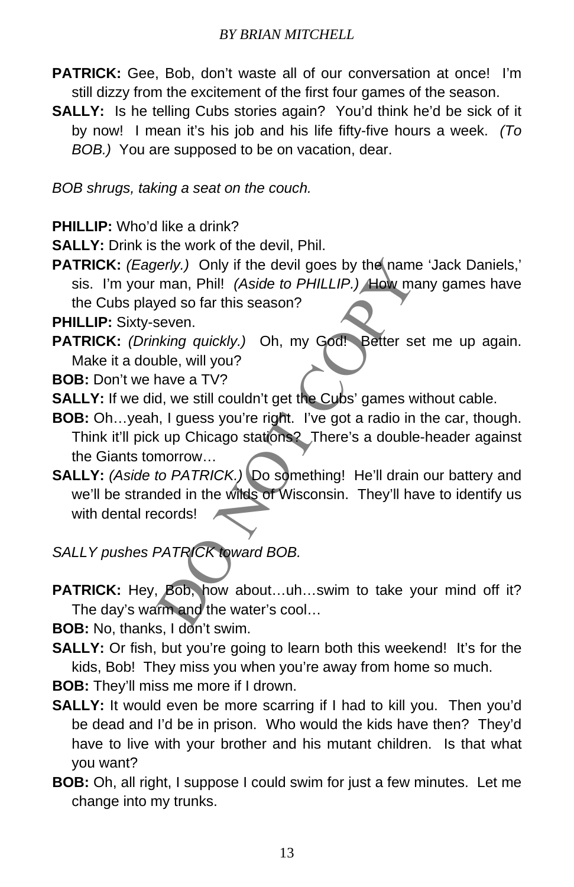**PATRICK:** Gee, Bob, don't waste all of our conversation at once! I'm still dizzy from the excitement of the first four games of the season.

**SALLY:** Is he telling Cubs stories again? You'd think he'd be sick of it by now! I mean it's his job and his life fifty-five hours a week. *(To BOB.)* You are supposed to be on vacation, dear.

*BOB shrugs, taking a seat on the couch.*

**PHILLIP:** Who'd like a drink?

**SALLY:** Drink is the work of the devil, Phil.

**PATRICK:** *(Eagerly.)* Only if the devil goes by the name 'Jack Daniels,' sis. I'm your man, Phil! *(Aside to PHILLIP.)* How many games have the Cubs played so far this season?

**PHILLIP:** Sixty-seven.

**PATRICK:** *(Drinking quickly.)* Oh, my God! Better set me up again. Make it a double, will you?

**BOB:** Don't we have a TV?

**SALLY:** If we did, we still couldn't get the Cubs' games without cable.

**BOB:** Oh…yeah, I guess you're right. I've got a radio in the car, though. Think it'll pick up Chicago stations? There's a double-header against the Giants tomorrow…

**SALLY:** *(Aside to PATRICK.)* Do something! He'll drain our battery and we'll be stranded in the wilds of Wisconsin. They'll have to identify us with dental records!

*SALLY pushes PATRICK toward BOB.*

**PATRICK:** Hey, Bob, how about…uh…swim to take your mind off it? The day's warm and the water's cool…

**BOB:** No, thanks, I don't swim.

**SALLY:** Or fish, but you're going to learn both this weekend! It's for the kids, Bob! They miss you when you're away from home so much.

**BOB:** They'll miss me more if I drown.

**SALLY:** It would even be more scarring if I had to kill you. Then you'd be dead and I'd be in prison. Who would the kids have then? They'd have to live with your brother and his mutant children. Is that what you want?

**BOB:** Oh, all right, I suppose I could swim for just a few minutes. Let me change into my trunks.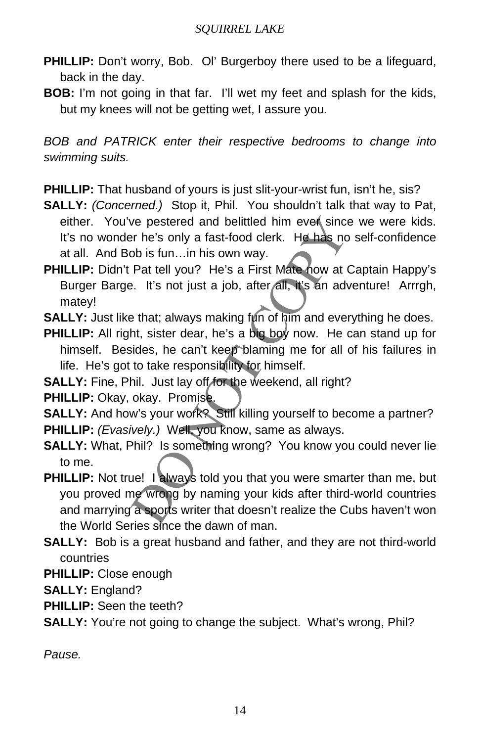**PHILLIP:** Don't worry, Bob. Ol' Burgerboy there used to be a lifeguard, back in the day.

**BOB:** I'm not going in that far. I'll wet my feet and splash for the kids, but my knees will not be getting wet, I assure you.

*BOB and PATRICK enter their respective bedrooms to change into swimming suits.*

**PHILLIP:** That husband of yours is just slit-your-wrist fun, isn't he, sis?

**SALLY:** *(Concerned.)* Stop it, Phil. You shouldn't talk that way to Pat, either. You've pestered and belittled him ever since we were kids. It's no wonder he's only a fast-food clerk. He has no self-confidence at all. And Bob is fun…in his own way.

**PHILLIP:** Didn't Pat tell you? He's a First Mate now at Captain Happy's Burger Barge. It's not just a job, after all, it's an adventure! Arrrgh, matey!

**SALLY:** Just like that; always making fun of him and everything he does.

**PHILLIP:** All right, sister dear, he's a big boy now. He can stand up for himself. Besides, he can't keep blaming me for all of his failures in life. He's got to take responsibility for himself.

**SALLY:** Fine, Phil. Just lay off for the weekend, all right?

**PHILLIP:** Okay, okay. Promise.

**SALLY:** And how's your work? Still killing yourself to become a partner?

**PHILLIP:** *(Evasively.)* Well, you know, same as always.

**SALLY:** What, Phil? Is something wrong? You know you could never lie to me.

**PHILLIP:** Not true! I always told you that you were smarter than me, but you proved me wrong by naming your kids after third-world countries and marrying a sports writer that doesn't realize the Cubs haven't won the World Series since the dawn of man.

**SALLY:** Bob is a great husband and father, and they are not third-world countries

**PHILLIP:** Close enough

**SALLY:** England?

**PHILLIP:** Seen the teeth?

**SALLY:** You're not going to change the subject. What's wrong, Phil?

*Pause.*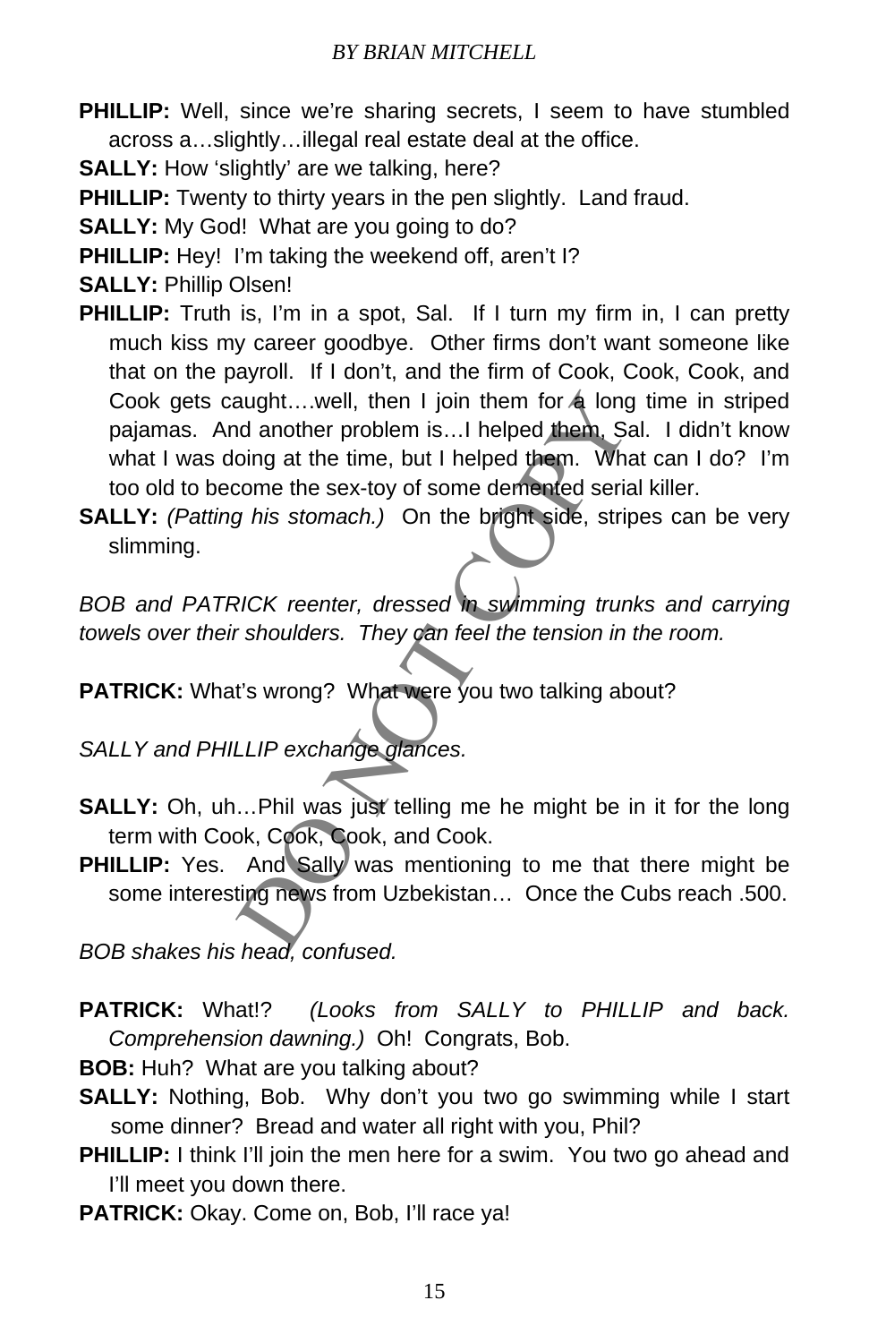**PHILLIP:** Well, since we're sharing secrets, I seem to have stumbled across a…slightly…illegal real estate deal at the office.

**SALLY:** How 'slightly' are we talking, here?

**PHILLIP:** Twenty to thirty years in the pen slightly. Land fraud.

**SALLY:** My God! What are you going to do?

**PHILLIP:** Hey! I'm taking the weekend off, aren't I?

**SALLY:** Phillip Olsen!

**PHILLIP:** Truth is, I'm in a spot, Sal. If I turn my firm in, I can pretty much kiss my career goodbye. Other firms don't want someone like that on the payroll. If I don't, and the firm of Cook, Cook, Cook, and Cook gets caught….well, then I join them for a long time in striped pajamas. And another problem is…I helped them, Sal. I didn't know what I was doing at the time, but I helped them. What can I do? I'm too old to become the sex-toy of some demented serial killer.

**SALLY:** *(Patting his stomach.)* On the bright side, stripes can be very slimming.

*BOB and PATRICK reenter, dressed in swimming trunks and carrying towels over their shoulders. They can feel the tension in the room.*

**PATRICK:** What's wrong? What were you two talking about?

*SALLY and PHILLIP exchange glances.*

**SALLY:** Oh, uh…Phil was just telling me he might be in it for the long term with Cook, Cook, Cook, and Cook.

**PHILLIP:** Yes. And Sally was mentioning to me that there might be some interesting news from Uzbekistan… Once the Cubs reach .500.

*BOB shakes his head, confused.*

**PATRICK:** What!? *(Looks from SALLY to PHILLIP and back. Comprehension dawning.)* Oh! Congrats, Bob.

**BOB:** Huh? What are you talking about?

**SALLY:** Nothing, Bob. Why don't you two go swimming while I start some dinner? Bread and water all right with you, Phil?

**PHILLIP:** I think I'll join the men here for a swim. You two go ahead and I'll meet you down there.

**PATRICK:** Okay. Come on, Bob, I'll race ya!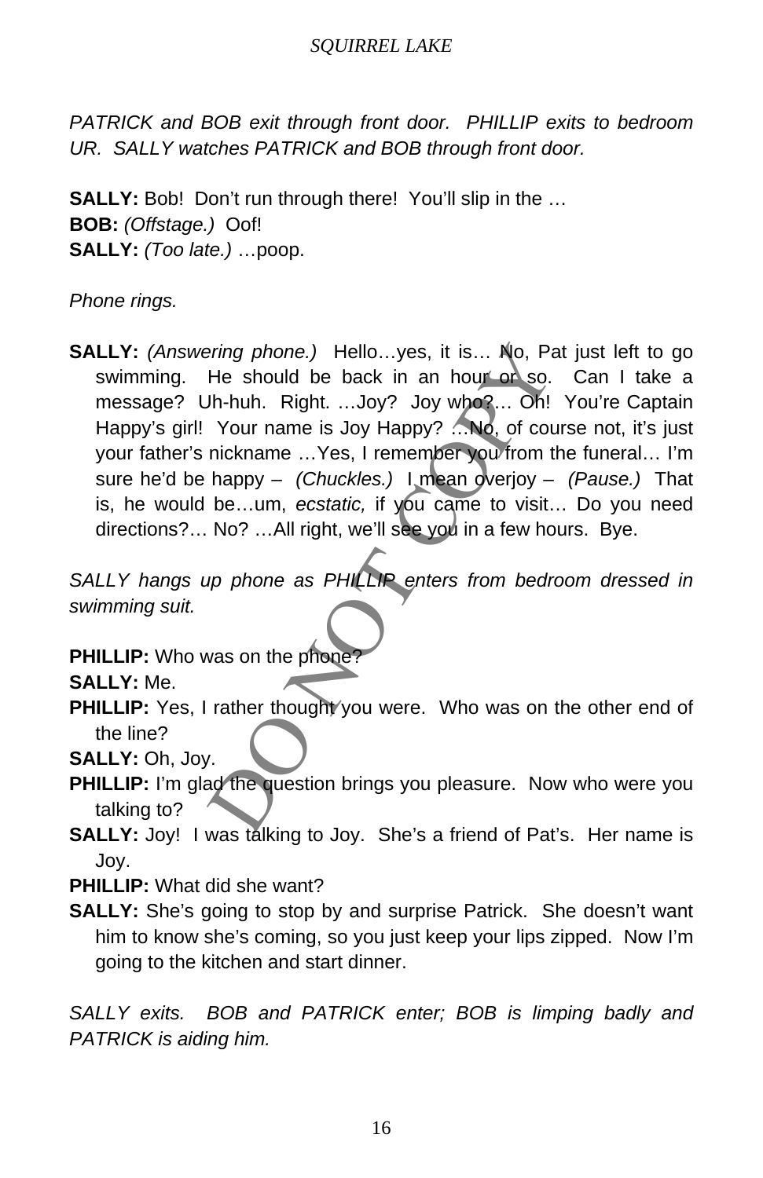*PATRICK and BOB exit through front door. PHILLIP exits to bedroom UR. SALLY watches PATRICK and BOB through front door.*

**SALLY:** Bob! Don't run through there! You'll slip in the …
**BOB:** *(Offstage.)* Oof!
**SALLY:** *(Too late.)* …poop.

*Phone rings.*

**SALLY:** *(Answering phone.)* Hello…yes, it is… No, Pat just left to go swimming. He should be back in an hour or so. Can I take a message? Uh-huh. Right. …Joy? Joy who?… Oh! You're Captain Happy's girl! Your name is Joy Happy? …No, of course not, it's just your father's nickname …Yes, I remember you from the funeral… I'm sure he'd be happy – *(Chuckles.)* I mean overjoy – *(Pause.)* That is, he would be…um, *ecstatic,* if you came to visit… Do you need directions?… No? …All right, we'll see you in a few hours. Bye.

*SALLY hangs up phone as PHILLIP enters from bedroom dressed in swimming suit.*

**PHILLIP:** Who was on the phone?
**SALLY:** Me.
**PHILLIP:** Yes, I rather thought you were. Who was on the other end of the line?
**SALLY:** Oh, Joy.
**PHILLIP:** I'm glad the question brings you pleasure. Now who were you talking to?
**SALLY:** Joy! I was talking to Joy. She's a friend of Pat's. Her name is Joy.
**PHILLIP:** What did she want?
**SALLY:** She's going to stop by and surprise Patrick. She doesn't want him to know she's coming, so you just keep your lips zipped. Now I'm going to the kitchen and start dinner.

*SALLY exits. BOB and PATRICK enter; BOB is limping badly and PATRICK is aiding him.*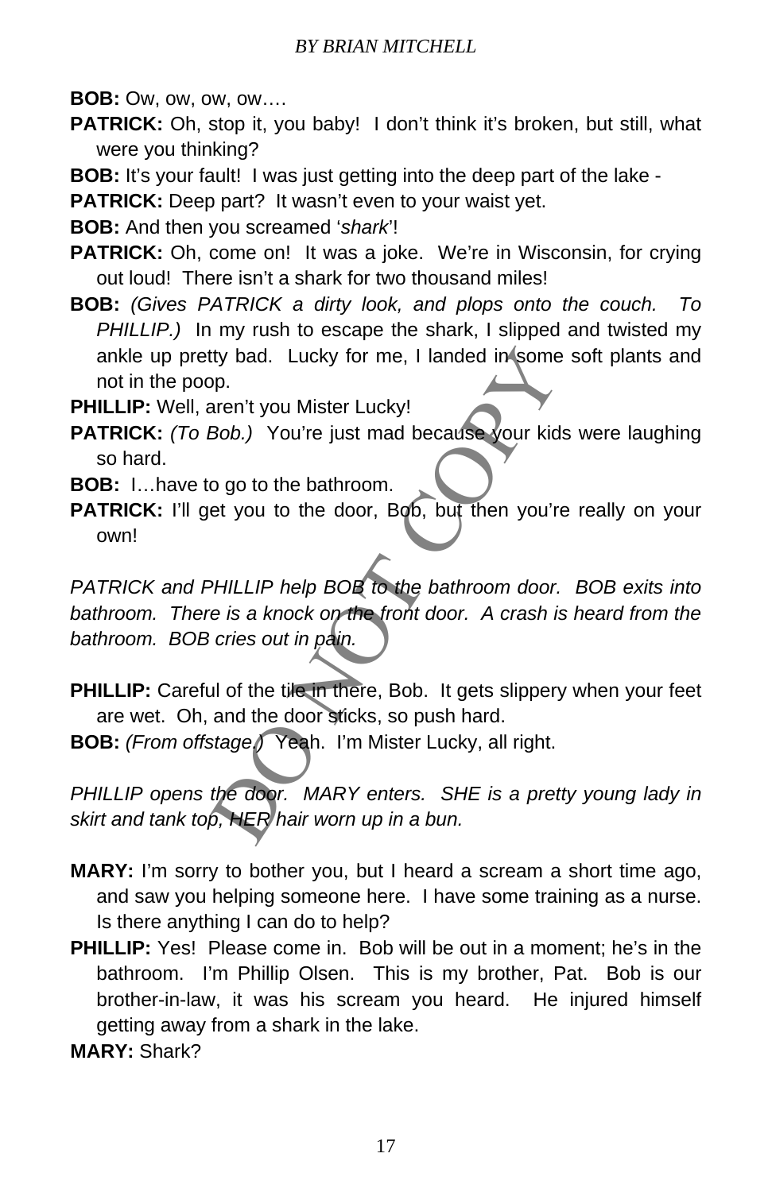**BOB:** Ow, ow, ow, ow….

**PATRICK:** Oh, stop it, you baby! I don't think it's broken, but still, what were you thinking?

**BOB:** It's your fault! I was just getting into the deep part of the lake -

**PATRICK:** Deep part? It wasn't even to your waist yet.

**BOB:** And then you screamed '*shark*'!

**PATRICK:** Oh, come on! It was a joke. We're in Wisconsin, for crying out loud! There isn't a shark for two thousand miles!

**BOB:** *(Gives PATRICK a dirty look, and plops onto the couch. To PHILLIP.)* In my rush to escape the shark, I slipped and twisted my ankle up pretty bad. Lucky for me, I landed in some soft plants and not in the poop.

**PHILLIP:** Well, aren't you Mister Lucky!

**PATRICK:** *(To Bob.)* You're just mad because your kids were laughing so hard.

**BOB:** I…have to go to the bathroom.

**PATRICK:** I'll get you to the door, Bob, but then you're really on your own!

*PATRICK and PHILLIP help BOB to the bathroom door. BOB exits into bathroom. There is a knock on the front door. A crash is heard from the bathroom. BOB cries out in pain.*

**PHILLIP:** Careful of the tile in there, Bob. It gets slippery when your feet are wet. Oh, and the door sticks, so push hard.

**BOB:** *(From offstage.)* Yeah. I'm Mister Lucky, all right.

*PHILLIP opens the door. MARY enters. SHE is a pretty young lady in skirt and tank top, HER hair worn up in a bun.*

**MARY:** I'm sorry to bother you, but I heard a scream a short time ago, and saw you helping someone here. I have some training as a nurse. Is there anything I can do to help?

**PHILLIP:** Yes! Please come in. Bob will be out in a moment; he's in the bathroom. I'm Phillip Olsen. This is my brother, Pat. Bob is our brother-in-law, it was his scream you heard. He injured himself getting away from a shark in the lake.

**MARY:** Shark?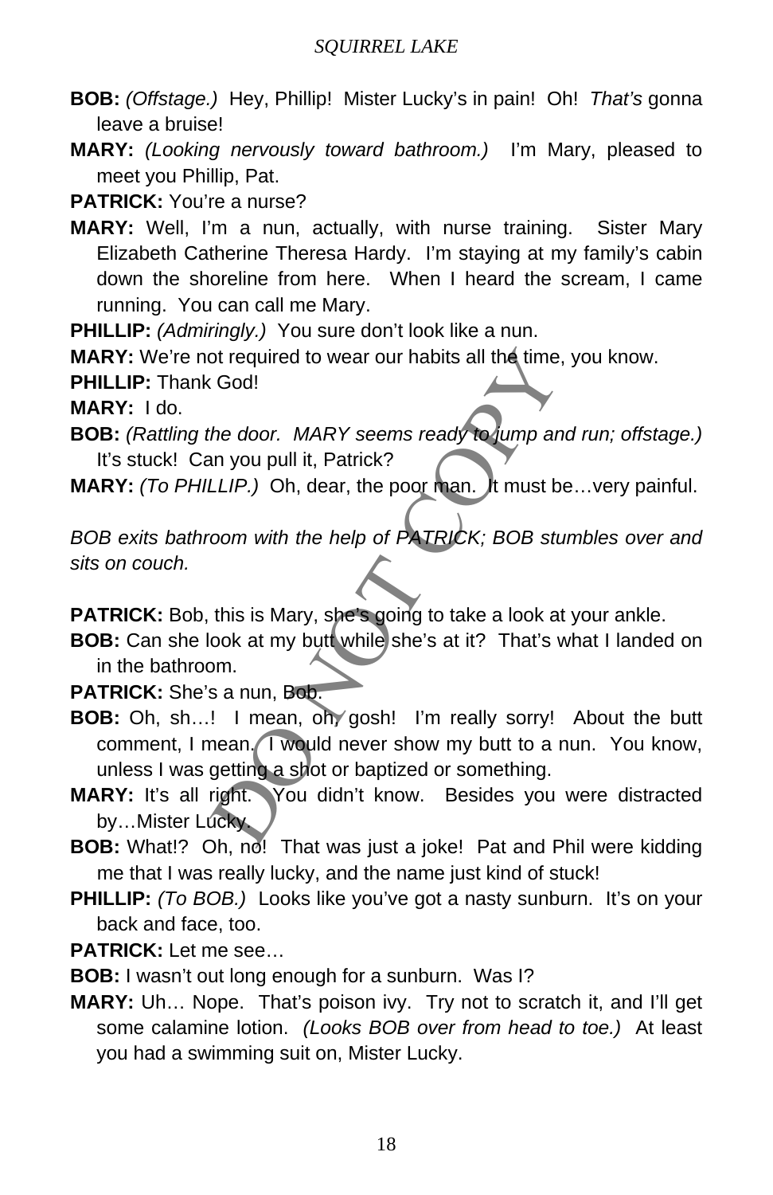**BOB:** *(Offstage.)* Hey, Phillip! Mister Lucky's in pain! Oh! *That's* gonna leave a bruise!

**MARY:** *(Looking nervously toward bathroom.)* I'm Mary, pleased to meet you Phillip, Pat.

**PATRICK:** You're a nurse?

**MARY:** Well, I'm a nun, actually, with nurse training. Sister Mary Elizabeth Catherine Theresa Hardy. I'm staying at my family's cabin down the shoreline from here. When I heard the scream, I came running. You can call me Mary.

**PHILLIP:** *(Admiringly.)* You sure don't look like a nun.

**MARY:** We're not required to wear our habits all the time, you know.

**PHILLIP:** Thank God!

**MARY:** I do.

**BOB:** *(Rattling the door. MARY seems ready to jump and run; offstage.)* It's stuck! Can you pull it, Patrick?

**MARY:** *(To PHILLIP.)* Oh, dear, the poor man. It must be…very painful.

*BOB exits bathroom with the help of PATRICK; BOB stumbles over and sits on couch.*

**PATRICK:** Bob, this is Mary, she's going to take a look at your ankle.

**BOB:** Can she look at my butt while she's at it? That's what I landed on in the bathroom.

**PATRICK:** She's a nun, Bob.

**BOB:** Oh, sh…! I mean, oh, gosh! I'm really sorry! About the butt comment, I mean. I would never show my butt to a nun. You know, unless I was getting a shot or baptized or something.

**MARY:** It's all right. You didn't know. Besides you were distracted by…Mister Lucky.

**BOB:** What!? Oh, no! That was just a joke! Pat and Phil were kidding me that I was really lucky, and the name just kind of stuck!

**PHILLIP:** *(To BOB.)* Looks like you've got a nasty sunburn. It's on your back and face, too.

**PATRICK:** Let me see…

**BOB:** I wasn't out long enough for a sunburn. Was I?

**MARY:** Uh… Nope. That's poison ivy. Try not to scratch it, and I'll get some calamine lotion. *(Looks BOB over from head to toe.)* At least you had a swimming suit on, Mister Lucky.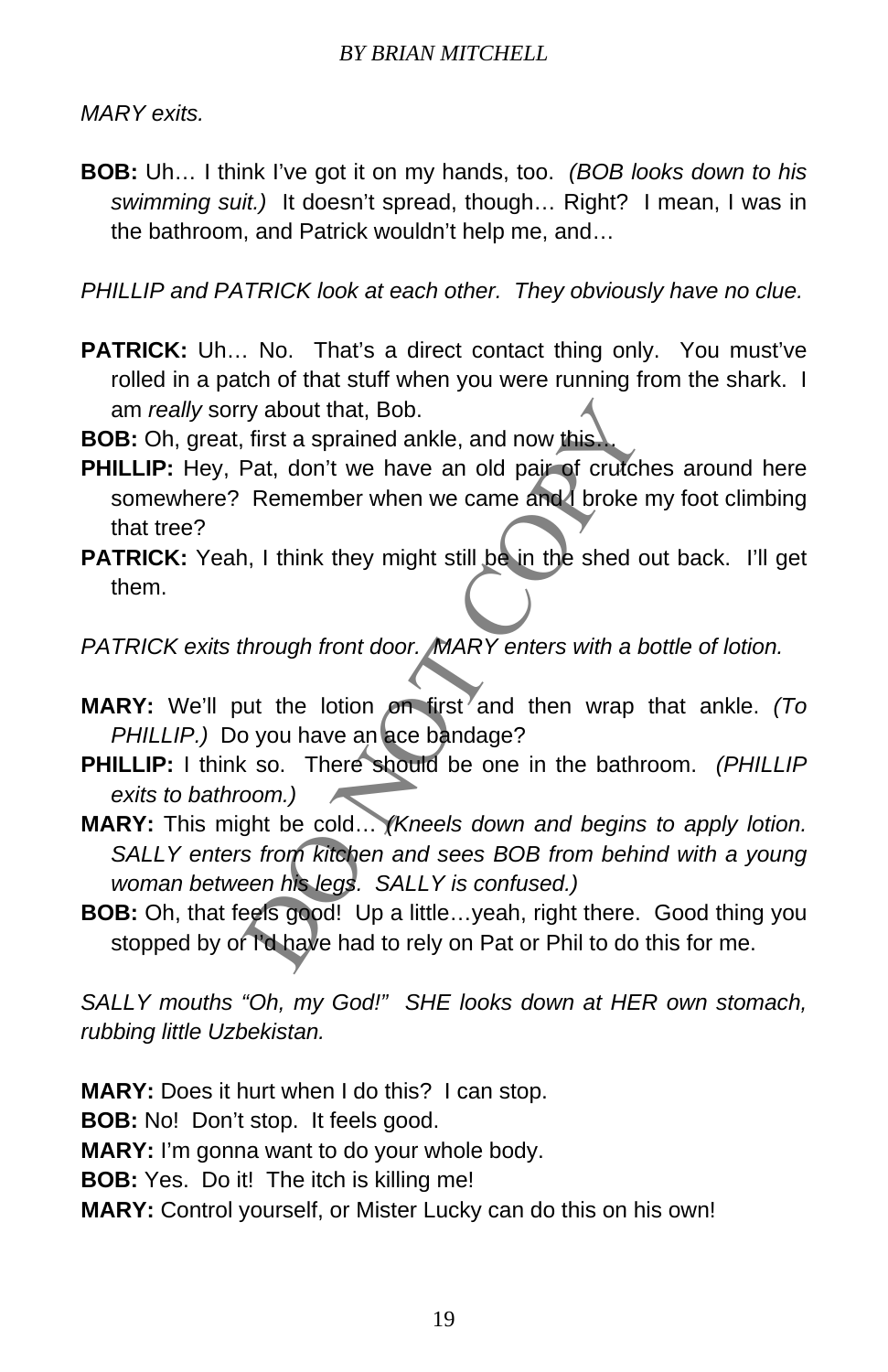*MARY exits.*

**BOB:** Uh… I think I've got it on my hands, too. *(BOB looks down to his swimming suit.)* It doesn't spread, though… Right? I mean, I was in the bathroom, and Patrick wouldn't help me, and…

*PHILLIP and PATRICK look at each other. They obviously have no clue.*

**PATRICK:** Uh… No. That's a direct contact thing only. You must've rolled in a patch of that stuff when you were running from the shark. I am *really* sorry about that, Bob.

**BOB:** Oh, great, first a sprained ankle, and now this…

**PHILLIP:** Hey, Pat, don't we have an old pair of crutches around here somewhere? Remember when we came and I broke my foot climbing that tree?

**PATRICK:** Yeah, I think they might still be in the shed out back. I'll get them.

*PATRICK exits through front door. MARY enters with a bottle of lotion.*

**MARY:** We'll put the lotion on first and then wrap that ankle. *(To PHILLIP.)* Do you have an ace bandage?

**PHILLIP:** I think so. There should be one in the bathroom. *(PHILLIP exits to bathroom.)*

**MARY:** This might be cold… *(Kneels down and begins to apply lotion. SALLY enters from kitchen and sees BOB from behind with a young woman between his legs. SALLY is confused.)*

**BOB:** Oh, that feels good! Up a little…yeah, right there. Good thing you stopped by or I'd have had to rely on Pat or Phil to do this for me.

*SALLY mouths "Oh, my God!" SHE looks down at HER own stomach, rubbing little Uzbekistan.*

**MARY:** Does it hurt when I do this? I can stop.

**BOB:** No! Don't stop. It feels good.

**MARY:** I'm gonna want to do your whole body.

**BOB:** Yes. Do it! The itch is killing me!

**MARY:** Control yourself, or Mister Lucky can do this on his own!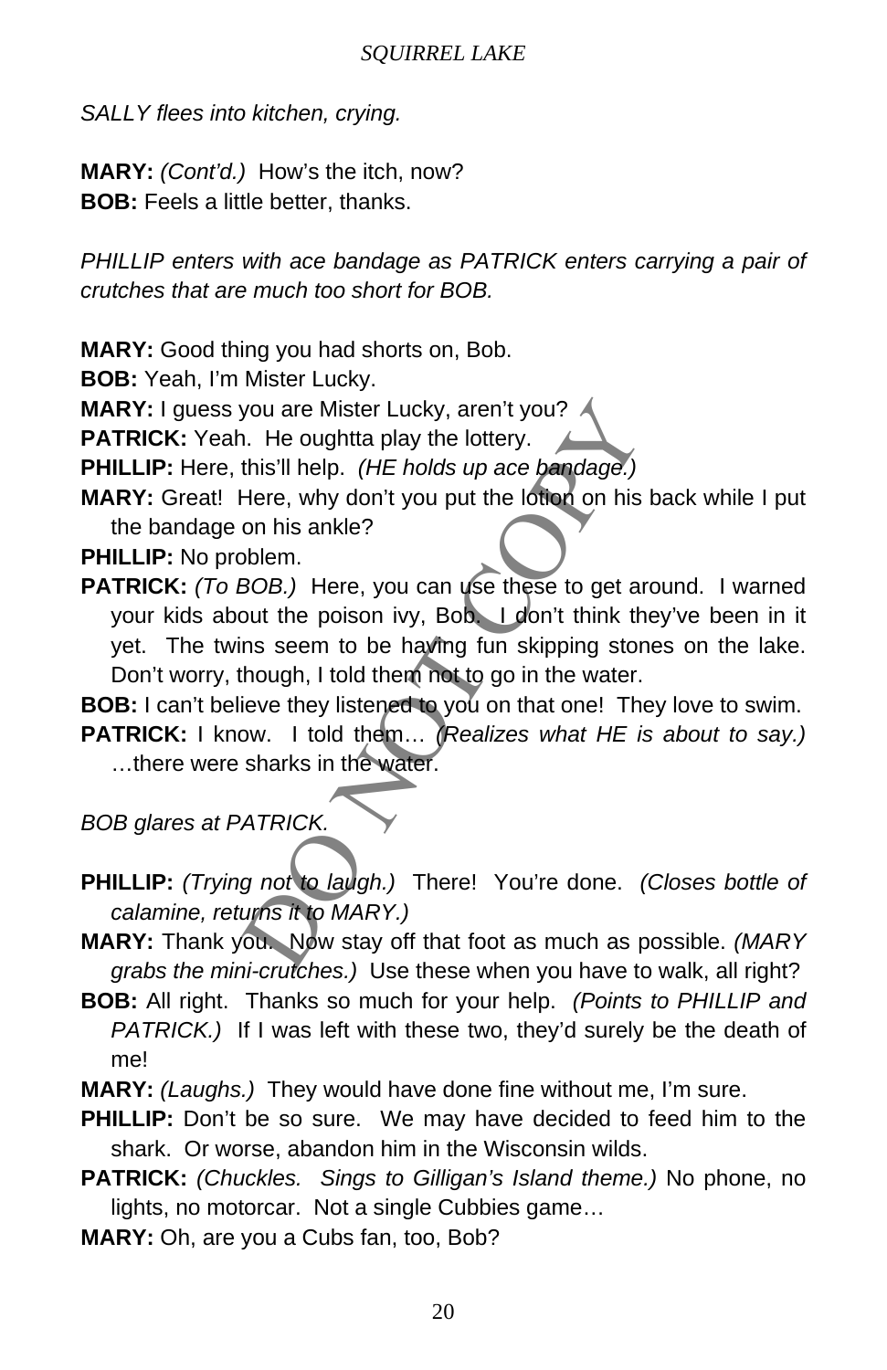*SALLY flees into kitchen, crying.*

**MARY:** *(Cont'd.)* How's the itch, now?
**BOB:** Feels a little better, thanks.

*PHILLIP enters with ace bandage as PATRICK enters carrying a pair of crutches that are much too short for BOB.*

**MARY:** Good thing you had shorts on, Bob.
**BOB:** Yeah, I'm Mister Lucky.
**MARY:** I guess you are Mister Lucky, aren't you?
**PATRICK:** Yeah. He oughtta play the lottery.
**PHILLIP:** Here, this'll help. *(HE holds up ace bandage.)*
**MARY:** Great! Here, why don't you put the lotion on his back while I put the bandage on his ankle?
**PHILLIP:** No problem.
**PATRICK:** *(To BOB.)* Here, you can use these to get around. I warned your kids about the poison ivy, Bob. I don't think they've been in it yet. The twins seem to be having fun skipping stones on the lake. Don't worry, though, I told them not to go in the water.
**BOB:** I can't believe they listened to you on that one! They love to swim.
**PATRICK:** I know. I told them… *(Realizes what HE is about to say.)* …there were sharks in the water.

*BOB glares at PATRICK.*

**PHILLIP:** *(Trying not to laugh.)* There! You're done. *(Closes bottle of calamine, returns it to MARY.)*
**MARY:** Thank you. Now stay off that foot as much as possible. *(MARY grabs the mini-crutches.)* Use these when you have to walk, all right?
**BOB:** All right. Thanks so much for your help. *(Points to PHILLIP and PATRICK.)* If I was left with these two, they'd surely be the death of me!
**MARY:** *(Laughs.)* They would have done fine without me, I'm sure.
**PHILLIP:** Don't be so sure. We may have decided to feed him to the shark. Or worse, abandon him in the Wisconsin wilds.
**PATRICK:** *(Chuckles. Sings to Gilligan's Island theme.)* No phone, no lights, no motorcar. Not a single Cubbies game…
**MARY:** Oh, are you a Cubs fan, too, Bob?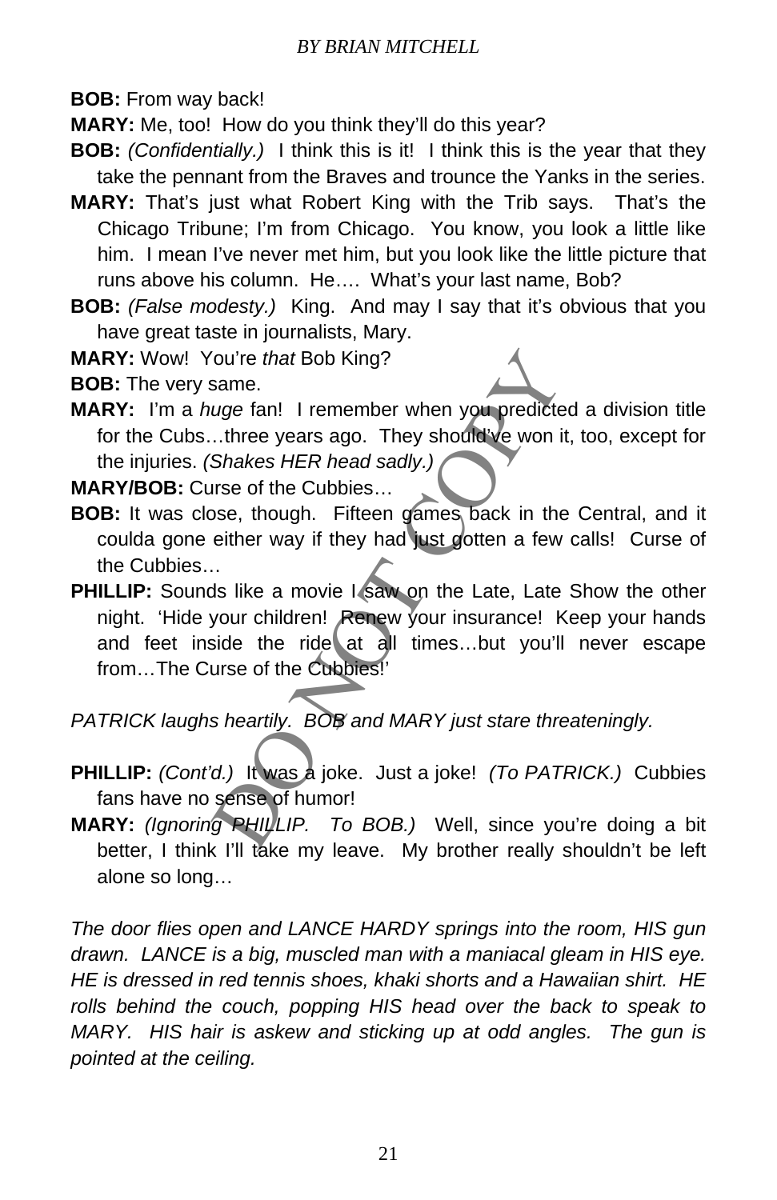**BOB:** From way back!

**MARY:** Me, too! How do you think they'll do this year?

**BOB:** *(Confidentially.)* I think this is it! I think this is the year that they take the pennant from the Braves and trounce the Yanks in the series.

**MARY:** That's just what Robert King with the Trib says. That's the Chicago Tribune; I'm from Chicago. You know, you look a little like him. I mean I've never met him, but you look like the little picture that runs above his column. He…. What's your last name, Bob?

**BOB:** *(False modesty.)* King. And may I say that it's obvious that you have great taste in journalists, Mary.

**MARY:** Wow! You're *that* Bob King?

**BOB:** The very same.

**MARY:** I'm a *huge* fan! I remember when you predicted a division title for the Cubs…three years ago. They should've won it, too, except for the injuries. *(Shakes HER head sadly.)*

**MARY/BOB:** Curse of the Cubbies…

**BOB:** It was close, though. Fifteen games back in the Central, and it coulda gone either way if they had just gotten a few calls! Curse of the Cubbies…

**PHILLIP:** Sounds like a movie I saw on the Late, Late Show the other night. 'Hide your children! Renew your insurance! Keep your hands and feet inside the ride at all times…but you'll never escape from…The Curse of the Cubbies!'

*PATRICK laughs heartily. BOB and MARY just stare threateningly.*

**PHILLIP:** *(Cont'd.)* It was a joke. Just a joke! *(To PATRICK.)* Cubbies fans have no sense of humor!

**MARY:** *(Ignoring PHILLIP. To BOB.)* Well, since you're doing a bit better, I think I'll take my leave. My brother really shouldn't be left alone so long…

*The door flies open and LANCE HARDY springs into the room, HIS gun drawn. LANCE is a big, muscled man with a maniacal gleam in HIS eye. HE is dressed in red tennis shoes, khaki shorts and a Hawaiian shirt. HE rolls behind the couch, popping HIS head over the back to speak to MARY. HIS hair is askew and sticking up at odd angles. The gun is pointed at the ceiling.*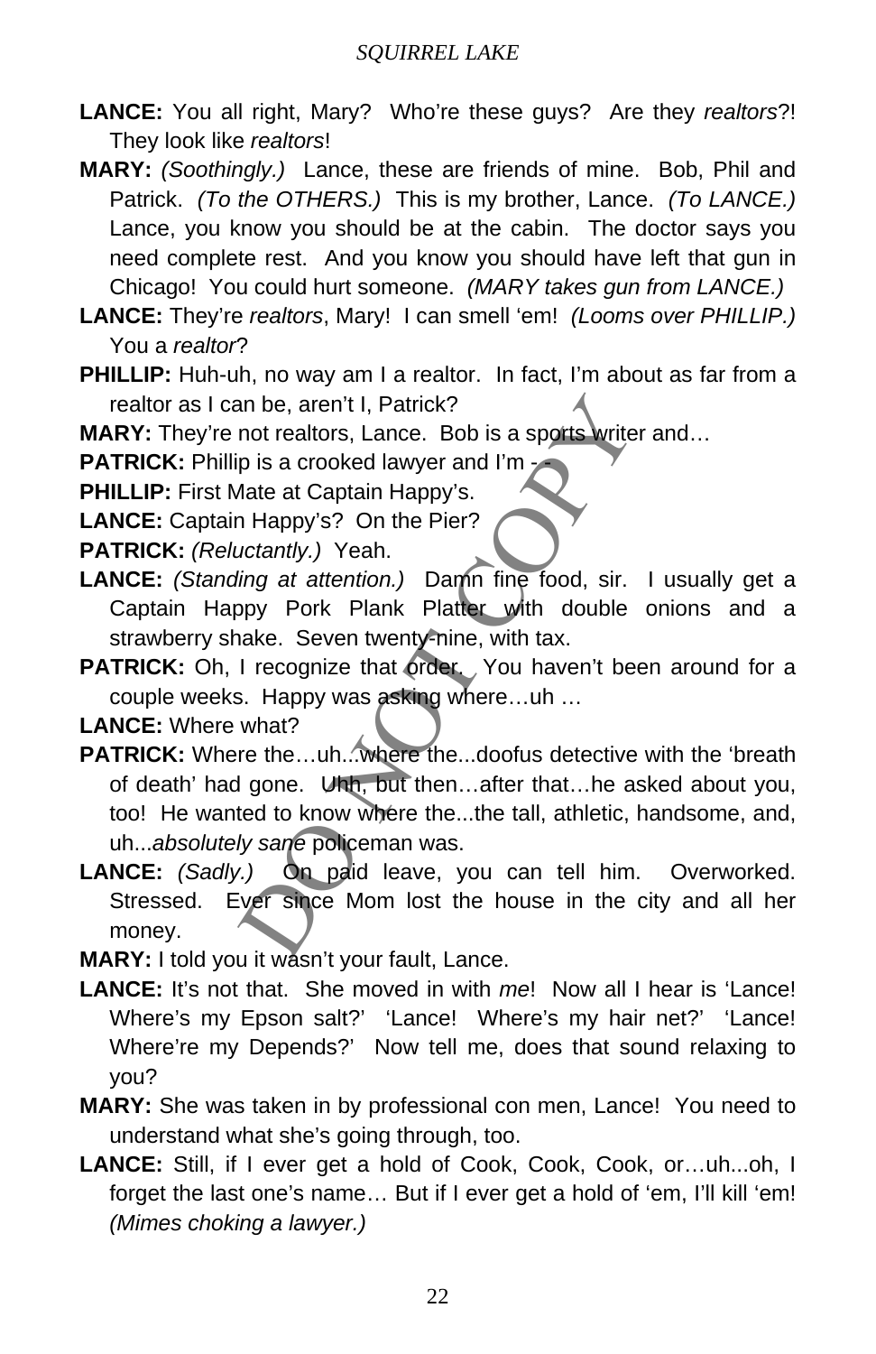**LANCE:** You all right, Mary? Who're these guys? Are they *realtors*?! They look like *realtors*!

**MARY:** *(Soothingly.)* Lance, these are friends of mine. Bob, Phil and Patrick. *(To the OTHERS.)* This is my brother, Lance. *(To LANCE.)* Lance, you know you should be at the cabin. The doctor says you need complete rest. And you know you should have left that gun in Chicago! You could hurt someone. *(MARY takes gun from LANCE.)*

**LANCE:** They're *realtors*, Mary! I can smell 'em! *(Looms over PHILLIP.)* You a *realtor*?

**PHILLIP:** Huh-uh, no way am I a realtor. In fact, I'm about as far from a realtor as I can be, aren't I, Patrick?

**MARY:** They're not realtors, Lance. Bob is a sports writer and…

**PATRICK:** Phillip is a crooked lawyer and I'm - -

**PHILLIP:** First Mate at Captain Happy's.

**LANCE:** Captain Happy's? On the Pier?

**PATRICK:** *(Reluctantly.)* Yeah.

**LANCE:** *(Standing at attention.)* Damn fine food, sir. I usually get a Captain Happy Pork Plank Platter with double onions and a strawberry shake. Seven twenty-nine, with tax.

**PATRICK:** Oh, I recognize that order. You haven't been around for a couple weeks. Happy was asking where…uh …

**LANCE:** Where what?

**PATRICK:** Where the…uh...where the...doofus detective with the 'breath of death' had gone. Uhh, but then…after that…he asked about you, too! He wanted to know where the...the tall, athletic, handsome, and, uh...*absolutely sane* policeman was.

**LANCE:** *(Sadly.)* On paid leave, you can tell him. Overworked. Stressed. Ever since Mom lost the house in the city and all her money.

**MARY:** I told you it wasn't your fault, Lance.

**LANCE:** It's not that. She moved in with *me*! Now all I hear is 'Lance! Where's my Epson salt?' 'Lance! Where's my hair net?' 'Lance! Where're my Depends?' Now tell me, does that sound relaxing to you?

**MARY:** She was taken in by professional con men, Lance! You need to understand what she's going through, too.

**LANCE:** Still, if I ever get a hold of Cook, Cook, Cook, or…uh...oh, I forget the last one's name… But if I ever get a hold of 'em, I'll kill 'em! *(Mimes choking a lawyer.)*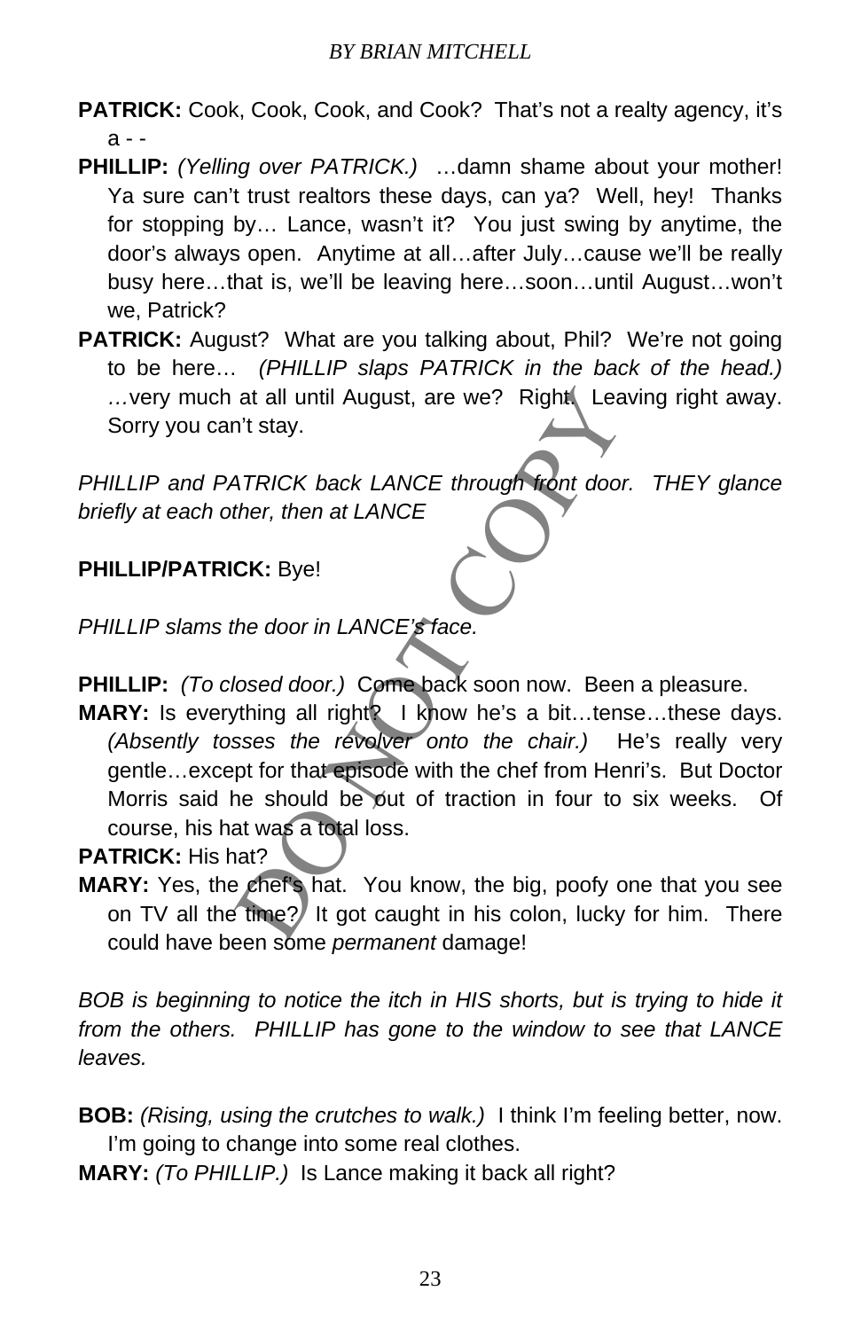**PATRICK:** Cook, Cook, Cook, and Cook? That's not a realty agency, it's a - -

**PHILLIP:** *(Yelling over PATRICK.)* …damn shame about your mother! Ya sure can't trust realtors these days, can ya? Well, hey! Thanks for stopping by… Lance, wasn't it? You just swing by anytime, the door's always open. Anytime at all…after July…cause we'll be really busy here…that is, we'll be leaving here…soon…until August…won't we, Patrick?

**PATRICK:** August? What are you talking about, Phil? We're not going to be here… *(PHILLIP slaps PATRICK in the back of the head.)* …very much at all until August, are we? Right. Leaving right away. Sorry you can't stay.

*PHILLIP and PATRICK back LANCE through front door. THEY glance briefly at each other, then at LANCE*

**PHILLIP/PATRICK:** Bye!

*PHILLIP slams the door in LANCE's face.*

**PHILLIP:** *(To closed door.)* Come back soon now. Been a pleasure.

**MARY:** Is everything all right? I know he's a bit…tense…these days. *(Absently tosses the revolver onto the chair.)* He's really very gentle…except for that episode with the chef from Henri's. But Doctor Morris said he should be out of traction in four to six weeks. Of course, his hat was a total loss.

**PATRICK:** His hat?

**MARY:** Yes, the chef's hat. You know, the big, poofy one that you see on TV all the time? It got caught in his colon, lucky for him. There could have been some *permanent* damage!

*BOB is beginning to notice the itch in HIS shorts, but is trying to hide it from the others. PHILLIP has gone to the window to see that LANCE leaves.*

**BOB:** *(Rising, using the crutches to walk.)* I think I'm feeling better, now. I'm going to change into some real clothes.

**MARY:** *(To PHILLIP.)* Is Lance making it back all right?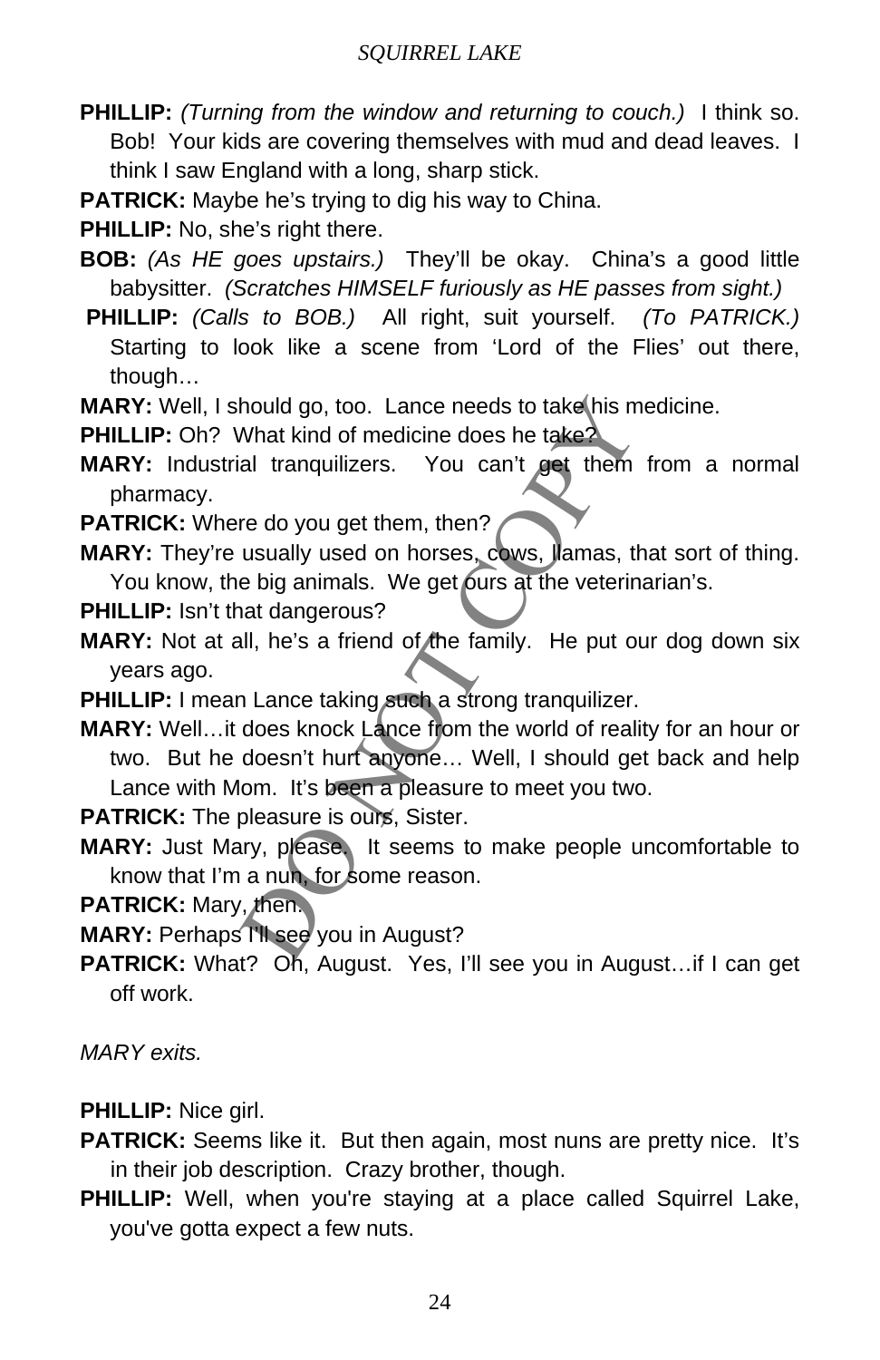**PHILLIP:** *(Turning from the window and returning to couch.)* I think so. Bob! Your kids are covering themselves with mud and dead leaves. I think I saw England with a long, sharp stick.

**PATRICK:** Maybe he's trying to dig his way to China.

**PHILLIP:** No, she's right there.

**BOB:** *(As HE goes upstairs.)* They'll be okay. China's a good little babysitter. *(Scratches HIMSELF furiously as HE passes from sight.)*

**PHILLIP:** *(Calls to BOB.)* All right, suit yourself. *(To PATRICK.)* Starting to look like a scene from 'Lord of the Flies' out there, though…

**MARY:** Well, I should go, too. Lance needs to take his medicine.

**PHILLIP:** Oh? What kind of medicine does he take?

**MARY:** Industrial tranquilizers. You can't get them from a normal pharmacy.

**PATRICK:** Where do you get them, then?

**MARY:** They're usually used on horses, cows, llamas, that sort of thing. You know, the big animals. We get ours at the veterinarian's.

**PHILLIP:** Isn't that dangerous?

**MARY:** Not at all, he's a friend of the family. He put our dog down six years ago.

**PHILLIP:** I mean Lance taking such a strong tranquilizer.

**MARY:** Well…it does knock Lance from the world of reality for an hour or two. But he doesn't hurt anyone… Well, I should get back and help Lance with Mom. It's been a pleasure to meet you two.

**PATRICK:** The pleasure is ours, Sister.

**MARY:** Just Mary, please. It seems to make people uncomfortable to know that I'm a nun, for some reason.

**PATRICK:** Mary, then.

**MARY:** Perhaps I'll see you in August?

**PATRICK:** What? Oh, August. Yes, I'll see you in August…if I can get off work.

*MARY exits.*

**PHILLIP:** Nice girl.

**PATRICK:** Seems like it. But then again, most nuns are pretty nice. It's in their job description. Crazy brother, though.

**PHILLIP:** Well, when you're staying at a place called Squirrel Lake, you've gotta expect a few nuts.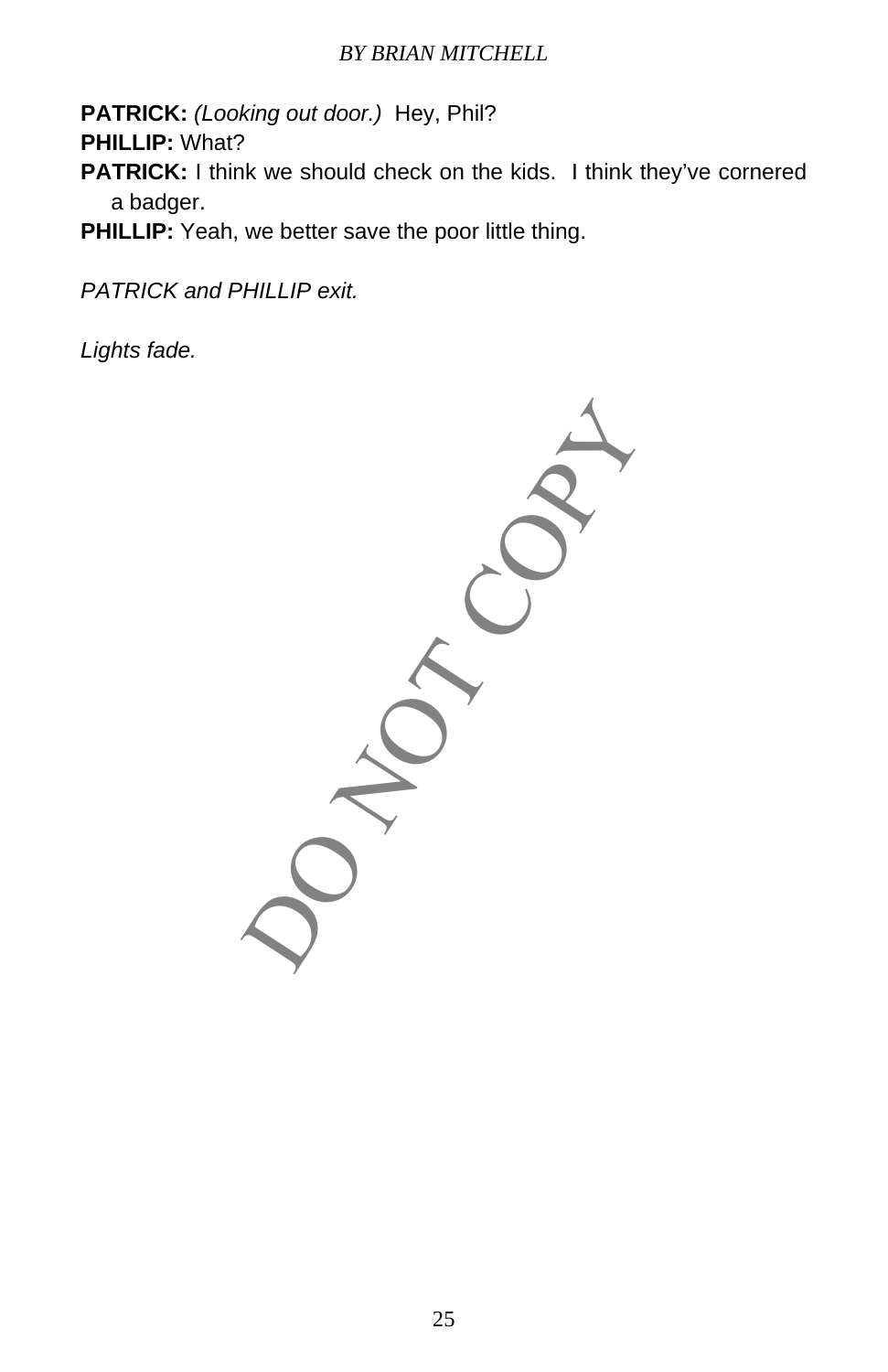**PATRICK:** *(Looking out door.)* Hey, Phil?
**PHILLIP:** What?
**PATRICK:** I think we should check on the kids. I think they've cornered a badger.
**PHILLIP:** Yeah, we better save the poor little thing.

*PATRICK and PHILLIP exit.*

*Lights fade.*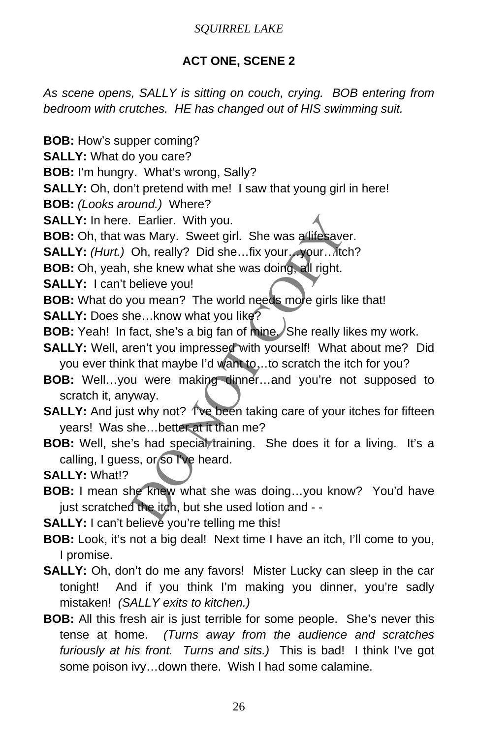## ACT ONE, SCENE 2

*As scene opens, SALLY is sitting on couch, crying. BOB entering from bedroom with crutches. HE has changed out of HIS swimming suit.*

**BOB:** How's supper coming?

**SALLY:** What do you care?

**BOB:** I'm hungry. What's wrong, Sally?

**SALLY:** Oh, don't pretend with me! I saw that young girl in here!

**BOB:** *(Looks around.)* Where?

**SALLY:** In here. Earlier. With you.

**BOB:** Oh, that was Mary. Sweet girl. She was a lifesaver.

**SALLY:** *(Hurt.)* Oh, really? Did she…fix your…your…itch?

**BOB:** Oh, yeah, she knew what she was doing, all right.

**SALLY:** I can't believe you!

**BOB:** What do you mean? The world needs more girls like that!

**SALLY:** Does she…know what you like?

**BOB:** Yeah! In fact, she's a big fan of mine. She really likes my work.

**SALLY:** Well, aren't you impressed with yourself! What about me? Did you ever think that maybe I'd want to…to scratch the itch for you?

**BOB:** Well…you were making dinner…and you're not supposed to scratch it, anyway.

**SALLY:** And just why not? I've been taking care of your itches for fifteen years! Was she…better at it than me?

**BOB:** Well, she's had special training. She does it for a living. It's a calling, I guess, or so I've heard.

**SALLY:** What!?

**BOB:** I mean she knew what she was doing…you know? You'd have just scratched the itch, but she used lotion and - -

**SALLY:** I can't believe you're telling me this!

**BOB:** Look, it's not a big deal! Next time I have an itch, I'll come to you, I promise.

**SALLY:** Oh, don't do me any favors! Mister Lucky can sleep in the car tonight! And if you think I'm making you dinner, you're sadly mistaken! *(SALLY exits to kitchen.)*

**BOB:** All this fresh air is just terrible for some people. She's never this tense at home. *(Turns away from the audience and scratches furiously at his front. Turns and sits.)* This is bad! I think I've got some poison ivy…down there. Wish I had some calamine.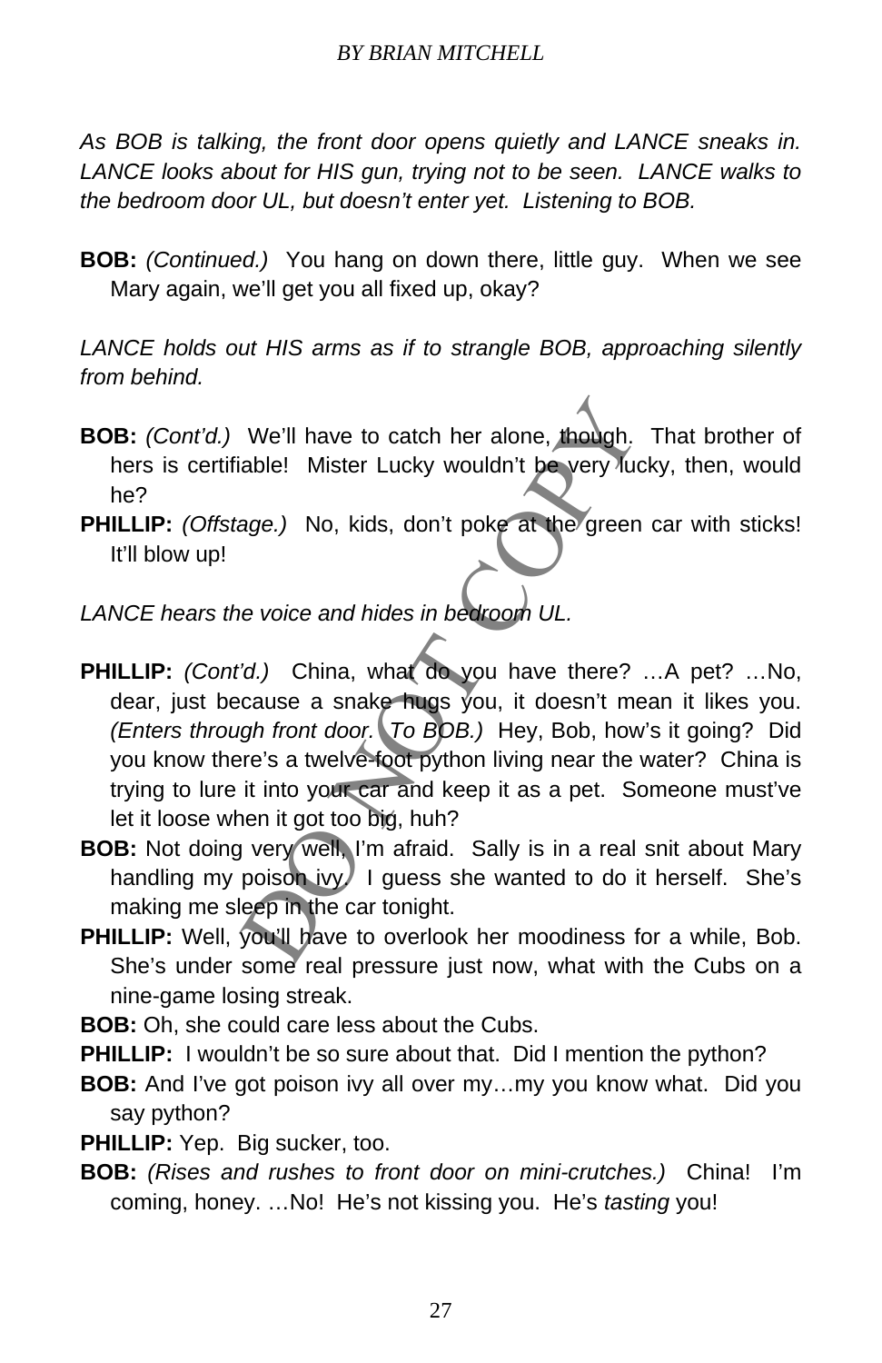*As BOB is talking, the front door opens quietly and LANCE sneaks in. LANCE looks about for HIS gun, trying not to be seen. LANCE walks to the bedroom door UL, but doesn't enter yet. Listening to BOB.*

**BOB:** *(Continued.)* You hang on down there, little guy. When we see Mary again, we'll get you all fixed up, okay?

*LANCE holds out HIS arms as if to strangle BOB, approaching silently from behind.*

**BOB:** *(Cont'd.)* We'll have to catch her alone, though. That brother of hers is certifiable! Mister Lucky wouldn't be very lucky, then, would he?

**PHILLIP:** *(Offstage.)* No, kids, don't poke at the green car with sticks! It'll blow up!

*LANCE hears the voice and hides in bedroom UL.*

**PHILLIP:** *(Cont'd.)* China, what do you have there? …A pet? …No, dear, just because a snake hugs you, it doesn't mean it likes you. *(Enters through front door. To BOB.)* Hey, Bob, how's it going? Did you know there's a twelve-foot python living near the water? China is trying to lure it into your car and keep it as a pet. Someone must've let it loose when it got too big, huh?

**BOB:** Not doing very well, I'm afraid. Sally is in a real snit about Mary handling my poison ivy. I guess she wanted to do it herself. She's making me sleep in the car tonight.

**PHILLIP:** Well, you'll have to overlook her moodiness for a while, Bob. She's under some real pressure just now, what with the Cubs on a nine-game losing streak.

**BOB:** Oh, she could care less about the Cubs.

**PHILLIP:** I wouldn't be so sure about that. Did I mention the python?

**BOB:** And I've got poison ivy all over my…my you know what. Did you say python?

**PHILLIP:** Yep. Big sucker, too.

**BOB:** *(Rises and rushes to front door on mini-crutches.)* China! I'm coming, honey. …No! He's not kissing you. He's *tasting* you!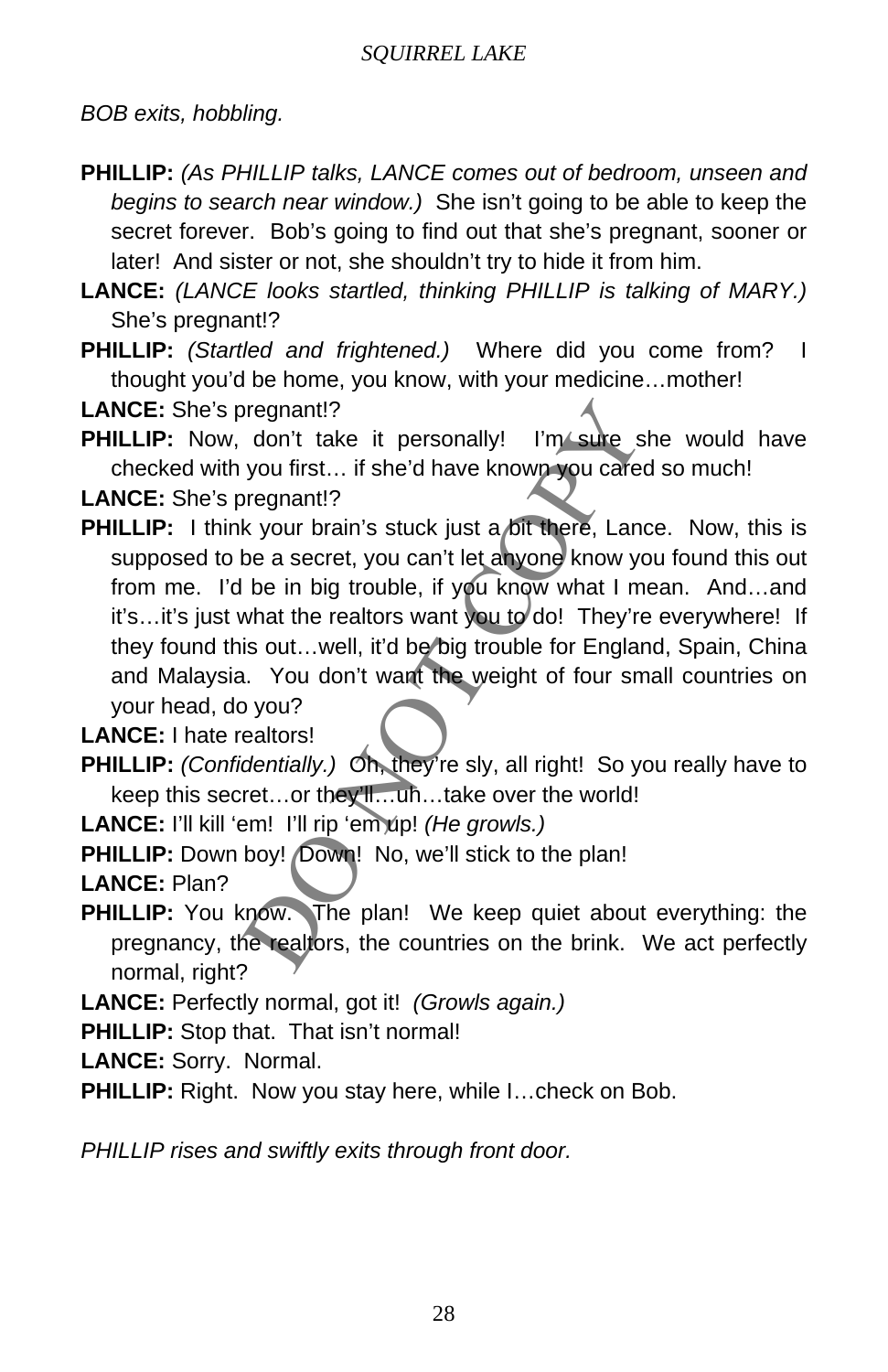*BOB exits, hobbling.*

**PHILLIP:** *(As PHILLIP talks, LANCE comes out of bedroom, unseen and begins to search near window.)* She isn't going to be able to keep the secret forever. Bob's going to find out that she's pregnant, sooner or later! And sister or not, she shouldn't try to hide it from him.

**LANCE:** *(LANCE looks startled, thinking PHILLIP is talking of MARY.)* She's pregnant!?

**PHILLIP:** *(Startled and frightened.)* Where did you come from? I thought you'd be home, you know, with your medicine…mother!

**LANCE:** She's pregnant!?

**PHILLIP:** Now, don't take it personally! I'm sure she would have checked with you first… if she'd have known you cared so much!

**LANCE:** She's pregnant!?

**PHILLIP:** I think your brain's stuck just a bit there, Lance. Now, this is supposed to be a secret, you can't let anyone know you found this out from me. I'd be in big trouble, if you know what I mean. And…and it's…it's just what the realtors want you to do! They're everywhere! If they found this out…well, it'd be big trouble for England, Spain, China and Malaysia. You don't want the weight of four small countries on your head, do you?

**LANCE:** I hate realtors!

**PHILLIP:** *(Confidentially.)* Oh, they're sly, all right! So you really have to keep this secret…or they'll…uh…take over the world!

**LANCE:** I'll kill 'em! I'll rip 'em up! *(He growls.)*

**PHILLIP:** Down boy! Down! No, we'll stick to the plan!

**LANCE:** Plan?

**PHILLIP:** You know. The plan! We keep quiet about everything: the pregnancy, the realtors, the countries on the brink. We act perfectly normal, right?

**LANCE:** Perfectly normal, got it! *(Growls again.)*

**PHILLIP:** Stop that. That isn't normal!

**LANCE:** Sorry. Normal.

**PHILLIP:** Right. Now you stay here, while I…check on Bob.

*PHILLIP rises and swiftly exits through front door.*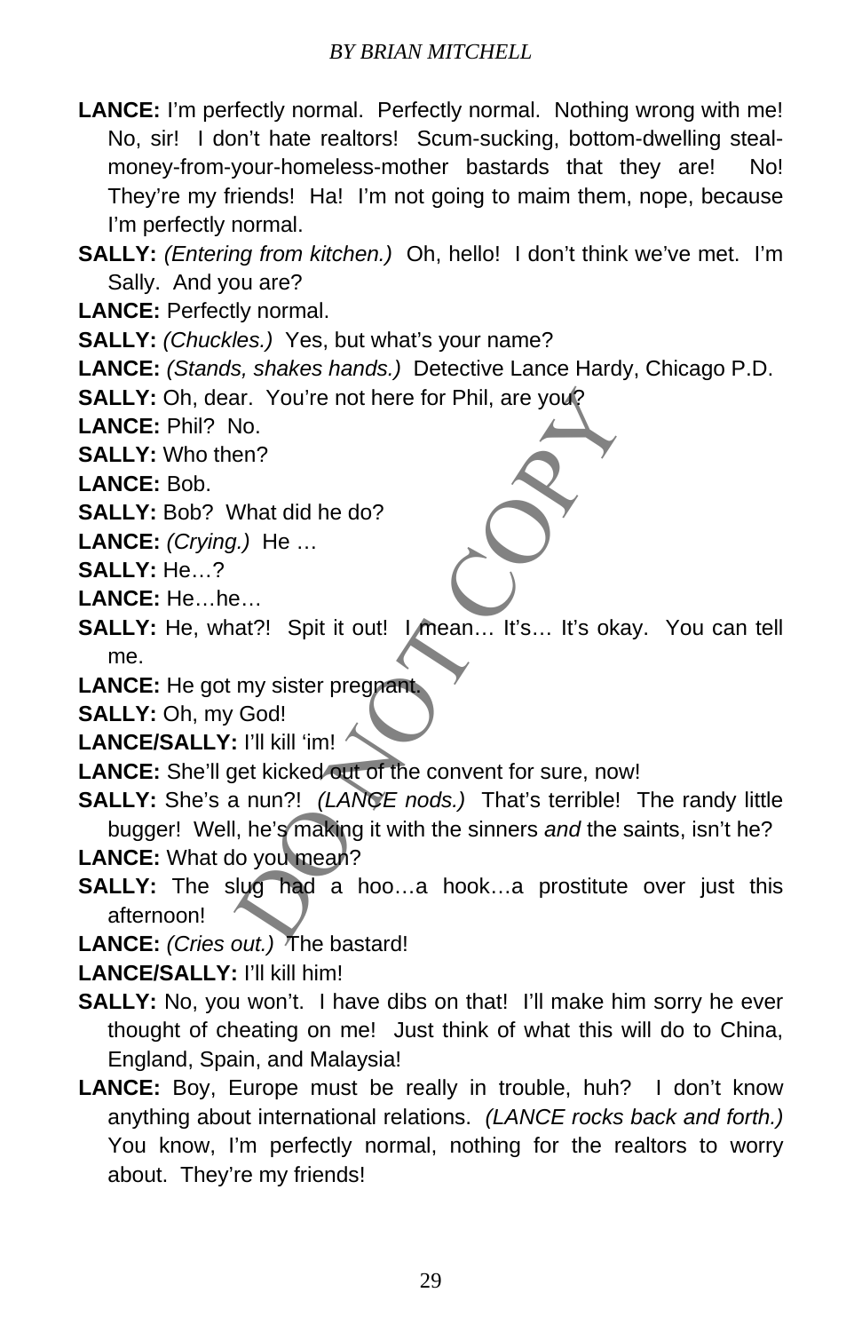**LANCE:** I'm perfectly normal. Perfectly normal. Nothing wrong with me! No, sir! I don't hate realtors! Scum-sucking, bottom-dwelling steal-money-from-your-homeless-mother bastards that they are! No! They're my friends! Ha! I'm not going to maim them, nope, because I'm perfectly normal.

**SALLY:** *(Entering from kitchen.)* Oh, hello! I don't think we've met. I'm Sally. And you are?

**LANCE:** Perfectly normal.

**SALLY:** *(Chuckles.)* Yes, but what's your name?

**LANCE:** *(Stands, shakes hands.)* Detective Lance Hardy, Chicago P.D.

**SALLY:** Oh, dear. You're not here for Phil, are you?

**LANCE:** Phil? No.

**SALLY:** Who then?

**LANCE:** Bob.

**SALLY:** Bob? What did he do?

**LANCE:** *(Crying.)* He …

**SALLY:** He…?

**LANCE:** He…he…

**SALLY:** He, what?! Spit it out! I mean… It's… It's okay. You can tell me.

**LANCE:** He got my sister pregnant.

**SALLY:** Oh, my God!

**LANCE/SALLY:** I'll kill 'im!

**LANCE:** She'll get kicked out of the convent for sure, now!

**SALLY:** She's a nun?! *(LANCE nods.)* That's terrible! The randy little bugger! Well, he's making it with the sinners *and* the saints, isn't he?

**LANCE:** What do you mean?

**SALLY:** The slug had a hoo…a hook…a prostitute over just this afternoon!

**LANCE:** *(Cries out.)* The bastard!

**LANCE/SALLY:** I'll kill him!

**SALLY:** No, you won't. I have dibs on that! I'll make him sorry he ever thought of cheating on me! Just think of what this will do to China, England, Spain, and Malaysia!

**LANCE:** Boy, Europe must be really in trouble, huh? I don't know anything about international relations. *(LANCE rocks back and forth.)* You know, I'm perfectly normal, nothing for the realtors to worry about. They're my friends!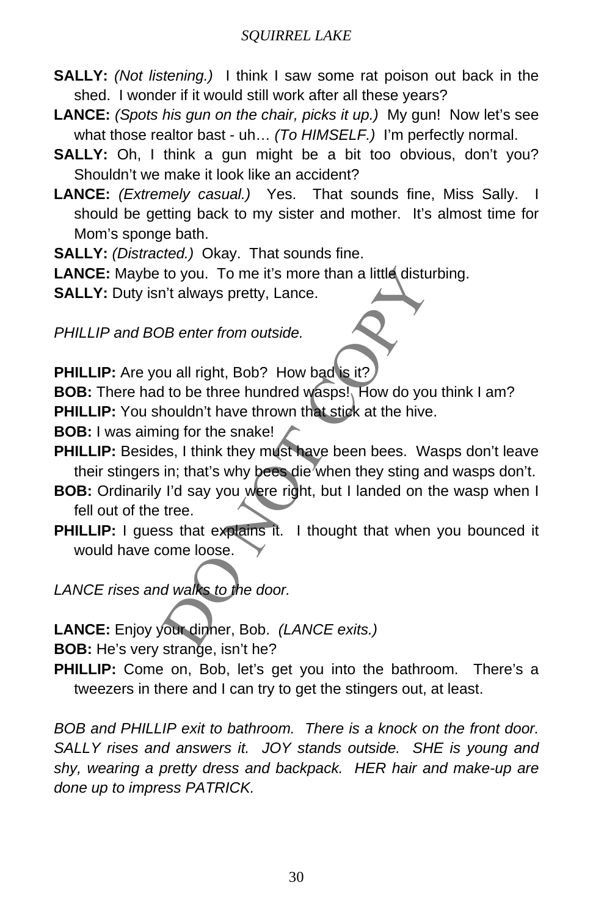**SALLY:** *(Not listening.)* I think I saw some rat poison out back in the shed. I wonder if it would still work after all these years?

**LANCE:** *(Spots his gun on the chair, picks it up.)* My gun! Now let's see what those realtor bast - uh… *(To HIMSELF.)* I'm perfectly normal.

**SALLY:** Oh, I think a gun might be a bit too obvious, don't you? Shouldn't we make it look like an accident?

**LANCE:** *(Extremely casual.)* Yes. That sounds fine, Miss Sally. I should be getting back to my sister and mother. It's almost time for Mom's sponge bath.

**SALLY:** *(Distracted.)* Okay. That sounds fine.

**LANCE:** Maybe to you. To me it's more than a little disturbing.

**SALLY:** Duty isn't always pretty, Lance.

*PHILLIP and BOB enter from outside.*

**PHILLIP:** Are you all right, Bob? How bad is it?

**BOB:** There had to be three hundred wasps! How do you think I am?

**PHILLIP:** You shouldn't have thrown that stick at the hive.

**BOB:** I was aiming for the snake!

**PHILLIP:** Besides, I think they must have been bees. Wasps don't leave their stingers in; that's why bees die when they sting and wasps don't.

**BOB:** Ordinarily I'd say you were right, but I landed on the wasp when I fell out of the tree.

**PHILLIP:** I guess that explains it. I thought that when you bounced it would have come loose.

*LANCE rises and walks to the door.*

**LANCE:** Enjoy your dinner, Bob. *(LANCE exits.)*

**BOB:** He's very strange, isn't he?

**PHILLIP:** Come on, Bob, let's get you into the bathroom. There's a tweezers in there and I can try to get the stingers out, at least.

*BOB and PHILLIP exit to bathroom. There is a knock on the front door. SALLY rises and answers it. JOY stands outside. SHE is young and shy, wearing a pretty dress and backpack. HER hair and make-up are done up to impress PATRICK.*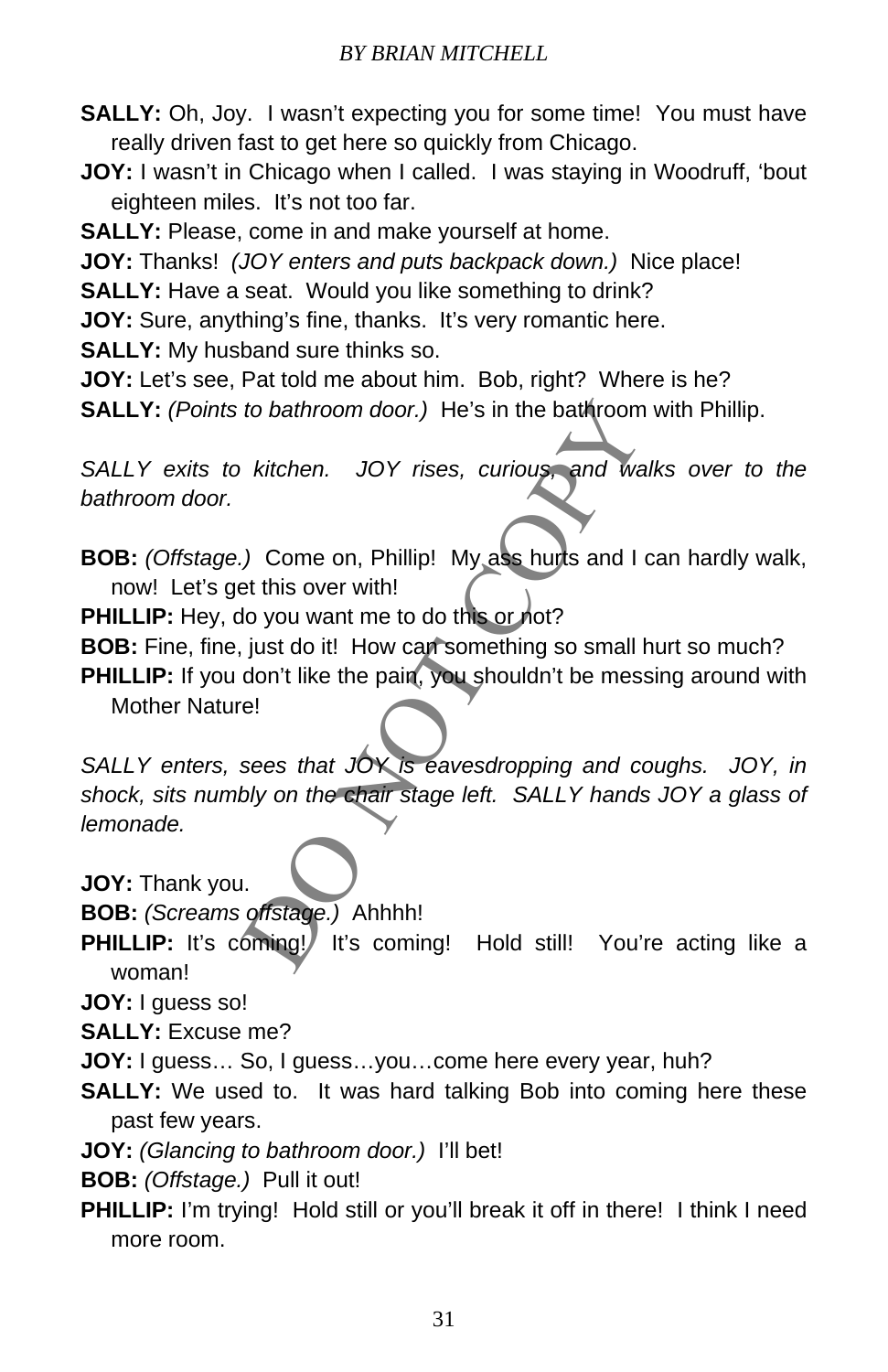**SALLY:** Oh, Joy. I wasn't expecting you for some time! You must have really driven fast to get here so quickly from Chicago.

**JOY:** I wasn't in Chicago when I called. I was staying in Woodruff, 'bout eighteen miles. It's not too far.

**SALLY:** Please, come in and make yourself at home.

**JOY:** Thanks! *(JOY enters and puts backpack down.)* Nice place!

**SALLY:** Have a seat. Would you like something to drink?

**JOY:** Sure, anything's fine, thanks. It's very romantic here.

**SALLY:** My husband sure thinks so.

**JOY:** Let's see, Pat told me about him. Bob, right? Where is he?

**SALLY:** *(Points to bathroom door.)* He's in the bathroom with Phillip.

*SALLY exits to kitchen. JOY rises, curious, and walks over to the bathroom door.*

**BOB:** *(Offstage.)* Come on, Phillip! My ass hurts and I can hardly walk, now! Let's get this over with!

**PHILLIP:** Hey, do you want me to do this or not?

**BOB:** Fine, fine, just do it! How can something so small hurt so much?

**PHILLIP:** If you don't like the pain, you shouldn't be messing around with Mother Nature!

*SALLY enters, sees that JOY is eavesdropping and coughs. JOY, in shock, sits numbly on the chair stage left. SALLY hands JOY a glass of lemonade.*

**JOY:** Thank you.

**BOB:** *(Screams offstage.)* Ahhhh!

**PHILLIP:** It's coming! It's coming! Hold still! You're acting like a woman!

**JOY:** I guess so!

**SALLY:** Excuse me?

**JOY:** I guess… So, I guess…you…come here every year, huh?

**SALLY:** We used to. It was hard talking Bob into coming here these past few years.

**JOY:** *(Glancing to bathroom door.)* I'll bet!

**BOB:** *(Offstage.)* Pull it out!

**PHILLIP:** I'm trying! Hold still or you'll break it off in there! I think I need more room.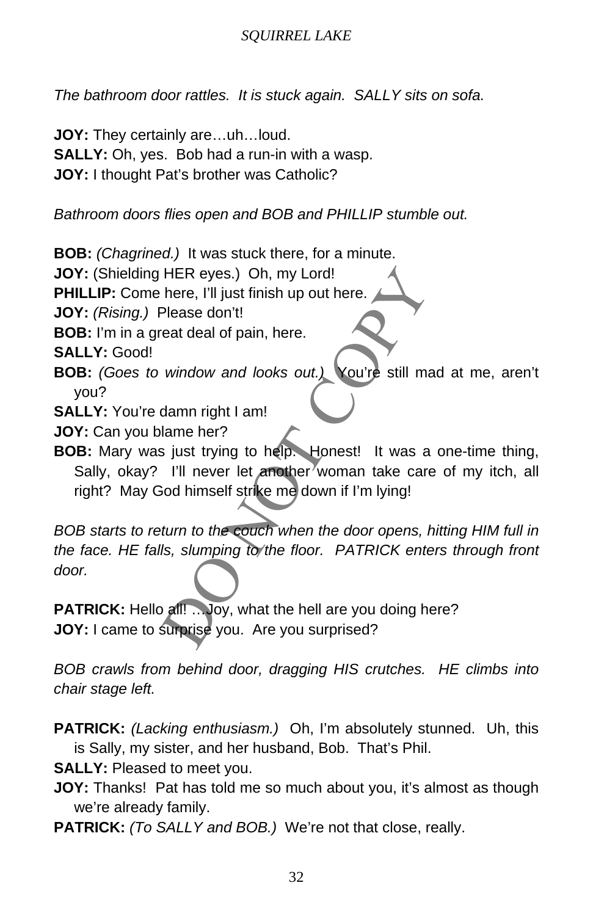*The bathroom door rattles. It is stuck again. SALLY sits on sofa.*

**JOY:** They certainly are…uh…loud.
**SALLY:** Oh, yes. Bob had a run-in with a wasp.
**JOY:** I thought Pat's brother was Catholic?

*Bathroom doors flies open and BOB and PHILLIP stumble out.*

**BOB:** *(Chagrined.)* It was stuck there, for a minute.
**JOY:** (Shielding HER eyes.) Oh, my Lord!
**PHILLIP:** Come here, I'll just finish up out here.
**JOY:** *(Rising.)* Please don't!
**BOB:** I'm in a great deal of pain, here.
**SALLY:** Good!
**BOB:** *(Goes to window and looks out.)* You're still mad at me, aren't you?
**SALLY:** You're damn right I am!
**JOY:** Can you blame her?
**BOB:** Mary was just trying to help. Honest! It was a one-time thing, Sally, okay? I'll never let another woman take care of my itch, all right? May God himself strike me down if I'm lying!

*BOB starts to return to the couch when the door opens, hitting HIM full in the face. HE falls, slumping to the floor. PATRICK enters through front door.*

**PATRICK:** Hello all! …Joy, what the hell are you doing here?
**JOY:** I came to surprise you. Are you surprised?

*BOB crawls from behind door, dragging HIS crutches. HE climbs into chair stage left.*

**PATRICK:** *(Lacking enthusiasm.)* Oh, I'm absolutely stunned. Uh, this is Sally, my sister, and her husband, Bob. That's Phil.
**SALLY:** Pleased to meet you.
**JOY:** Thanks! Pat has told me so much about you, it's almost as though we're already family.
**PATRICK:** *(To SALLY and BOB.)* We're not that close, really.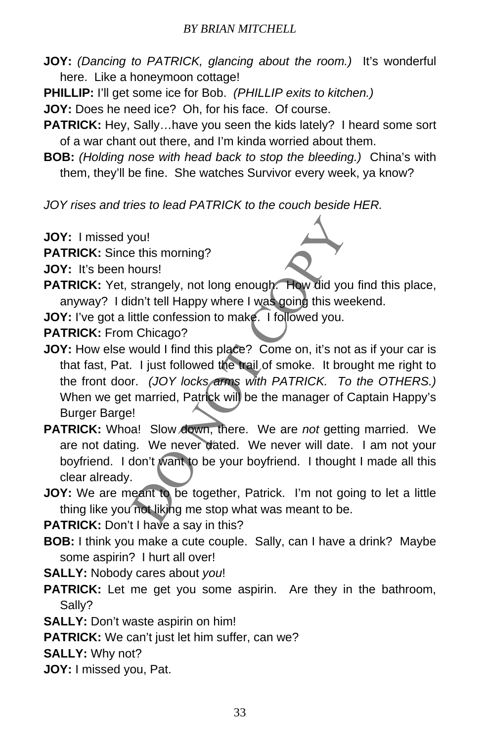**JOY:** *(Dancing to PATRICK, glancing about the room.)* It's wonderful here. Like a honeymoon cottage!

**PHILLIP:** I'll get some ice for Bob. *(PHILLIP exits to kitchen.)*

**JOY:** Does he need ice? Oh, for his face. Of course.

**PATRICK:** Hey, Sally…have you seen the kids lately? I heard some sort of a war chant out there, and I'm kinda worried about them.

**BOB:** *(Holding nose with head back to stop the bleeding.)* China's with them, they'll be fine. She watches Survivor every week, ya know?

*JOY rises and tries to lead PATRICK to the couch beside HER.*

**JOY:** I missed you!

**PATRICK:** Since this morning?

**JOY:** It's been hours!

**PATRICK:** Yet, strangely, not long enough. How did you find this place, anyway? I didn't tell Happy where I was going this weekend.

**JOY:** I've got a little confession to make. I followed you.

**PATRICK:** From Chicago?

**JOY:** How else would I find this place? Come on, it's not as if your car is that fast, Pat. I just followed the trail of smoke. It brought me right to the front door. *(JOY locks arms with PATRICK. To the OTHERS.)* When we get married, Patrick will be the manager of Captain Happy's Burger Barge!

**PATRICK:** Whoa! Slow down, there. We are *not* getting married. We are not dating. We never dated. We never will date. I am not your boyfriend. I don't want to be your boyfriend. I thought I made all this clear already.

**JOY:** We are meant to be together, Patrick. I'm not going to let a little thing like you not liking me stop what was meant to be.

**PATRICK:** Don't I have a say in this?

**BOB:** I think you make a cute couple. Sally, can I have a drink? Maybe some aspirin? I hurt all over!

**SALLY:** Nobody cares about *you*!

**PATRICK:** Let me get you some aspirin. Are they in the bathroom, Sally?

**SALLY:** Don't waste aspirin on him!

**PATRICK:** We can't just let him suffer, can we?

**SALLY:** Why not?

**JOY:** I missed you, Pat.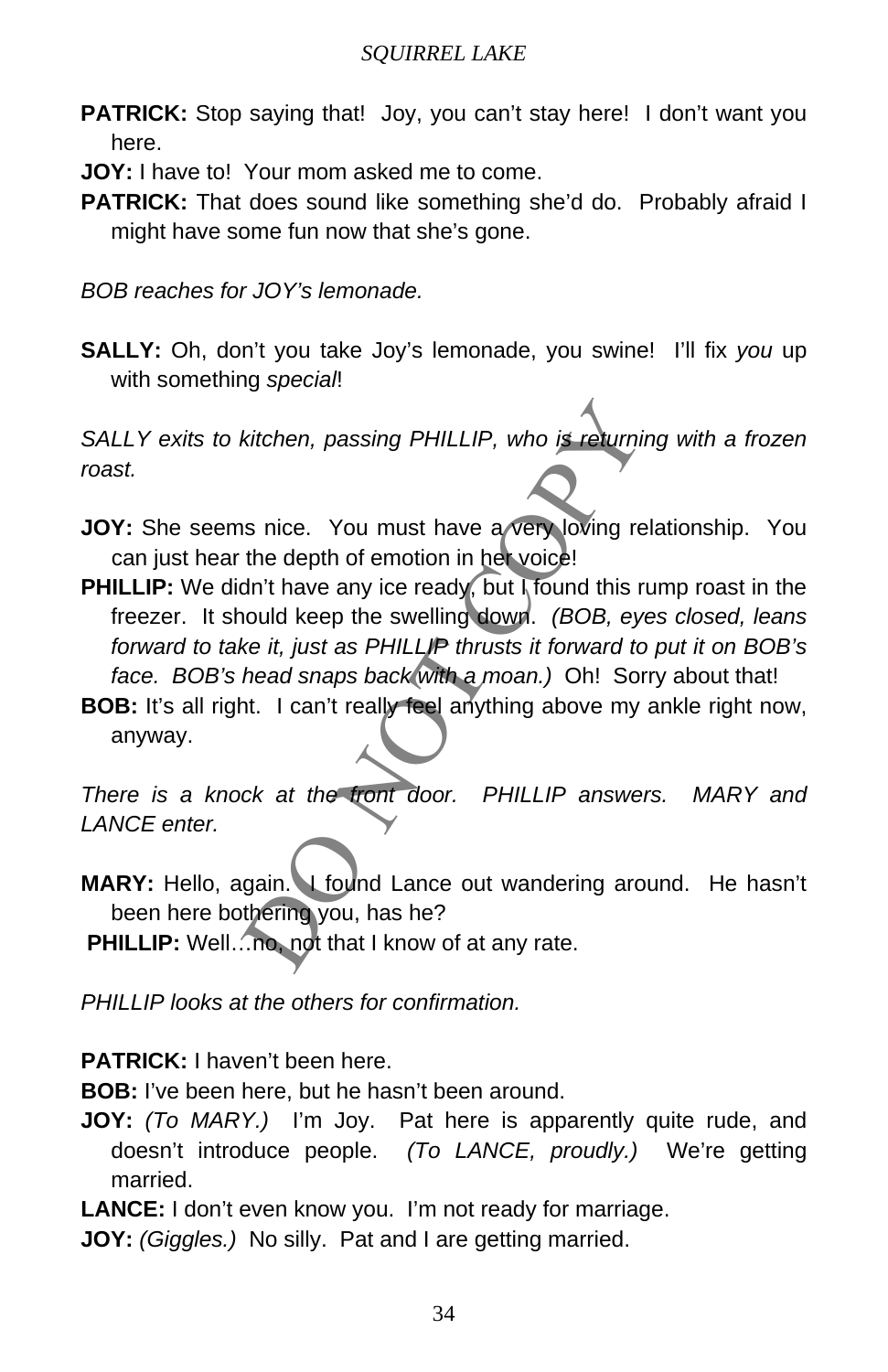**PATRICK:** Stop saying that! Joy, you can't stay here! I don't want you here.

**JOY:** I have to! Your mom asked me to come.

**PATRICK:** That does sound like something she'd do. Probably afraid I might have some fun now that she's gone.

*BOB reaches for JOY's lemonade.*

**SALLY:** Oh, don't you take Joy's lemonade, you swine! I'll fix *you* up with something *special*!

*SALLY exits to kitchen, passing PHILLIP, who is returning with a frozen roast.*

**JOY:** She seems nice. You must have a very loving relationship. You can just hear the depth of emotion in her voice!

**PHILLIP:** We didn't have any ice ready, but I found this rump roast in the freezer. It should keep the swelling down. *(BOB, eyes closed, leans forward to take it, just as PHILLIP thrusts it forward to put it on BOB's face. BOB's head snaps back with a moan.)* Oh! Sorry about that!

**BOB:** It's all right. I can't really feel anything above my ankle right now, anyway.

*There is a knock at the front door. PHILLIP answers. MARY and LANCE enter.*

**MARY:** Hello, again. I found Lance out wandering around. He hasn't been here bothering you, has he?

**PHILLIP:** Well…no, not that I know of at any rate.

*PHILLIP looks at the others for confirmation.*

**PATRICK:** I haven't been here.

**BOB:** I've been here, but he hasn't been around.

**JOY:** *(To MARY.)* I'm Joy. Pat here is apparently quite rude, and doesn't introduce people. *(To LANCE, proudly.)* We're getting married.

**LANCE:** I don't even know you. I'm not ready for marriage.

**JOY:** *(Giggles.)* No silly. Pat and I are getting married.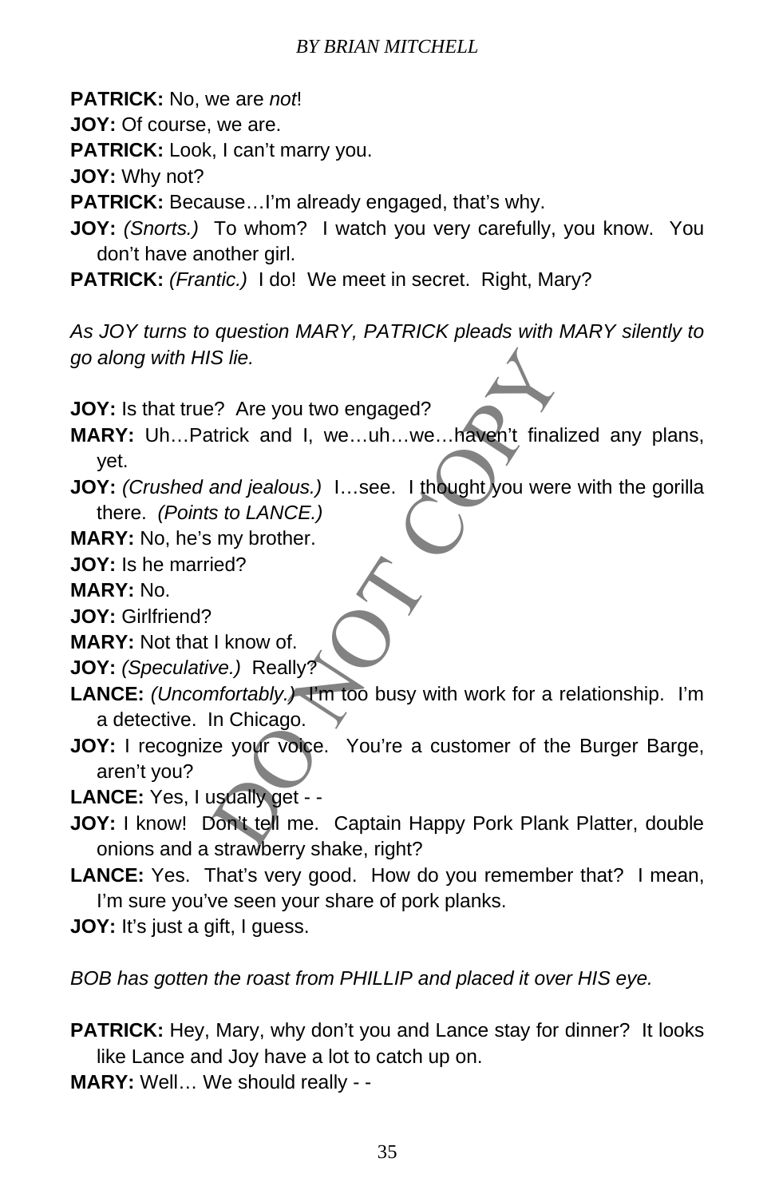**PATRICK:** No, we are *not*!

**JOY:** Of course, we are.

**PATRICK:** Look, I can't marry you.

**JOY:** Why not?

**PATRICK:** Because…I'm already engaged, that's why.

**JOY:** *(Snorts.)* To whom? I watch you very carefully, you know. You don't have another girl.

**PATRICK:** *(Frantic.)* I do! We meet in secret. Right, Mary?

*As JOY turns to question MARY, PATRICK pleads with MARY silently to go along with HIS lie.*

**JOY:** Is that true? Are you two engaged?

**MARY:** Uh…Patrick and I, we…uh…we…haven't finalized any plans, yet.

**JOY:** *(Crushed and jealous.)* I…see. I thought you were with the gorilla there. *(Points to LANCE.)*

**MARY:** No, he's my brother.

**JOY:** Is he married?

**MARY:** No.

**JOY:** Girlfriend?

**MARY:** Not that I know of.

**JOY:** *(Speculative.)* Really?

**LANCE:** *(Uncomfortably.)* I'm too busy with work for a relationship. I'm a detective. In Chicago.

**JOY:** I recognize your voice. You're a customer of the Burger Barge, aren't you?

**LANCE:** Yes, I usually get - -

**JOY:** I know! Don't tell me. Captain Happy Pork Plank Platter, double onions and a strawberry shake, right?

**LANCE:** Yes. That's very good. How do you remember that? I mean, I'm sure you've seen your share of pork planks.

**JOY:** It's just a gift, I guess.

*BOB has gotten the roast from PHILLIP and placed it over HIS eye.*

**PATRICK:** Hey, Mary, why don't you and Lance stay for dinner? It looks like Lance and Joy have a lot to catch up on.

**MARY:** Well… We should really - -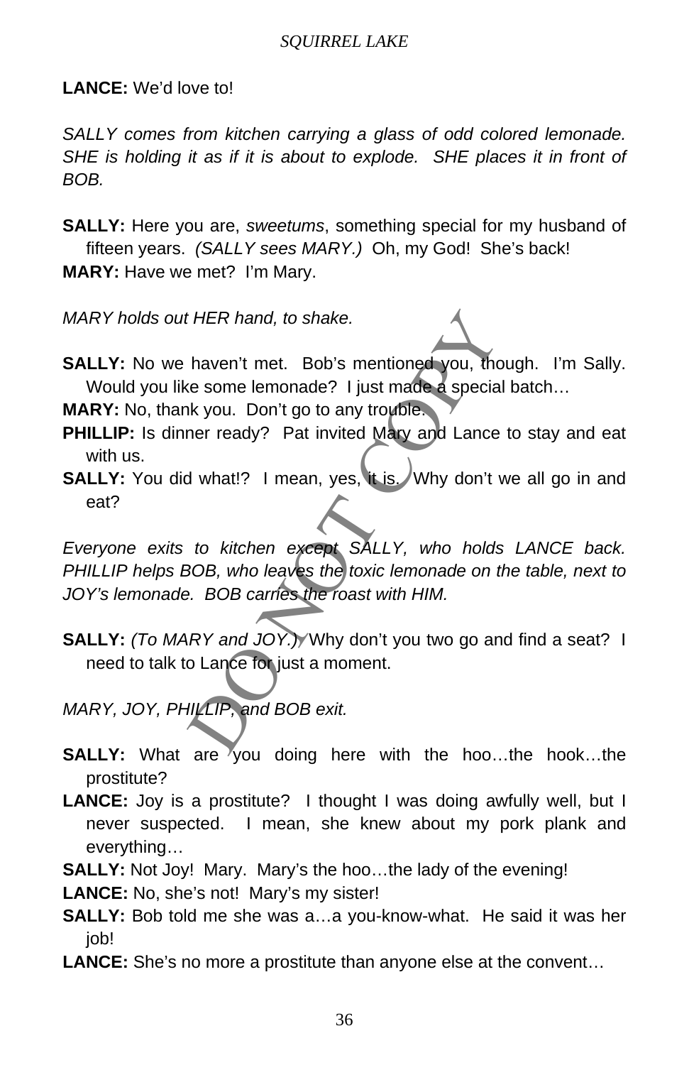**LANCE:** We'd love to!

*SALLY comes from kitchen carrying a glass of odd colored lemonade. SHE is holding it as if it is about to explode. SHE places it in front of BOB.*

**SALLY:** Here you are, *sweetums*, something special for my husband of fifteen years. *(SALLY sees MARY.)* Oh, my God! She's back!

**MARY:** Have we met? I'm Mary.

*MARY holds out HER hand, to shake.*

**SALLY:** No we haven't met. Bob's mentioned you, though. I'm Sally. Would you like some lemonade? I just made a special batch…

**MARY:** No, thank you. Don't go to any trouble.

**PHILLIP:** Is dinner ready? Pat invited Mary and Lance to stay and eat with us.

**SALLY:** You did what!? I mean, yes, it is. Why don't we all go in and eat?

*Everyone exits to kitchen except SALLY, who holds LANCE back. PHILLIP helps BOB, who leaves the toxic lemonade on the table, next to JOY's lemonade. BOB carries the roast with HIM.*

**SALLY:** *(To MARY and JOY.)* Why don't you two go and find a seat? I need to talk to Lance for just a moment.

*MARY, JOY, PHILLIP, and BOB exit.*

**SALLY:** What are you doing here with the hoo…the hook…the prostitute?

**LANCE:** Joy is a prostitute? I thought I was doing awfully well, but I never suspected. I mean, she knew about my pork plank and everything…

**SALLY:** Not Joy! Mary. Mary's the hoo…the lady of the evening!

**LANCE:** No, she's not! Mary's my sister!

**SALLY:** Bob told me she was a…a you-know-what. He said it was her job!

**LANCE:** She's no more a prostitute than anyone else at the convent…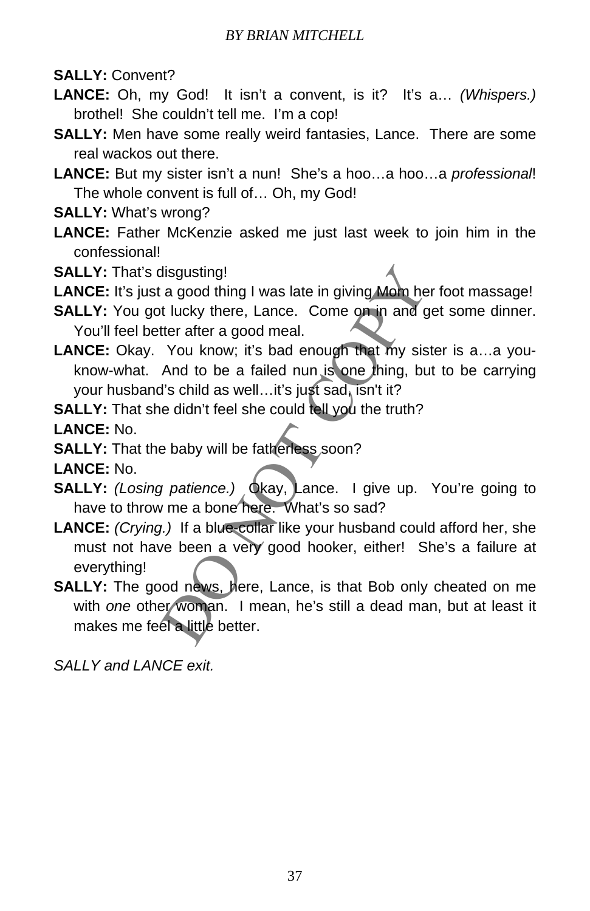**SALLY:** Convent?

**LANCE:** Oh, my God! It isn't a convent, is it? It's a… *(Whispers.)* brothel! She couldn't tell me. I'm a cop!

**SALLY:** Men have some really weird fantasies, Lance. There are some real wackos out there.

**LANCE:** But my sister isn't a nun! She's a hoo…a hoo…a *professional*! The whole convent is full of… Oh, my God!

**SALLY:** What's wrong?

**LANCE:** Father McKenzie asked me just last week to join him in the confessional!

**SALLY:** That's disgusting!

**LANCE:** It's just a good thing I was late in giving Mom her foot massage!

**SALLY:** You got lucky there, Lance. Come on in and get some dinner. You'll feel better after a good meal.

**LANCE:** Okay. You know; it's bad enough that my sister is a…a you-know-what. And to be a failed nun is one thing, but to be carrying your husband's child as well…it's just sad, isn't it?

**SALLY:** That she didn't feel she could tell you the truth?

**LANCE:** No.

**SALLY:** That the baby will be fatherless soon?

**LANCE:** No.

**SALLY:** *(Losing patience.)* Okay, Lance. I give up. You're going to have to throw me a bone here. What's so sad?

**LANCE:** *(Crying.)* If a blue-collar like your husband could afford her, she must not have been a very good hooker, either! She's a failure at everything!

**SALLY:** The good news, here, Lance, is that Bob only cheated on me with *one* other woman. I mean, he's still a dead man, but at least it makes me feel a little better.

*SALLY and LANCE exit.*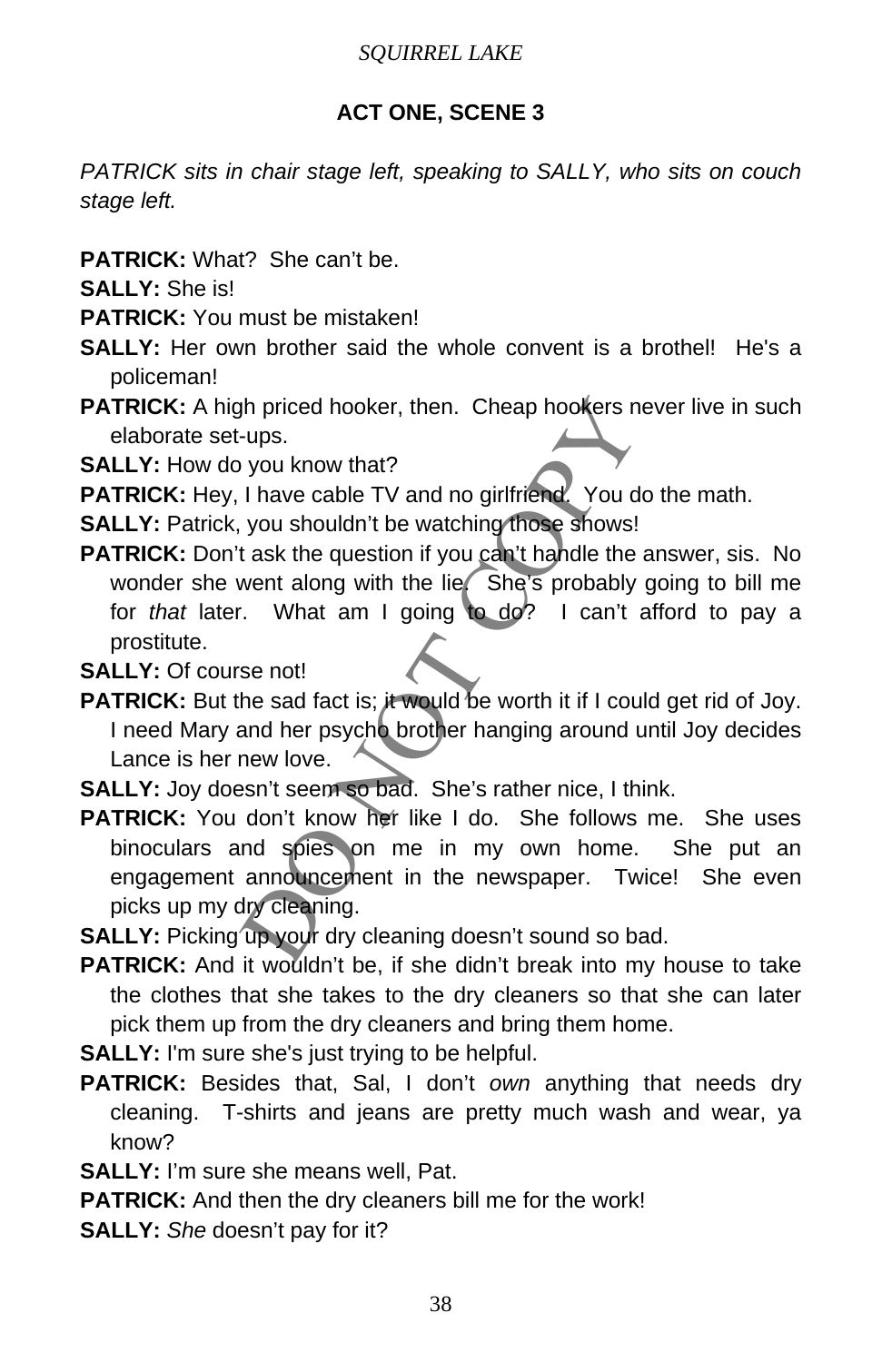## ACT ONE, SCENE 3

*PATRICK sits in chair stage left, speaking to SALLY, who sits on couch stage left.*

**PATRICK:** What? She can't be.

**SALLY:** She is!

**PATRICK:** You must be mistaken!

**SALLY:** Her own brother said the whole convent is a brothel! He's a policeman!

**PATRICK:** A high priced hooker, then. Cheap hookers never live in such elaborate set-ups.

**SALLY:** How do you know that?

**PATRICK:** Hey, I have cable TV and no girlfriend. You do the math.

**SALLY:** Patrick, you shouldn't be watching those shows!

**PATRICK:** Don't ask the question if you can't handle the answer, sis. No wonder she went along with the lie. She's probably going to bill me for *that* later. What am I going to do? I can't afford to pay a prostitute.

**SALLY:** Of course not!

**PATRICK:** But the sad fact is; it would be worth it if I could get rid of Joy. I need Mary and her psycho brother hanging around until Joy decides Lance is her new love.

**SALLY:** Joy doesn't seem so bad. She's rather nice, I think.

**PATRICK:** You don't know her like I do. She follows me. She uses binoculars and spies on me in my own home. She put an engagement announcement in the newspaper. Twice! She even picks up my dry cleaning.

**SALLY:** Picking up your dry cleaning doesn't sound so bad.

**PATRICK:** And it wouldn't be, if she didn't break into my house to take the clothes that she takes to the dry cleaners so that she can later pick them up from the dry cleaners and bring them home.

**SALLY:** I'm sure she's just trying to be helpful.

**PATRICK:** Besides that, Sal, I don't *own* anything that needs dry cleaning. T-shirts and jeans are pretty much wash and wear, ya know?

**SALLY:** I'm sure she means well, Pat.

**PATRICK:** And then the dry cleaners bill me for the work!

**SALLY:** *She* doesn't pay for it?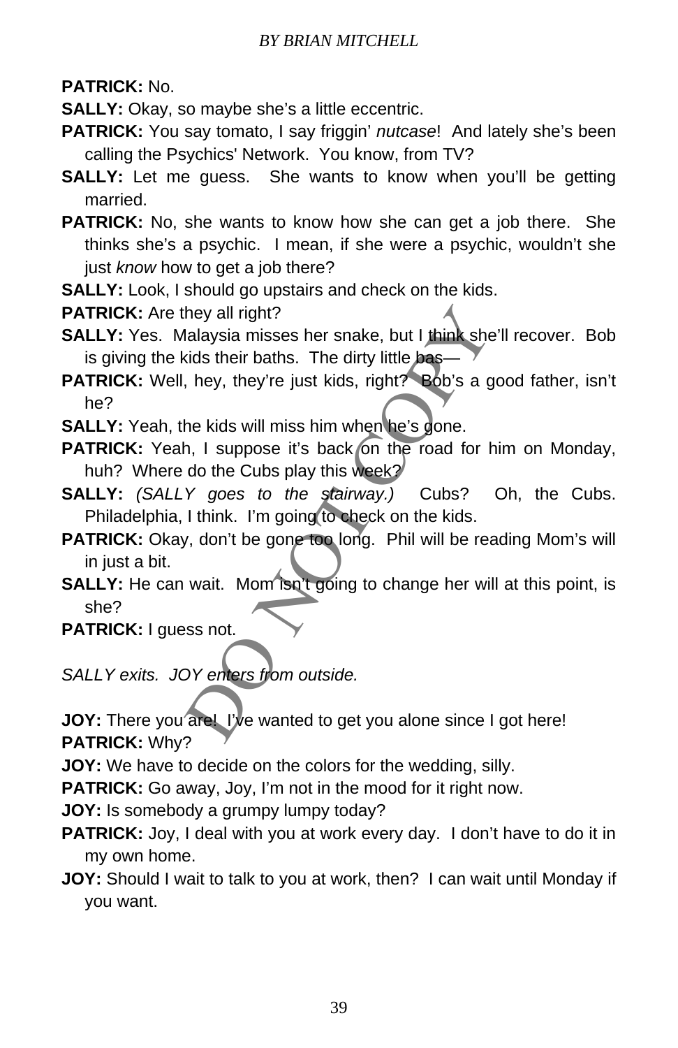**PATRICK:** No.

**SALLY:** Okay, so maybe she's a little eccentric.

**PATRICK:** You say tomato, I say friggin' *nutcase*! And lately she's been calling the Psychics' Network. You know, from TV?

**SALLY:** Let me guess. She wants to know when you'll be getting married.

**PATRICK:** No, she wants to know how she can get a job there. She thinks she's a psychic. I mean, if she were a psychic, wouldn't she just *know* how to get a job there?

**SALLY:** Look, I should go upstairs and check on the kids.

**PATRICK:** Are they all right?

**SALLY:** Yes. Malaysia misses her snake, but I think she'll recover. Bob is giving the kids their baths. The dirty little bas—

**PATRICK:** Well, hey, they're just kids, right? Bob's a good father, isn't he?

**SALLY:** Yeah, the kids will miss him when he's gone.

**PATRICK:** Yeah, I suppose it's back on the road for him on Monday, huh? Where do the Cubs play this week?

**SALLY:** *(SALLY goes to the stairway.)* Cubs? Oh, the Cubs. Philadelphia, I think. I'm going to check on the kids.

**PATRICK:** Okay, don't be gone too long. Phil will be reading Mom's will in just a bit.

**SALLY:** He can wait. Mom isn't going to change her will at this point, is she?

**PATRICK:** I guess not.

*SALLY exits. JOY enters from outside.*

**JOY:** There you are! I've wanted to get you alone since I got here!

**PATRICK:** Why?

**JOY:** We have to decide on the colors for the wedding, silly.

**PATRICK:** Go away, Joy, I'm not in the mood for it right now.

**JOY:** Is somebody a grumpy lumpy today?

**PATRICK:** Joy, I deal with you at work every day. I don't have to do it in my own home.

**JOY:** Should I wait to talk to you at work, then? I can wait until Monday if you want.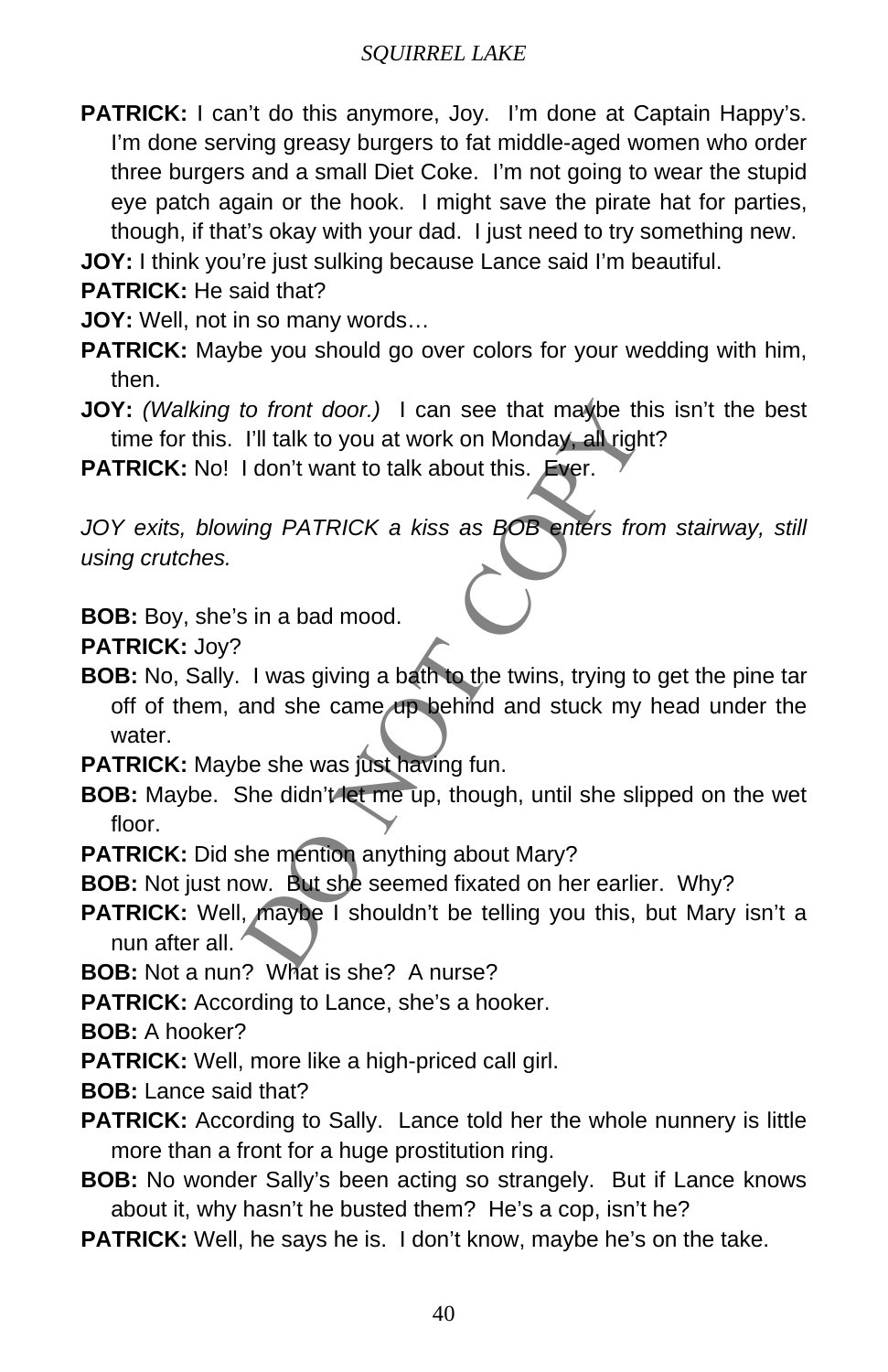**PATRICK:** I can't do this anymore, Joy. I'm done at Captain Happy's. I'm done serving greasy burgers to fat middle-aged women who order three burgers and a small Diet Coke. I'm not going to wear the stupid eye patch again or the hook. I might save the pirate hat for parties, though, if that's okay with your dad. I just need to try something new.

**JOY:** I think you're just sulking because Lance said I'm beautiful.

**PATRICK:** He said that?

**JOY:** Well, not in so many words…

**PATRICK:** Maybe you should go over colors for your wedding with him, then.

**JOY:** *(Walking to front door.)* I can see that maybe this isn't the best time for this. I'll talk to you at work on Monday, all right?

**PATRICK:** No! I don't want to talk about this. Ever.

*JOY exits, blowing PATRICK a kiss as BOB enters from stairway, still using crutches.*

**BOB:** Boy, she's in a bad mood.

**PATRICK:** Joy?

**BOB:** No, Sally. I was giving a bath to the twins, trying to get the pine tar off of them, and she came up behind and stuck my head under the water.

**PATRICK:** Maybe she was just having fun.

**BOB:** Maybe. She didn't let me up, though, until she slipped on the wet floor.

**PATRICK:** Did she mention anything about Mary?

**BOB:** Not just now. But she seemed fixated on her earlier. Why?

**PATRICK:** Well, maybe I shouldn't be telling you this, but Mary isn't a nun after all.

**BOB:** Not a nun? What is she? A nurse?

**PATRICK:** According to Lance, she's a hooker.

**BOB:** A hooker?

**PATRICK:** Well, more like a high-priced call girl.

**BOB:** Lance said that?

**PATRICK:** According to Sally. Lance told her the whole nunnery is little more than a front for a huge prostitution ring.

**BOB:** No wonder Sally's been acting so strangely. But if Lance knows about it, why hasn't he busted them? He's a cop, isn't he?

**PATRICK:** Well, he says he is. I don't know, maybe he's on the take.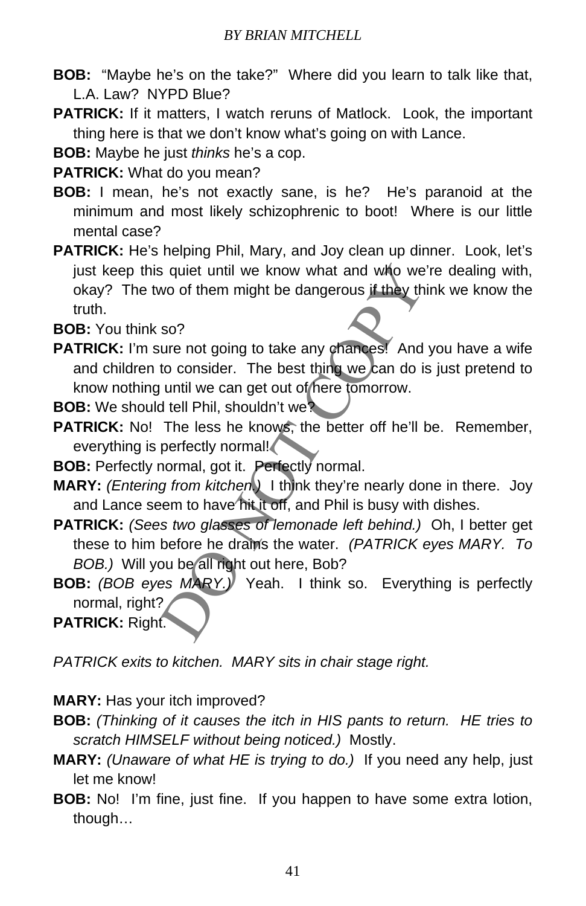**BOB:** "Maybe he's on the take?" Where did you learn to talk like that, L.A. Law? NYPD Blue?

**PATRICK:** If it matters, I watch reruns of Matlock. Look, the important thing here is that we don't know what's going on with Lance.

**BOB:** Maybe he just *thinks* he's a cop.

**PATRICK:** What do you mean?

**BOB:** I mean, he's not exactly sane, is he? He's paranoid at the minimum and most likely schizophrenic to boot! Where is our little mental case?

**PATRICK:** He's helping Phil, Mary, and Joy clean up dinner. Look, let's just keep this quiet until we know what and who we're dealing with, okay? The two of them might be dangerous if they think we know the truth.

**BOB:** You think so?

**PATRICK:** I'm sure not going to take any chances! And you have a wife and children to consider. The best thing we can do is just pretend to know nothing until we can get out of here tomorrow.

**BOB:** We should tell Phil, shouldn't we?

**PATRICK:** No! The less he knows, the better off he'll be. Remember, everything is perfectly normal!

**BOB:** Perfectly normal, got it. Perfectly normal.

**MARY:** *(Entering from kitchen.)* I think they're nearly done in there. Joy and Lance seem to have hit it off, and Phil is busy with dishes.

**PATRICK:** *(Sees two glasses of lemonade left behind.)* Oh, I better get these to him before he drains the water. *(PATRICK eyes MARY. To BOB.)* Will you be all right out here, Bob?

**BOB:** *(BOB eyes MARY.)* Yeah. I think so. Everything is perfectly normal, right?

**PATRICK:** Right.

*PATRICK exits to kitchen. MARY sits in chair stage right.*

**MARY:** Has your itch improved?

**BOB:** *(Thinking of it causes the itch in HIS pants to return. HE tries to scratch HIMSELF without being noticed.)* Mostly.

**MARY:** *(Unaware of what HE is trying to do.)* If you need any help, just let me know!

**BOB:** No! I'm fine, just fine. If you happen to have some extra lotion, though…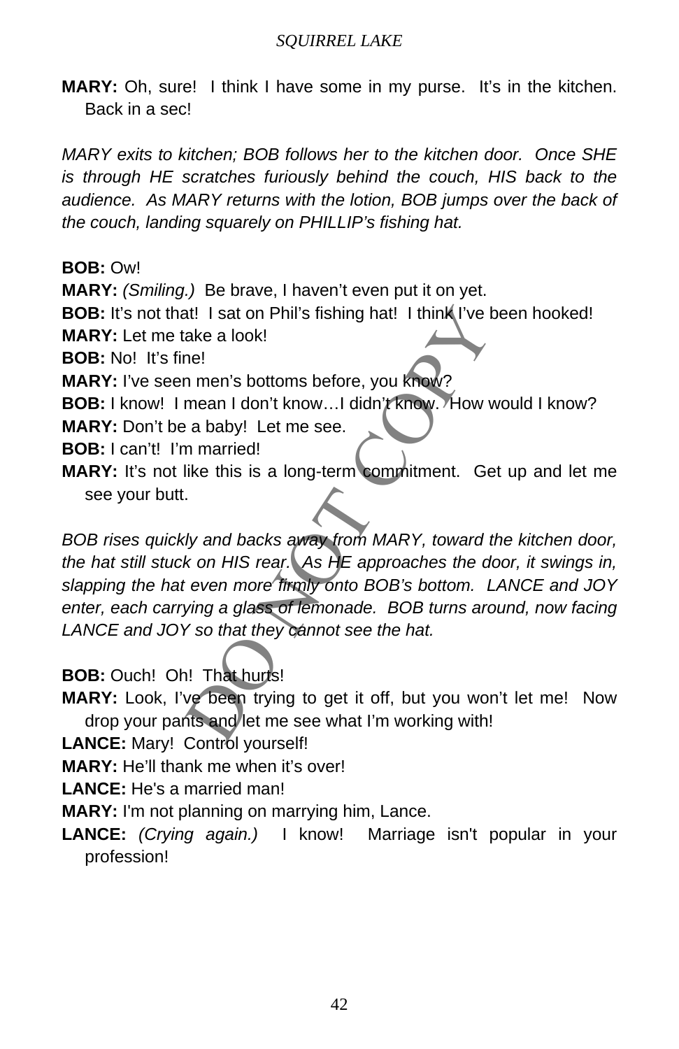**MARY:** Oh, sure! I think I have some in my purse. It's in the kitchen. Back in a sec!

*MARY exits to kitchen; BOB follows her to the kitchen door. Once SHE is through HE scratches furiously behind the couch, HIS back to the audience. As MARY returns with the lotion, BOB jumps over the back of the couch, landing squarely on PHILLIP's fishing hat.*

**BOB:** Ow!
**MARY:** *(Smiling.)* Be brave, I haven't even put it on yet.
**BOB:** It's not that! I sat on Phil's fishing hat! I think I've been hooked!
**MARY:** Let me take a look!
**BOB:** No! It's fine!
**MARY:** I've seen men's bottoms before, you know?
**BOB:** I know! I mean I don't know…I didn't know. How would I know?
**MARY:** Don't be a baby! Let me see.
**BOB:** I can't! I'm married!
**MARY:** It's not like this is a long-term commitment. Get up and let me see your butt.

*BOB rises quickly and backs away from MARY, toward the kitchen door, the hat still stuck on HIS rear. As HE approaches the door, it swings in, slapping the hat even more firmly onto BOB's bottom. LANCE and JOY enter, each carrying a glass of lemonade. BOB turns around, now facing LANCE and JOY so that they cannot see the hat.*

**BOB:** Ouch! Oh! That hurts!
**MARY:** Look, I've been trying to get it off, but you won't let me! Now drop your pants and let me see what I'm working with!
**LANCE:** Mary! Control yourself!
**MARY:** He'll thank me when it's over!
**LANCE:** He's a married man!
**MARY:** I'm not planning on marrying him, Lance.
**LANCE:** *(Crying again.)* I know! Marriage isn't popular in your profession!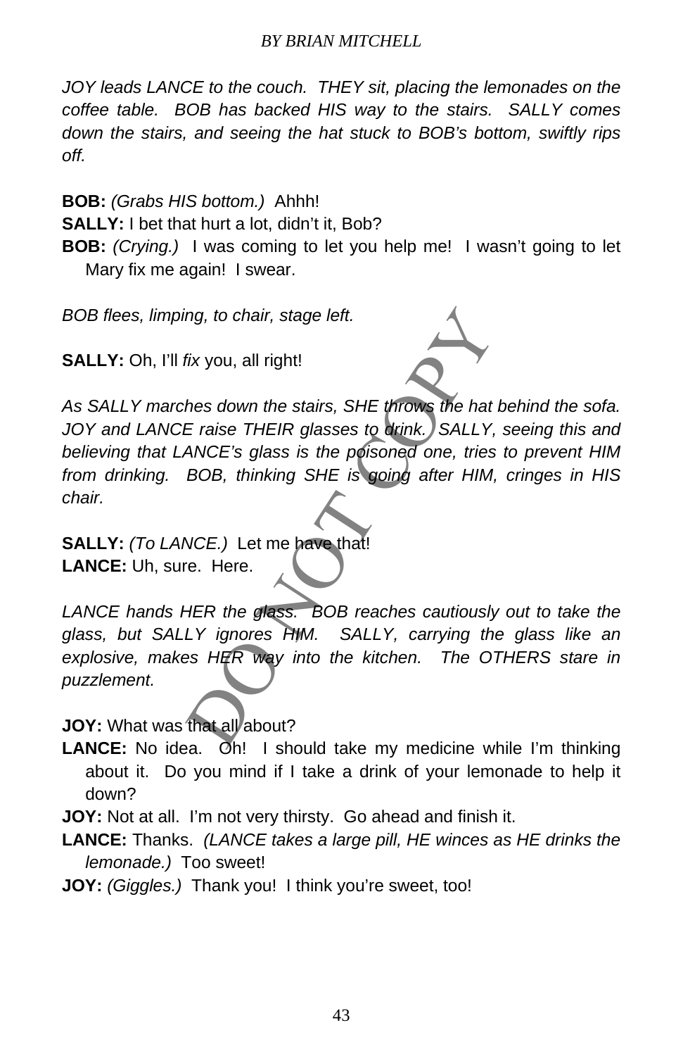*JOY leads LANCE to the couch. THEY sit, placing the lemonades on the coffee table. BOB has backed HIS way to the stairs. SALLY comes down the stairs, and seeing the hat stuck to BOB's bottom, swiftly rips off.*

**BOB:** *(Grabs HIS bottom.)* Ahhh!

**SALLY:** I bet that hurt a lot, didn't it, Bob?

**BOB:** *(Crying.)* I was coming to let you help me! I wasn't going to let Mary fix me again! I swear.

*BOB flees, limping, to chair, stage left.*

**SALLY:** Oh, I'll *fix* you, all right!

*As SALLY marches down the stairs, SHE throws the hat behind the sofa. JOY and LANCE raise THEIR glasses to drink. SALLY, seeing this and believing that LANCE's glass is the poisoned one, tries to prevent HIM from drinking. BOB, thinking SHE is going after HIM, cringes in HIS chair.*

**SALLY:** *(To LANCE.)* Let me have that!

**LANCE:** Uh, sure. Here.

*LANCE hands HER the glass. BOB reaches cautiously out to take the glass, but SALLY ignores HIM. SALLY, carrying the glass like an explosive, makes HER way into the kitchen. The OTHERS stare in puzzlement.*

**JOY:** What was that all about?

**LANCE:** No idea. Oh! I should take my medicine while I'm thinking about it. Do you mind if I take a drink of your lemonade to help it down?

**JOY:** Not at all. I'm not very thirsty. Go ahead and finish it.

**LANCE:** Thanks. *(LANCE takes a large pill, HE winces as HE drinks the lemonade.)* Too sweet!

**JOY:** *(Giggles.)* Thank you! I think you're sweet, too!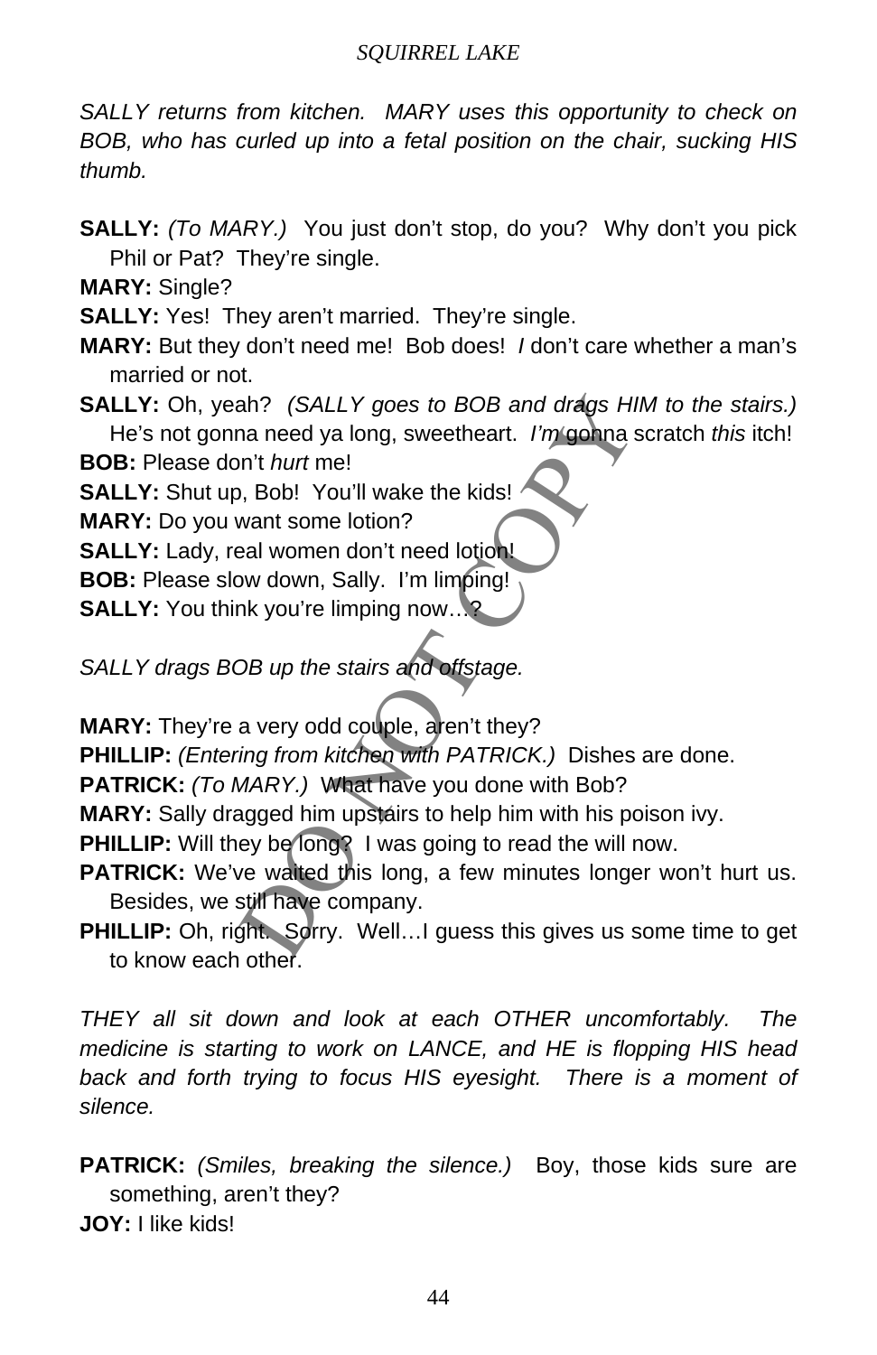*SALLY returns from kitchen. MARY uses this opportunity to check on BOB, who has curled up into a fetal position on the chair, sucking HIS thumb.*

**SALLY:** *(To MARY.)* You just don't stop, do you? Why don't you pick Phil or Pat? They're single.

**MARY:** Single?

**SALLY:** Yes! They aren't married. They're single.

**MARY:** But they don't need me! Bob does! *I* don't care whether a man's married or not.

**SALLY:** Oh, yeah? *(SALLY goes to BOB and drags HIM to the stairs.)* He's not gonna need ya long, sweetheart. *I'm* gonna scratch *this* itch!

**BOB:** Please don't *hurt* me!

**SALLY:** Shut up, Bob! You'll wake the kids!

**MARY:** Do you want some lotion?

**SALLY:** Lady, real women don't need lotion!

**BOB:** Please slow down, Sally. I'm limping!

**SALLY:** You think you're limping now…?

*SALLY drags BOB up the stairs and offstage.*

**MARY:** They're a very odd couple, aren't they?

**PHILLIP:** *(Entering from kitchen with PATRICK.)* Dishes are done.

**PATRICK:** *(To MARY.)* What have you done with Bob?

**MARY:** Sally dragged him upstairs to help him with his poison ivy.

**PHILLIP:** Will they be long? I was going to read the will now.

**PATRICK:** We've waited this long, a few minutes longer won't hurt us. Besides, we still have company.

**PHILLIP:** Oh, right. Sorry. Well…I guess this gives us some time to get to know each other.

*THEY all sit down and look at each OTHER uncomfortably. The medicine is starting to work on LANCE, and HE is flopping HIS head back and forth trying to focus HIS eyesight. There is a moment of silence.*

**PATRICK:** *(Smiles, breaking the silence.)* Boy, those kids sure are something, aren't they?

**JOY:** I like kids!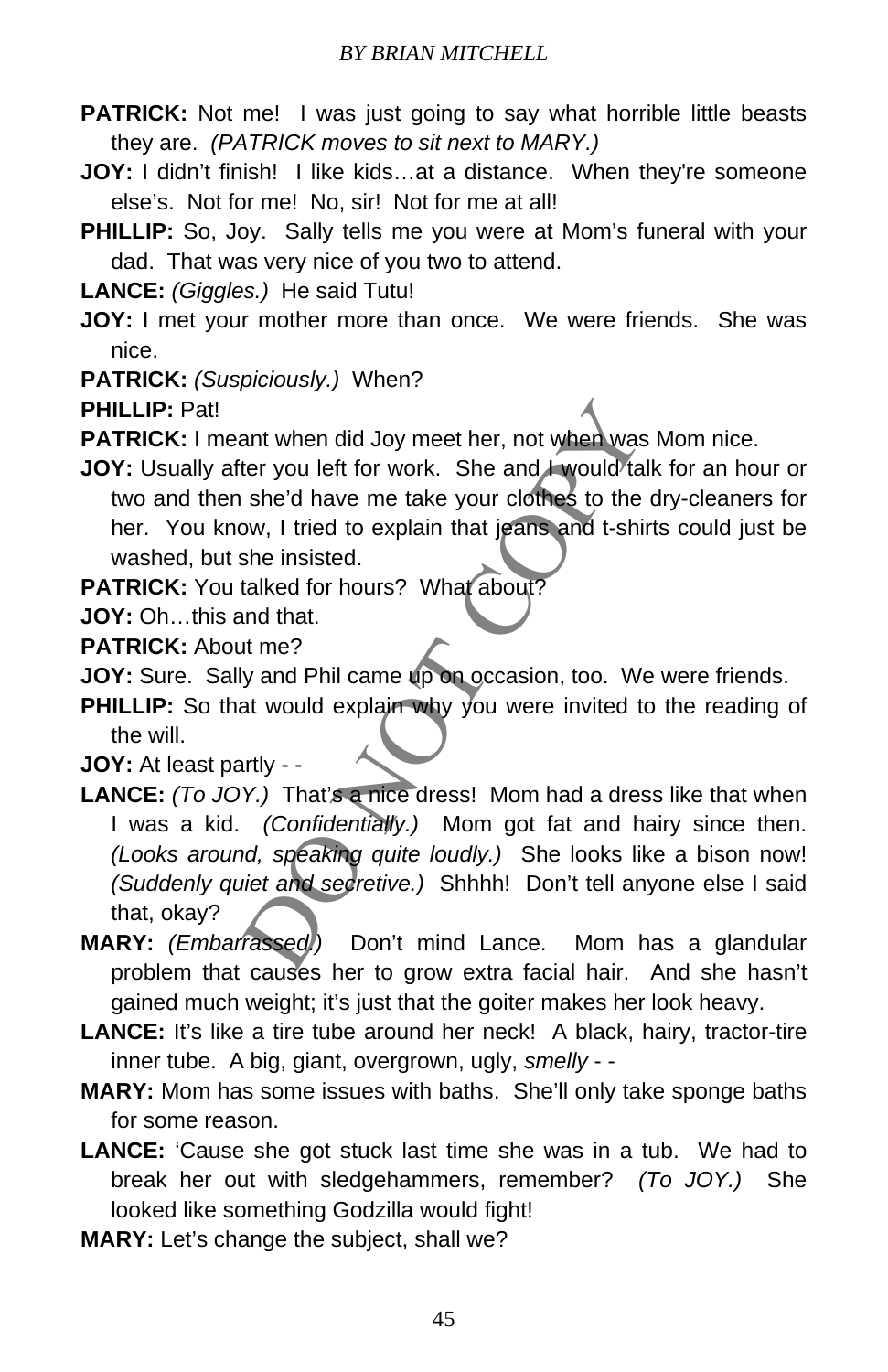**PATRICK:** Not me! I was just going to say what horrible little beasts they are. *(PATRICK moves to sit next to MARY.)*

**JOY:** I didn't finish! I like kids…at a distance. When they're someone else's. Not for me! No, sir! Not for me at all!

**PHILLIP:** So, Joy. Sally tells me you were at Mom's funeral with your dad. That was very nice of you two to attend.

**LANCE:** *(Giggles.)* He said Tutu!

**JOY:** I met your mother more than once. We were friends. She was nice.

**PATRICK:** *(Suspiciously.)* When?

**PHILLIP:** Pat!

**PATRICK:** I meant when did Joy meet her, not when was Mom nice.

**JOY:** Usually after you left for work. She and I would talk for an hour or two and then she'd have me take your clothes to the dry-cleaners for her. You know, I tried to explain that jeans and t-shirts could just be washed, but she insisted.

**PATRICK:** You talked for hours? What about?

**JOY:** Oh…this and that.

**PATRICK:** About me?

**JOY:** Sure. Sally and Phil came up on occasion, too. We were friends.

**PHILLIP:** So that would explain why you were invited to the reading of the will.

**JOY:** At least partly - -

**LANCE:** *(To JOY.)* That's a nice dress! Mom had a dress like that when I was a kid. *(Confidentially.)* Mom got fat and hairy since then. *(Looks around, speaking quite loudly.)* She looks like a bison now! *(Suddenly quiet and secretive.)* Shhhh! Don't tell anyone else I said that, okay?

**MARY:** *(Embarrassed.)* Don't mind Lance. Mom has a glandular problem that causes her to grow extra facial hair. And she hasn't gained much weight; it's just that the goiter makes her look heavy.

**LANCE:** It's like a tire tube around her neck! A black, hairy, tractor-tire inner tube. A big, giant, overgrown, ugly, *smelly* - -

**MARY:** Mom has some issues with baths. She'll only take sponge baths for some reason.

**LANCE:** 'Cause she got stuck last time she was in a tub. We had to break her out with sledgehammers, remember? *(To JOY.)* She looked like something Godzilla would fight!

**MARY:** Let's change the subject, shall we?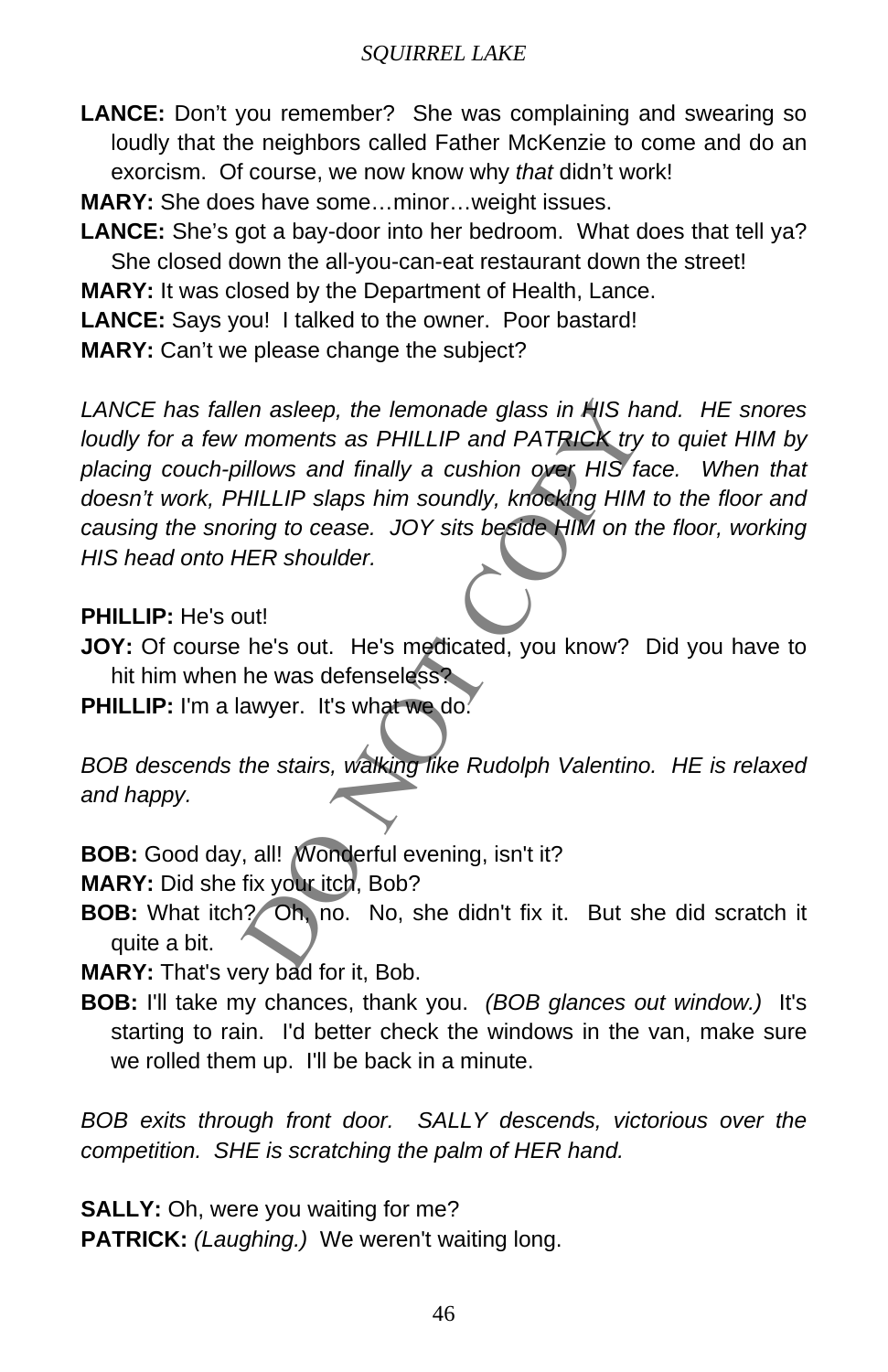**LANCE:** Don't you remember? She was complaining and swearing so loudly that the neighbors called Father McKenzie to come and do an exorcism. Of course, we now know why *that* didn't work!

**MARY:** She does have some…minor…weight issues.

**LANCE:** She's got a bay-door into her bedroom. What does that tell ya? She closed down the all-you-can-eat restaurant down the street!

**MARY:** It was closed by the Department of Health, Lance.

**LANCE:** Says you! I talked to the owner. Poor bastard!

**MARY:** Can't we please change the subject?

*LANCE has fallen asleep, the lemonade glass in HIS hand. HE snores loudly for a few moments as PHILLIP and PATRICK try to quiet HIM by placing couch-pillows and finally a cushion over HIS face. When that doesn't work, PHILLIP slaps him soundly, knocking HIM to the floor and causing the snoring to cease. JOY sits beside HIM on the floor, working HIS head onto HER shoulder.*

**PHILLIP:** He's out!

**JOY:** Of course he's out. He's medicated, you know? Did you have to hit him when he was defenseless?

**PHILLIP:** I'm a lawyer. It's what we do.

*BOB descends the stairs, walking like Rudolph Valentino. HE is relaxed and happy.*

**BOB:** Good day, all! Wonderful evening, isn't it?

**MARY:** Did she fix your itch, Bob?

**BOB:** What itch? Oh, no. No, she didn't fix it. But she did scratch it quite a bit.

**MARY:** That's very bad for it, Bob.

**BOB:** I'll take my chances, thank you. *(BOB glances out window.)* It's starting to rain. I'd better check the windows in the van, make sure we rolled them up. I'll be back in a minute.

*BOB exits through front door. SALLY descends, victorious over the competition. SHE is scratching the palm of HER hand.*

**SALLY:** Oh, were you waiting for me?

**PATRICK:** *(Laughing.)* We weren't waiting long.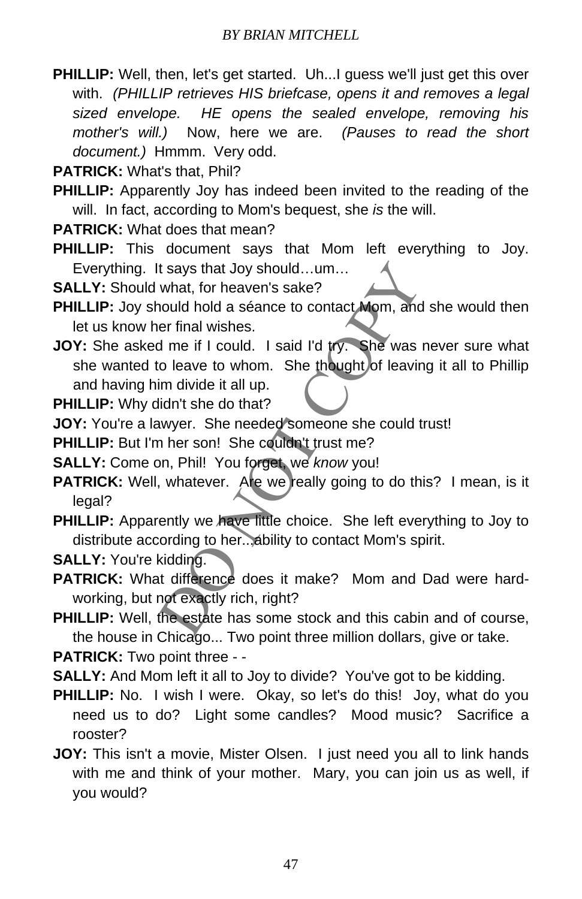**PHILLIP:** Well, then, let's get started. Uh...I guess we'll just get this over with. *(PHILLIP retrieves HIS briefcase, opens it and removes a legal sized envelope. HE opens the sealed envelope, removing his mother's will.)* Now, here we are. *(Pauses to read the short document.)* Hmmm. Very odd.

**PATRICK:** What's that, Phil?

**PHILLIP:** Apparently Joy has indeed been invited to the reading of the will. In fact, according to Mom's bequest, she *is* the will.

**PATRICK:** What does that mean?

**PHILLIP:** This document says that Mom left everything to Joy. Everything. It says that Joy should…um…

**SALLY:** Should what, for heaven's sake?

**PHILLIP:** Joy should hold a séance to contact Mom, and she would then let us know her final wishes.

**JOY:** She asked me if I could. I said I'd try. She was never sure what she wanted to leave to whom. She thought of leaving it all to Phillip and having him divide it all up.

**PHILLIP:** Why didn't she do that?

**JOY:** You're a lawyer. She needed someone she could trust!

**PHILLIP:** But I'm her son! She couldn't trust me?

**SALLY:** Come on, Phil! You forget, we *know* you!

**PATRICK:** Well, whatever. Are we really going to do this? I mean, is it legal?

**PHILLIP:** Apparently we have little choice. She left everything to Joy to distribute according to her...ability to contact Mom's spirit.

**SALLY:** You're kidding.

**PATRICK:** What difference does it make? Mom and Dad were hard-working, but not exactly rich, right?

**PHILLIP:** Well, the estate has some stock and this cabin and of course, the house in Chicago... Two point three million dollars, give or take.

**PATRICK:** Two point three - -

**SALLY:** And Mom left it all to Joy to divide? You've got to be kidding.

**PHILLIP:** No. I wish I were. Okay, so let's do this! Joy, what do you need us to do? Light some candles? Mood music? Sacrifice a rooster?

**JOY:** This isn't a movie, Mister Olsen. I just need you all to link hands with me and think of your mother. Mary, you can join us as well, if you would?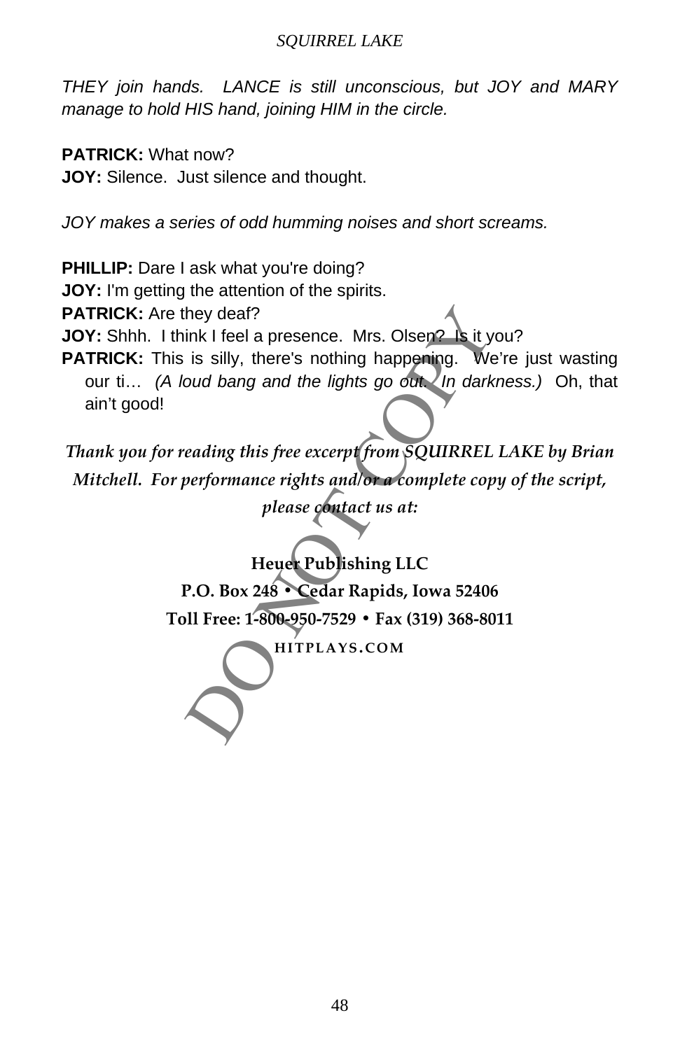*THEY join hands. LANCE is still unconscious, but JOY and MARY manage to hold HIS hand, joining HIM in the circle.*

**PATRICK:** What now?
**JOY:** Silence. Just silence and thought.

*JOY makes a series of odd humming noises and short screams.*

**PHILLIP:** Dare I ask what you're doing?
**JOY:** I'm getting the attention of the spirits.
**PATRICK:** Are they deaf?
**JOY:** Shhh. I think I feel a presence. Mrs. Olsen? Is it you?
**PATRICK:** This is silly, there's nothing happening. We're just wasting our ti… *(A loud bang and the lights go out. In darkness.)* Oh, that ain't good!

*Thank you for reading this free excerpt from SQUIRREL LAKE by Brian Mitchell. For performance rights and/or a complete copy of the script, please contact us at:*

**Heuer Publishing LLC**
**P.O. Box 248 • Cedar Rapids, Iowa 52406**
**Toll Free: 1-800-950-7529 • Fax (319) 368-8011**
**HITPLAYS.COM**

DO NOT COPY